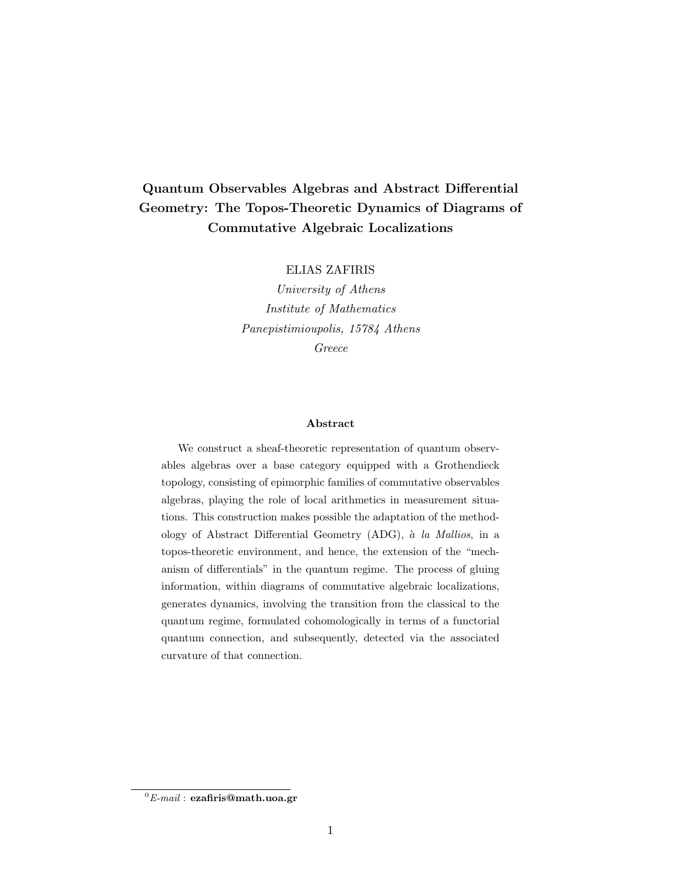# Quantum Observables Algebras and Abstract Differential Geometry: The Topos-Theoretic Dynamics of Diagrams of Commutative Algebraic Localizations

ELIAS ZAFIRIS

*University of Athens*
*Institute of Mathematics*
*Panepistimioupolis, 15784 Athens*
*Greece*

## Abstract

We construct a sheaf-theoretic representation of quantum observables algebras over a base category equipped with a Grothendieck topology, consisting of epimorphic families of commutative observables algebras, playing the role of local arithmetics in measurement situations. This construction makes possible the adaptation of the methodology of Abstract Differential Geometry (ADG), *à la Mallios*, in a topos-theoretic environment, and hence, the extension of the "mechanism of differentials" in the quantum regime. The process of gluing information, within diagrams of commutative algebraic localizations, generates dynamics, involving the transition from the classical to the quantum regime, formulated cohomologically in terms of a functorial quantum connection, and subsequently, detected via the associated curvature of that connection.

---

[0] *E-mail* : **ezafiris@math.uoa.gr**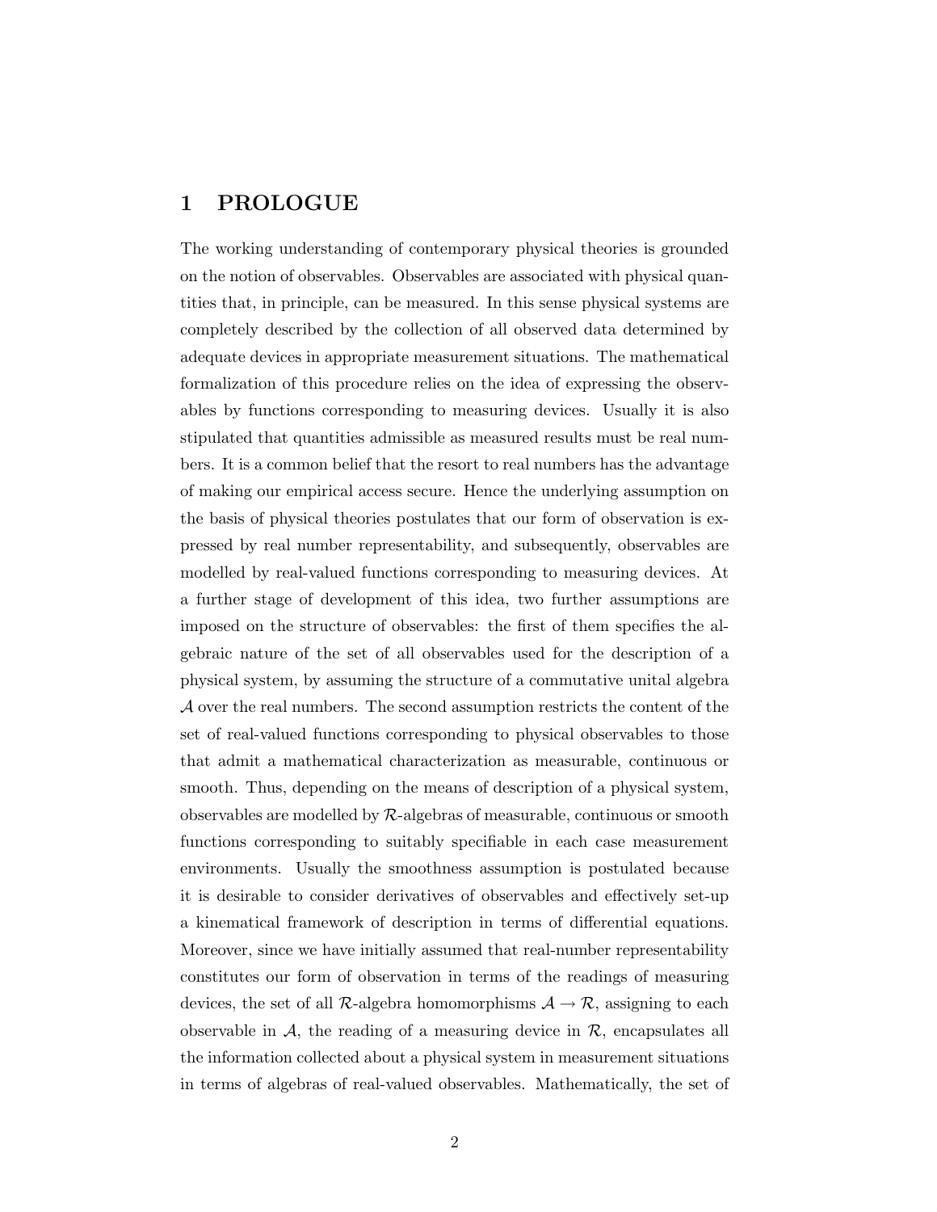# 1 PROLOGUE

The working understanding of contemporary physical theories is grounded on the notion of observables. Observables are associated with physical quantities that, in principle, can be measured. In this sense physical systems are completely described by the collection of all observed data determined by adequate devices in appropriate measurement situations. The mathematical formalization of this procedure relies on the idea of expressing the observables by functions corresponding to measuring devices. Usually it is also stipulated that quantities admissible as measured results must be real numbers. It is a common belief that the resort to real numbers has the advantage of making our empirical access secure. Hence the underlying assumption on the basis of physical theories postulates that our form of observation is expressed by real number representability, and subsequently, observables are modelled by real-valued functions corresponding to measuring devices. At a further stage of development of this idea, two further assumptions are imposed on the structure of observables: the first of them specifies the algebraic nature of the set of all observables used for the description of a physical system, by assuming the structure of a commutative unital algebra $\mathcal{A}$ over the real numbers. The second assumption restricts the content of the set of real-valued functions corresponding to physical observables to those that admit a mathematical characterization as measurable, continuous or smooth. Thus, depending on the means of description of a physical system, observables are modelled by $\mathcal{R}$-algebras of measurable, continuous or smooth functions corresponding to suitably specifiable in each case measurement environments. Usually the smoothness assumption is postulated because it is desirable to consider derivatives of observables and effectively set-up a kinematical framework of description in terms of differential equations. Moreover, since we have initially assumed that real-number representability constitutes our form of observation in terms of the readings of measuring devices, the set of all $\mathcal{R}$-algebra homomorphisms $\mathcal{A} \to \mathcal{R}$, assigning to each observable in $\mathcal{A}$, the reading of a measuring device in $\mathcal{R}$, encapsulates all the information collected about a physical system in measurement situations in terms of algebras of real-valued observables. Mathematically, the set of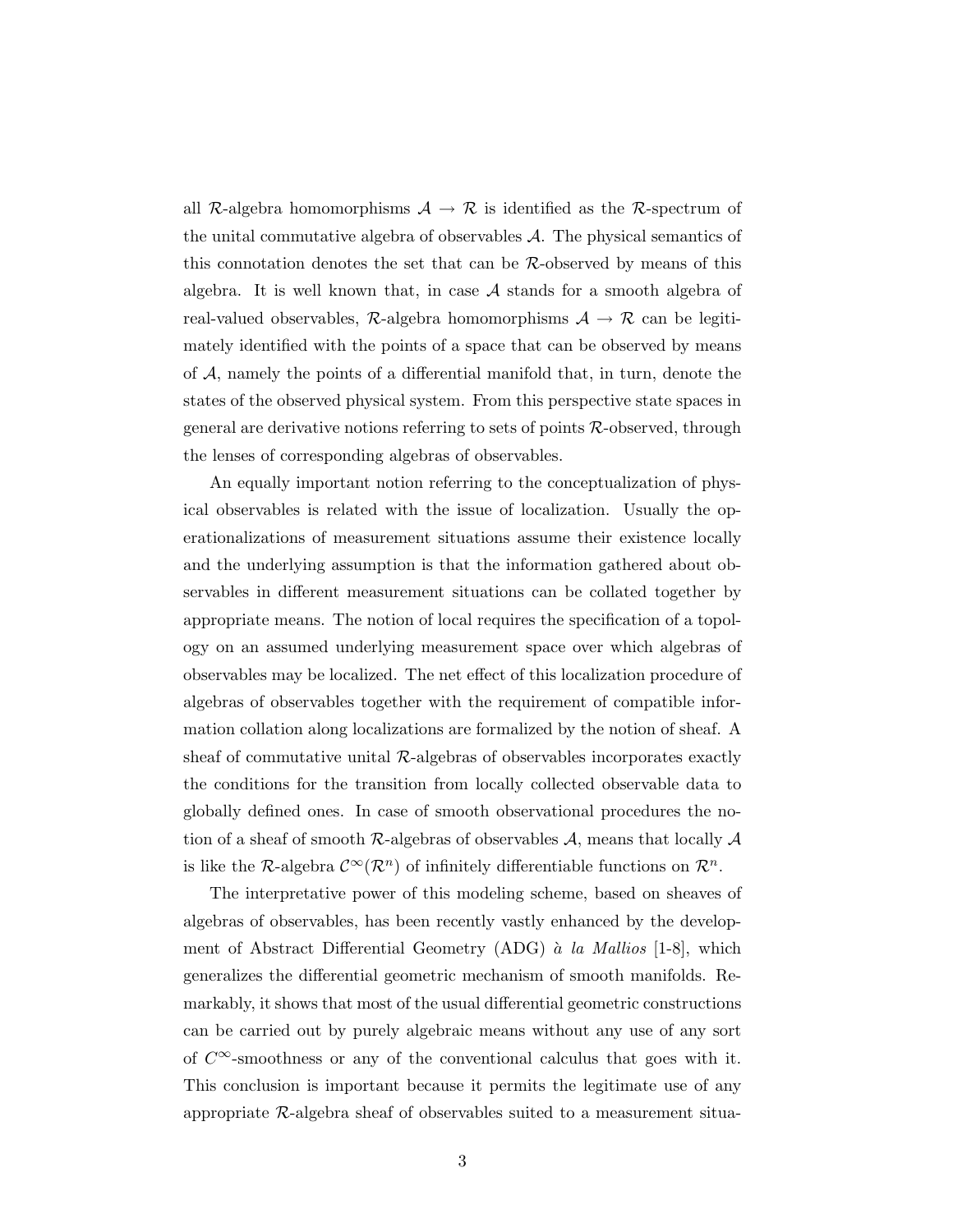all $\mathcal{R}$-algebra homomorphisms $\mathcal{A} \to \mathcal{R}$ is identified as the $\mathcal{R}$-spectrum of the unital commutative algebra of observables $\mathcal{A}$. The physical semantics of this connotation denotes the set that can be $\mathcal{R}$-observed by means of this algebra. It is well known that, in case $\mathcal{A}$ stands for a smooth algebra of real-valued observables, $\mathcal{R}$-algebra homomorphisms $\mathcal{A} \to \mathcal{R}$ can be legitimately identified with the points of a space that can be observed by means of $\mathcal{A}$, namely the points of a differential manifold that, in turn, denote the states of the observed physical system. From this perspective state spaces in general are derivative notions referring to sets of points $\mathcal{R}$-observed, through the lenses of corresponding algebras of observables.

An equally important notion referring to the conceptualization of physical observables is related with the issue of localization. Usually the operationalizations of measurement situations assume their existence locally and the underlying assumption is that the information gathered about observables in different measurement situations can be collated together by appropriate means. The notion of local requires the specification of a topology on an assumed underlying measurement space over which algebras of observables may be localized. The net effect of this localization procedure of algebras of observables together with the requirement of compatible information collation along localizations are formalized by the notion of sheaf. A sheaf of commutative unital $\mathcal{R}$-algebras of observables incorporates exactly the conditions for the transition from locally collected observable data to globally defined ones. In case of smooth observational procedures the notion of a sheaf of smooth $\mathcal{R}$-algebras of observables $\mathcal{A}$, means that locally $\mathcal{A}$ is like the $\mathcal{R}$-algebra $\mathcal{C}^{\infty}(\mathcal{R}^n)$ of infinitely differentiable functions on $\mathcal{R}^n$.

The interpretative power of this modeling scheme, based on sheaves of algebras of observables, has been recently vastly enhanced by the development of Abstract Differential Geometry (ADG) *à la Mallios* [1-8], which generalizes the differential geometric mechanism of smooth manifolds. Remarkably, it shows that most of the usual differential geometric constructions can be carried out by purely algebraic means without any use of any sort of $C^{\infty}$-smoothness or any of the conventional calculus that goes with it. This conclusion is important because it permits the legitimate use of any appropriate $\mathcal{R}$-algebra sheaf of observables suited to a measurement situa-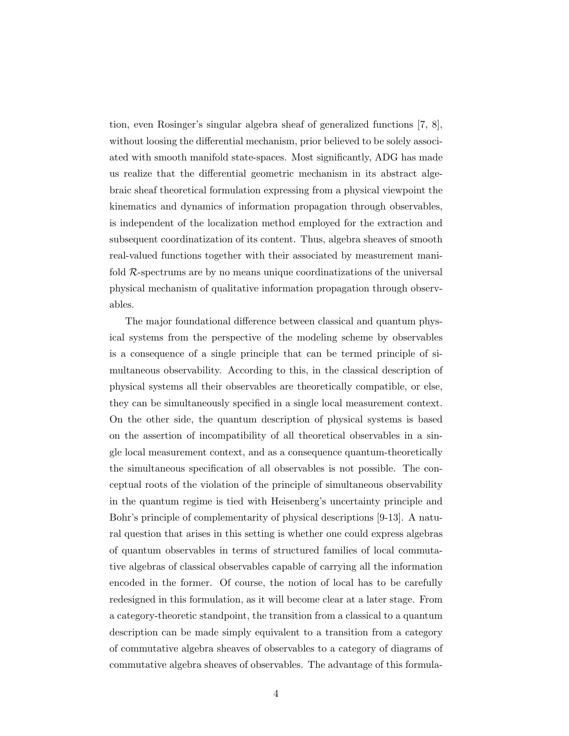tion, even Rosinger's singular algebra sheaf of generalized functions [7, 8], without loosing the differential mechanism, prior believed to be solely associated with smooth manifold state-spaces. Most significantly, ADG has made us realize that the differential geometric mechanism in its abstract algebraic sheaf theoretical formulation expressing from a physical viewpoint the kinematics and dynamics of information propagation through observables, is independent of the localization method employed for the extraction and subsequent coordinatization of its content. Thus, algebra sheaves of smooth real-valued functions together with their associated by measurement manifold $\mathcal{R}$-spectrums are by no means unique coordinatizations of the universal physical mechanism of qualitative information propagation through observables.

The major foundational difference between classical and quantum physical systems from the perspective of the modeling scheme by observables is a consequence of a single principle that can be termed principle of simultaneous observability. According to this, in the classical description of physical systems all their observables are theoretically compatible, or else, they can be simultaneously specified in a single local measurement context. On the other side, the quantum description of physical systems is based on the assertion of incompatibility of all theoretical observables in a single local measurement context, and as a consequence quantum-theoretically the simultaneous specification of all observables is not possible. The conceptual roots of the violation of the principle of simultaneous observability in the quantum regime is tied with Heisenberg's uncertainty principle and Bohr's principle of complementarity of physical descriptions [9-13]. A natural question that arises in this setting is whether one could express algebras of quantum observables in terms of structured families of local commutative algebras of classical observables capable of carrying all the information encoded in the former. Of course, the notion of local has to be carefully redesigned in this formulation, as it will become clear at a later stage. From a category-theoretic standpoint, the transition from a classical to a quantum description can be made simply equivalent to a transition from a category of commutative algebra sheaves of observables to a category of diagrams of commutative algebra sheaves of observables. The advantage of this formula-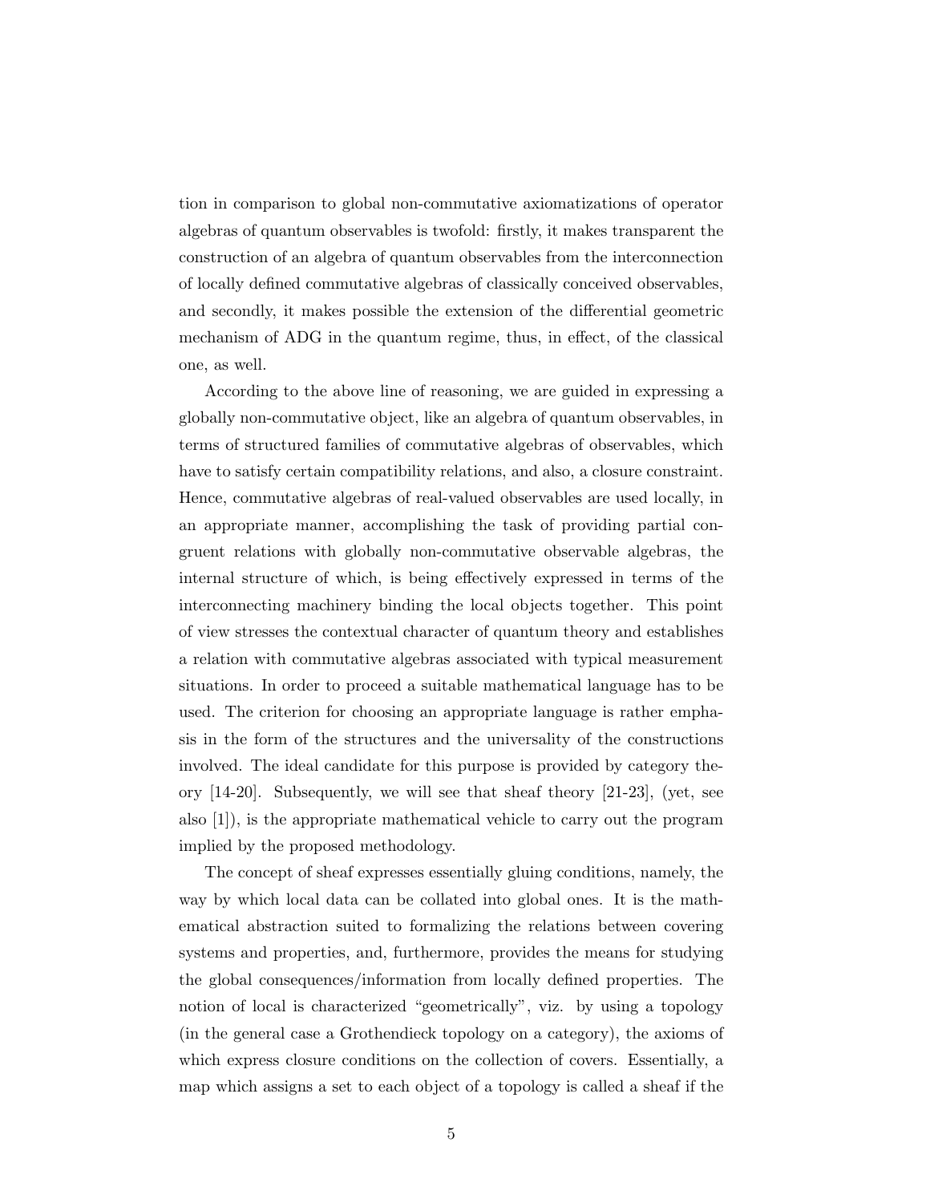tion in comparison to global non-commutative axiomatizations of operator algebras of quantum observables is twofold: firstly, it makes transparent the construction of an algebra of quantum observables from the interconnection of locally defined commutative algebras of classically conceived observables, and secondly, it makes possible the extension of the differential geometric mechanism of ADG in the quantum regime, thus, in effect, of the classical one, as well.

According to the above line of reasoning, we are guided in expressing a globally non-commutative object, like an algebra of quantum observables, in terms of structured families of commutative algebras of observables, which have to satisfy certain compatibility relations, and also, a closure constraint. Hence, commutative algebras of real-valued observables are used locally, in an appropriate manner, accomplishing the task of providing partial congruent relations with globally non-commutative observable algebras, the internal structure of which, is being effectively expressed in terms of the interconnecting machinery binding the local objects together. This point of view stresses the contextual character of quantum theory and establishes a relation with commutative algebras associated with typical measurement situations. In order to proceed a suitable mathematical language has to be used. The criterion for choosing an appropriate language is rather emphasis in the form of the structures and the universality of the constructions involved. The ideal candidate for this purpose is provided by category theory [14-20]. Subsequently, we will see that sheaf theory [21-23], (yet, see also [1]), is the appropriate mathematical vehicle to carry out the program implied by the proposed methodology.

The concept of sheaf expresses essentially gluing conditions, namely, the way by which local data can be collated into global ones. It is the mathematical abstraction suited to formalizing the relations between covering systems and properties, and, furthermore, provides the means for studying the global consequences/information from locally defined properties. The notion of local is characterized "geometrically", viz. by using a topology (in the general case a Grothendieck topology on a category), the axioms of which express closure conditions on the collection of covers. Essentially, a map which assigns a set to each object of a topology is called a sheaf if the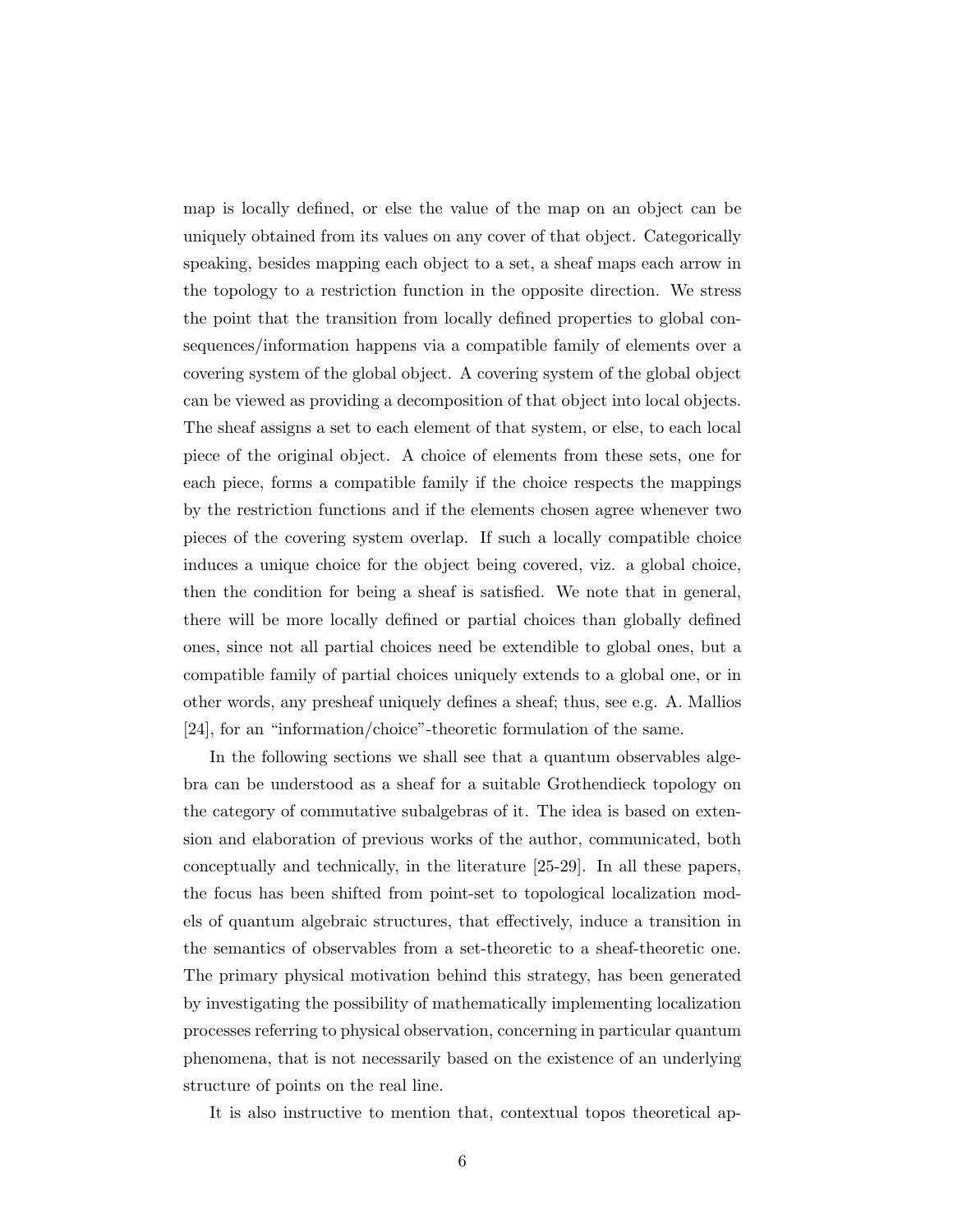map is locally defined, or else the value of the map on an object can be uniquely obtained from its values on any cover of that object. Categorically speaking, besides mapping each object to a set, a sheaf maps each arrow in the topology to a restriction function in the opposite direction. We stress the point that the transition from locally defined properties to global consequences/information happens via a compatible family of elements over a covering system of the global object. A covering system of the global object can be viewed as providing a decomposition of that object into local objects. The sheaf assigns a set to each element of that system, or else, to each local piece of the original object. A choice of elements from these sets, one for each piece, forms a compatible family if the choice respects the mappings by the restriction functions and if the elements chosen agree whenever two pieces of the covering system overlap. If such a locally compatible choice induces a unique choice for the object being covered, viz. a global choice, then the condition for being a sheaf is satisfied. We note that in general, there will be more locally defined or partial choices than globally defined ones, since not all partial choices need be extendible to global ones, but a compatible family of partial choices uniquely extends to a global one, or in other words, any presheaf uniquely defines a sheaf; thus, see e.g. A. Mallios [24], for an "information/choice"-theoretic formulation of the same.

In the following sections we shall see that a quantum observables algebra can be understood as a sheaf for a suitable Grothendieck topology on the category of commutative subalgebras of it. The idea is based on extension and elaboration of previous works of the author, communicated, both conceptually and technically, in the literature [25-29]. In all these papers, the focus has been shifted from point-set to topological localization models of quantum algebraic structures, that effectively, induce a transition in the semantics of observables from a set-theoretic to a sheaf-theoretic one. The primary physical motivation behind this strategy, has been generated by investigating the possibility of mathematically implementing localization processes referring to physical observation, concerning in particular quantum phenomena, that is not necessarily based on the existence of an underlying structure of points on the real line.

It is also instructive to mention that, contextual topos theoretical ap-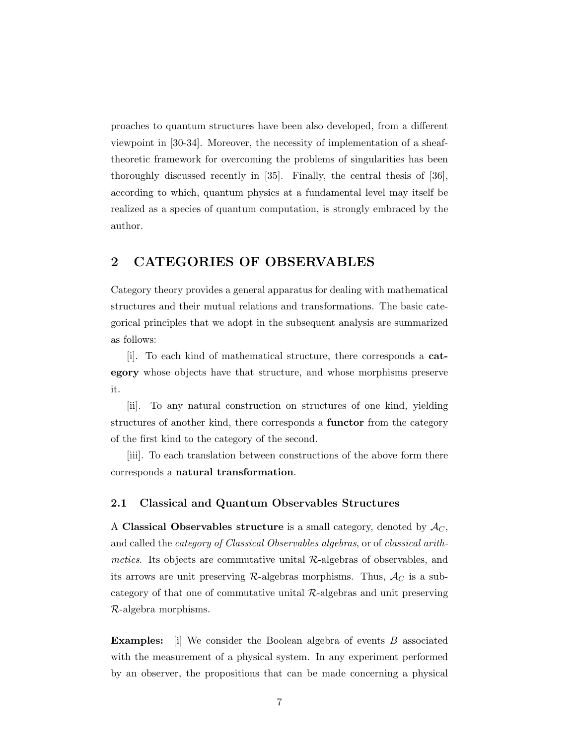proaches to quantum structures have been also developed, from a different viewpoint in [30-34]. Moreover, the necessity of implementation of a sheaf-theoretic framework for overcoming the problems of singularities has been thoroughly discussed recently in [35]. Finally, the central thesis of [36], according to which, quantum physics at a fundamental level may itself be realized as a species of quantum computation, is strongly embraced by the author.

## 2 CATEGORIES OF OBSERVABLES

Category theory provides a general apparatus for dealing with mathematical structures and their mutual relations and transformations. The basic categorical principles that we adopt in the subsequent analysis are summarized as follows:

[i]. To each kind of mathematical structure, there corresponds a **category** whose objects have that structure, and whose morphisms preserve it.

[ii]. To any natural construction on structures of one kind, yielding structures of another kind, there corresponds a **functor** from the category of the first kind to the category of the second.

[iii]. To each translation between constructions of the above form there corresponds a **natural transformation**.

### 2.1 Classical and Quantum Observables Structures

A **Classical Observables structure** is a small category, denoted by $\mathcal{A}_C$, and called the *category of Classical Observables algebras*, or of *classical arithmetics*. Its objects are commutative unital $\mathcal{R}$-algebras of observables, and its arrows are unit preserving $\mathcal{R}$-algebras morphisms. Thus, $\mathcal{A}_C$ is a subcategory of that one of commutative unital $\mathcal{R}$-algebras and unit preserving $\mathcal{R}$-algebra morphisms.

**Examples:** [i] We consider the Boolean algebra of events $B$ associated with the measurement of a physical system. In any experiment performed by an observer, the propositions that can be made concerning a physical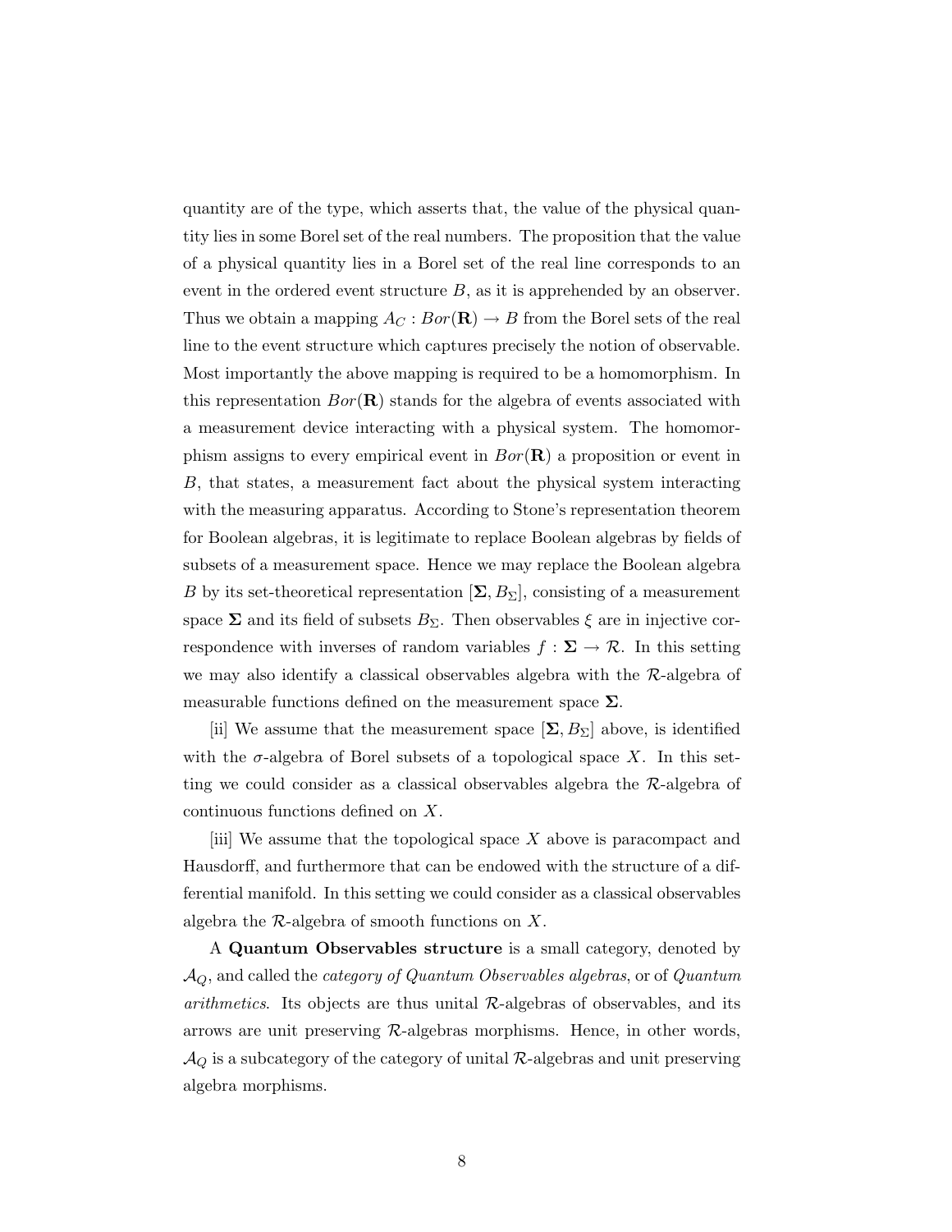quantity are of the type, which asserts that, the value of the physical quantity lies in some Borel set of the real numbers. The proposition that the value of a physical quantity lies in a Borel set of the real line corresponds to an event in the ordered event structure $B$, as it is apprehended by an observer. Thus we obtain a mapping $A_C : Bor(\mathbf{R}) \to B$ from the Borel sets of the real line to the event structure which captures precisely the notion of observable. Most importantly the above mapping is required to be a homomorphism. In this representation $Bor(\mathbf{R})$ stands for the algebra of events associated with a measurement device interacting with a physical system. The homomorphism assigns to every empirical event in $Bor(\mathbf{R})$ a proposition or event in $B$, that states, a measurement fact about the physical system interacting with the measuring apparatus. According to Stone's representation theorem for Boolean algebras, it is legitimate to replace Boolean algebras by fields of subsets of a measurement space. Hence we may replace the Boolean algebra $B$ by its set-theoretical representation $[\mathbf{\Sigma}, B_\Sigma]$, consisting of a measurement space $\mathbf{\Sigma}$ and its field of subsets $B_\Sigma$. Then observables $\xi$ are in injective correspondence with inverses of random variables $f : \mathbf{\Sigma} \to \mathcal{R}$. In this setting we may also identify a classical observables algebra with the $\mathcal{R}$-algebra of measurable functions defined on the measurement space $\mathbf{\Sigma}$.

[ii] We assume that the measurement space $[\mathbf{\Sigma}, B_\Sigma]$ above, is identified with the $\sigma$-algebra of Borel subsets of a topological space $X$. In this setting we could consider as a classical observables algebra the $\mathcal{R}$-algebra of continuous functions defined on $X$.

[iii] We assume that the topological space $X$ above is paracompact and Hausdorff, and furthermore that can be endowed with the structure of a differential manifold. In this setting we could consider as a classical observables algebra the $\mathcal{R}$-algebra of smooth functions on $X$.

A **Quantum Observables structure** is a small category, denoted by $\mathcal{A}_Q$, and called the *category of Quantum Observables algebras*, or of *Quantum arithmetics*. Its objects are thus unital $\mathcal{R}$-algebras of observables, and its arrows are unit preserving $\mathcal{R}$-algebras morphisms. Hence, in other words, $\mathcal{A}_Q$ is a subcategory of the category of unital $\mathcal{R}$-algebras and unit preserving algebra morphisms.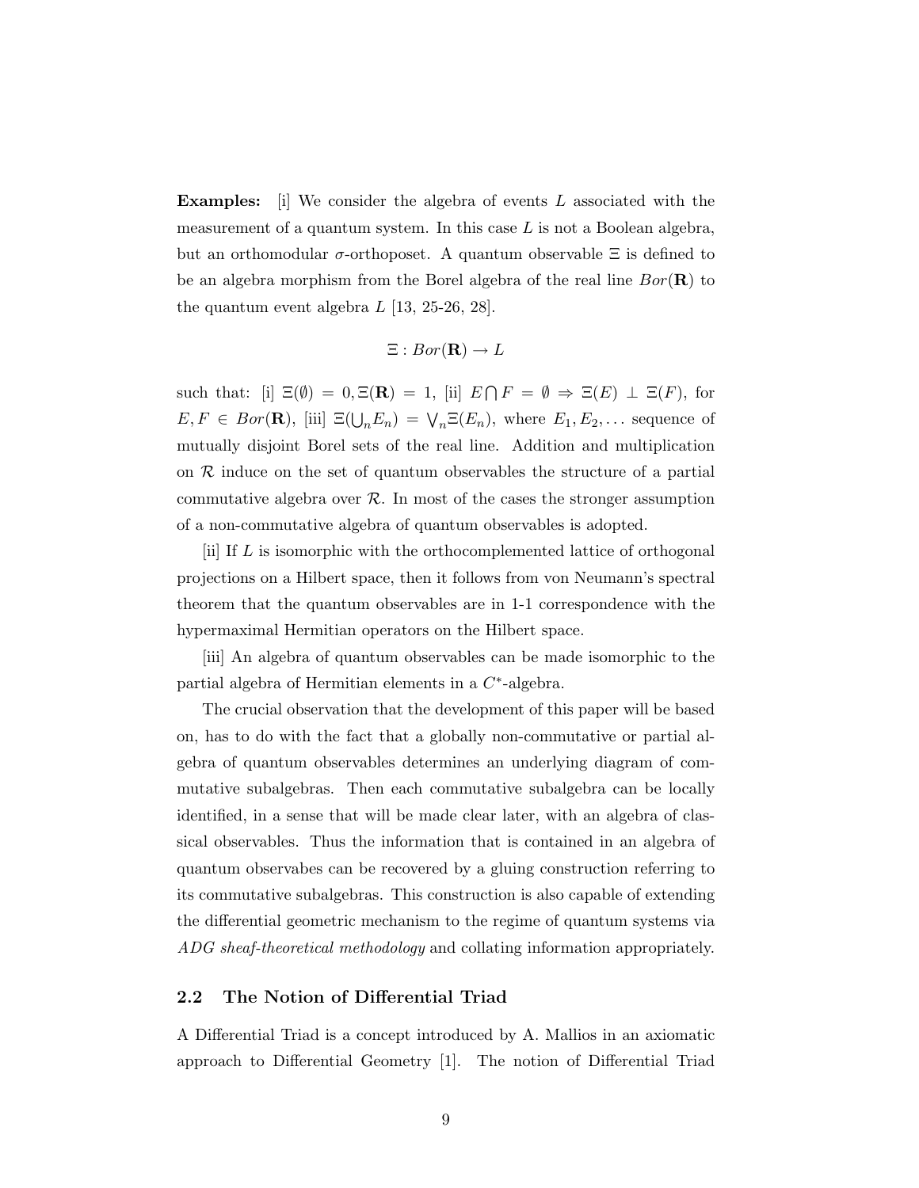**Examples:** [i] We consider the algebra of events $L$ associated with the measurement of a quantum system. In this case $L$ is not a Boolean algebra, but an orthomodular $\sigma$-orthoposet. A quantum observable $\Xi$ is defined to be an algebra morphism from the Borel algebra of the real line $Bor(\mathbf{R})$ to the quantum event algebra $L$ [13, 25-26, 28].

$$\Xi : Bor(\mathbf{R}) \to L$$

such that: [i] $\Xi(\emptyset) = 0, \Xi(\mathbf{R}) = 1$, [ii] $E \bigcap F = \emptyset \Rightarrow \Xi(E) \perp \Xi(F)$, for $E, F \in Bor(\mathbf{R})$, [iii] $\Xi(\bigcup_n E_n) = \bigvee_n \Xi(E_n)$, where $E_1, E_2, \ldots$ sequence of mutually disjoint Borel sets of the real line. Addition and multiplication on $\mathcal{R}$ induce on the set of quantum observables the structure of a partial commutative algebra over $\mathcal{R}$. In most of the cases the stronger assumption of a non-commutative algebra of quantum observables is adopted.

[ii] If $L$ is isomorphic with the orthocomplemented lattice of orthogonal projections on a Hilbert space, then it follows from von Neumann's spectral theorem that the quantum observables are in 1-1 correspondence with the hypermaximal Hermitian operators on the Hilbert space.

[iii] An algebra of quantum observables can be made isomorphic to the partial algebra of Hermitian elements in a $C^*$-algebra.

The crucial observation that the development of this paper will be based on, has to do with the fact that a globally non-commutative or partial algebra of quantum observables determines an underlying diagram of commutative subalgebras. Then each commutative subalgebra can be locally identified, in a sense that will be made clear later, with an algebra of classical observables. Thus the information that is contained in an algebra of quantum observabes can be recovered by a gluing construction referring to its commutative subalgebras. This construction is also capable of extending the differential geometric mechanism to the regime of quantum systems via *ADG sheaf-theoretical methodology* and collating information appropriately.

## 2.2 The Notion of Differential Triad

A Differential Triad is a concept introduced by A. Mallios in an axiomatic approach to Differential Geometry [1]. The notion of Differential Triad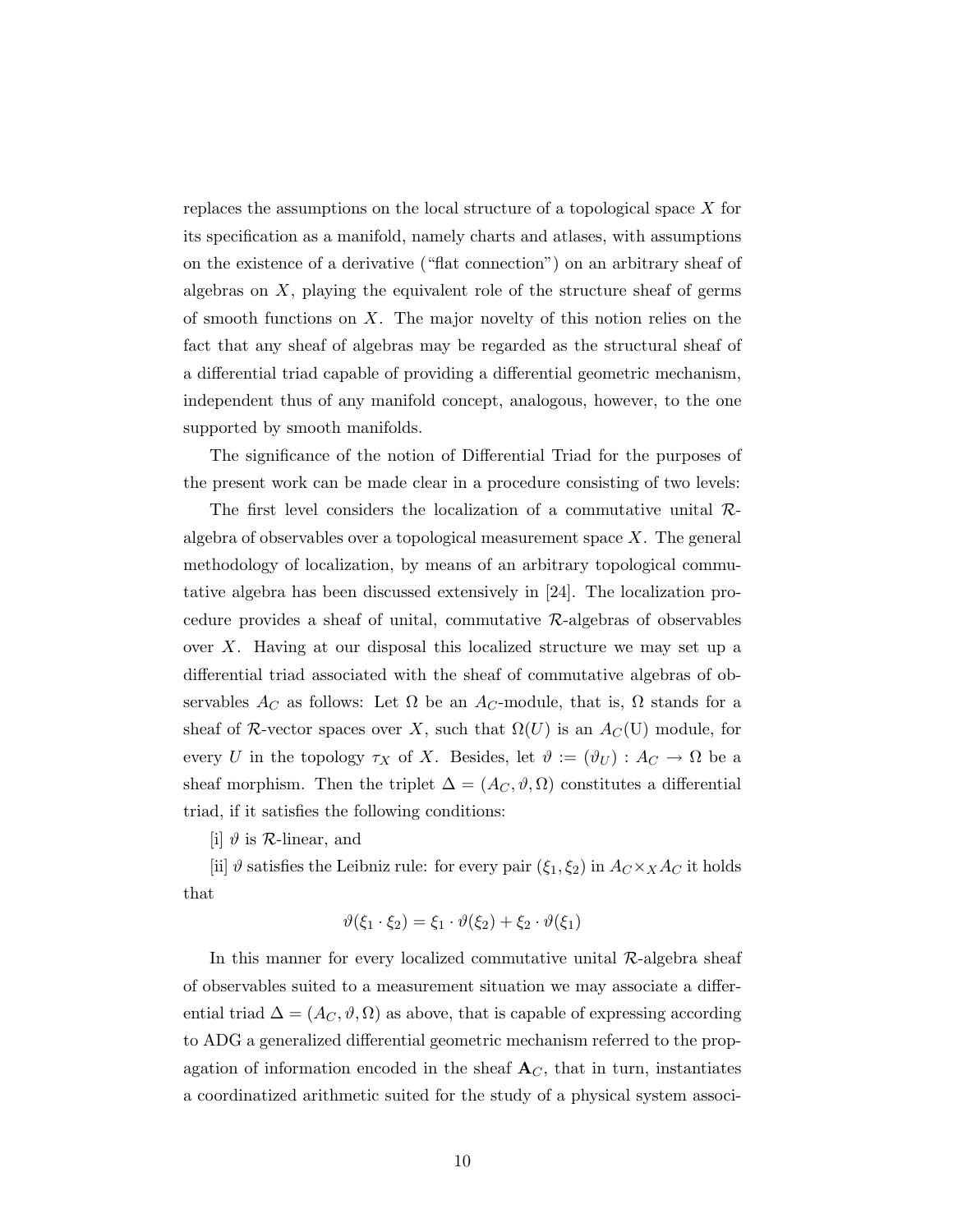replaces the assumptions on the local structure of a topological space $X$ for its specification as a manifold, namely charts and atlases, with assumptions on the existence of a derivative ("flat connection") on an arbitrary sheaf of algebras on $X$, playing the equivalent role of the structure sheaf of germs of smooth functions on $X$. The major novelty of this notion relies on the fact that any sheaf of algebras may be regarded as the structural sheaf of a differential triad capable of providing a differential geometric mechanism, independent thus of any manifold concept, analogous, however, to the one supported by smooth manifolds.

The significance of the notion of Differential Triad for the purposes of the present work can be made clear in a procedure consisting of two levels:

The first level considers the localization of a commutative unital $\mathcal{R}$-algebra of observables over a topological measurement space $X$. The general methodology of localization, by means of an arbitrary topological commutative algebra has been discussed extensively in [24]. The localization procedure provides a sheaf of unital, commutative $\mathcal{R}$-algebras of observables over $X$. Having at our disposal this localized structure we may set up a differential triad associated with the sheaf of commutative algebras of observables $A_C$ as follows: Let $\Omega$ be an $A_C$-module, that is, $\Omega$ stands for a sheaf of $\mathcal{R}$-vector spaces over $X$, such that $\Omega(U)$ is an $A_C(\mathrm{U})$ module, for every $U$ in the topology $\tau_X$ of $X$. Besides, let $\vartheta := (\vartheta_U) : A_C \to \Omega$ be a sheaf morphism. Then the triplet $\Delta = (A_C, \vartheta, \Omega)$ constitutes a differential triad, if it satisfies the following conditions:

[i] $\vartheta$ is $\mathcal{R}$-linear, and

[ii] $\vartheta$ satisfies the Leibniz rule: for every pair $(\xi_1, \xi_2)$ in $A_C \times_X A_C$ it holds that

$$\vartheta(\xi_1 \cdot \xi_2) = \xi_1 \cdot \vartheta(\xi_2) + \xi_2 \cdot \vartheta(\xi_1)$$

In this manner for every localized commutative unital $\mathcal{R}$-algebra sheaf of observables suited to a measurement situation we may associate a differential triad $\Delta = (A_C, \vartheta, \Omega)$ as above, that is capable of expressing according to ADG a generalized differential geometric mechanism referred to the propagation of information encoded in the sheaf $\mathbf{A}_C$, that in turn, instantiates a coordinatized arithmetic suited for the study of a physical system associ-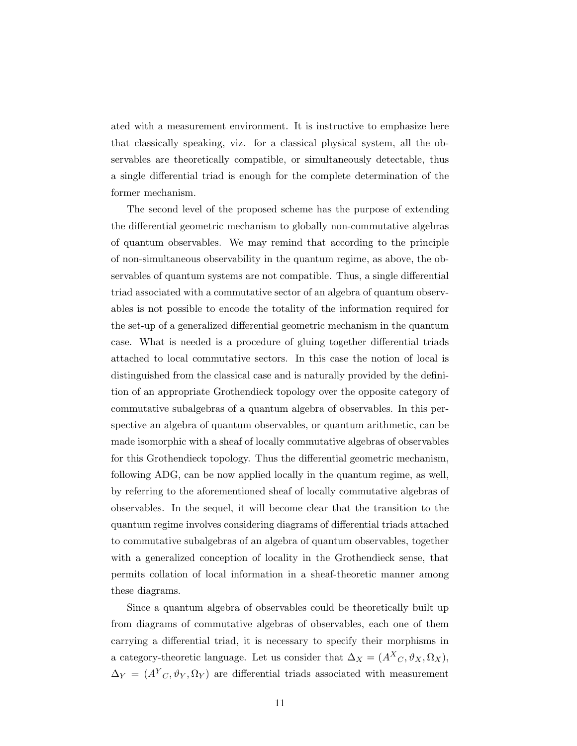ated with a measurement environment. It is instructive to emphasize here that classically speaking, viz. for a classical physical system, all the observables are theoretically compatible, or simultaneously detectable, thus a single differential triad is enough for the complete determination of the former mechanism.

The second level of the proposed scheme has the purpose of extending the differential geometric mechanism to globally non-commutative algebras of quantum observables. We may remind that according to the principle of non-simultaneous observability in the quantum regime, as above, the observables of quantum systems are not compatible. Thus, a single differential triad associated with a commutative sector of an algebra of quantum observables is not possible to encode the totality of the information required for the set-up of a generalized differential geometric mechanism in the quantum case. What is needed is a procedure of gluing together differential triads attached to local commutative sectors. In this case the notion of local is distinguished from the classical case and is naturally provided by the definition of an appropriate Grothendieck topology over the opposite category of commutative subalgebras of a quantum algebra of observables. In this perspective an algebra of quantum observables, or quantum arithmetic, can be made isomorphic with a sheaf of locally commutative algebras of observables for this Grothendieck topology. Thus the differential geometric mechanism, following ADG, can be now applied locally in the quantum regime, as well, by referring to the aforementioned sheaf of locally commutative algebras of observables. In the sequel, it will become clear that the transition to the quantum regime involves considering diagrams of differential triads attached to commutative subalgebras of an algebra of quantum observables, together with a generalized conception of locality in the Grothendieck sense, that permits collation of local information in a sheaf-theoretic manner among these diagrams.

Since a quantum algebra of observables could be theoretically built up from diagrams of commutative algebras of observables, each one of them carrying a differential triad, it is necessary to specify their morphisms in a category-theoretic language. Let us consider that $\Delta_X = ({A^X}_C, \vartheta_X, \Omega_X)$, $\Delta_Y = ({A^Y}_C, \vartheta_Y, \Omega_Y)$ are differential triads associated with measurement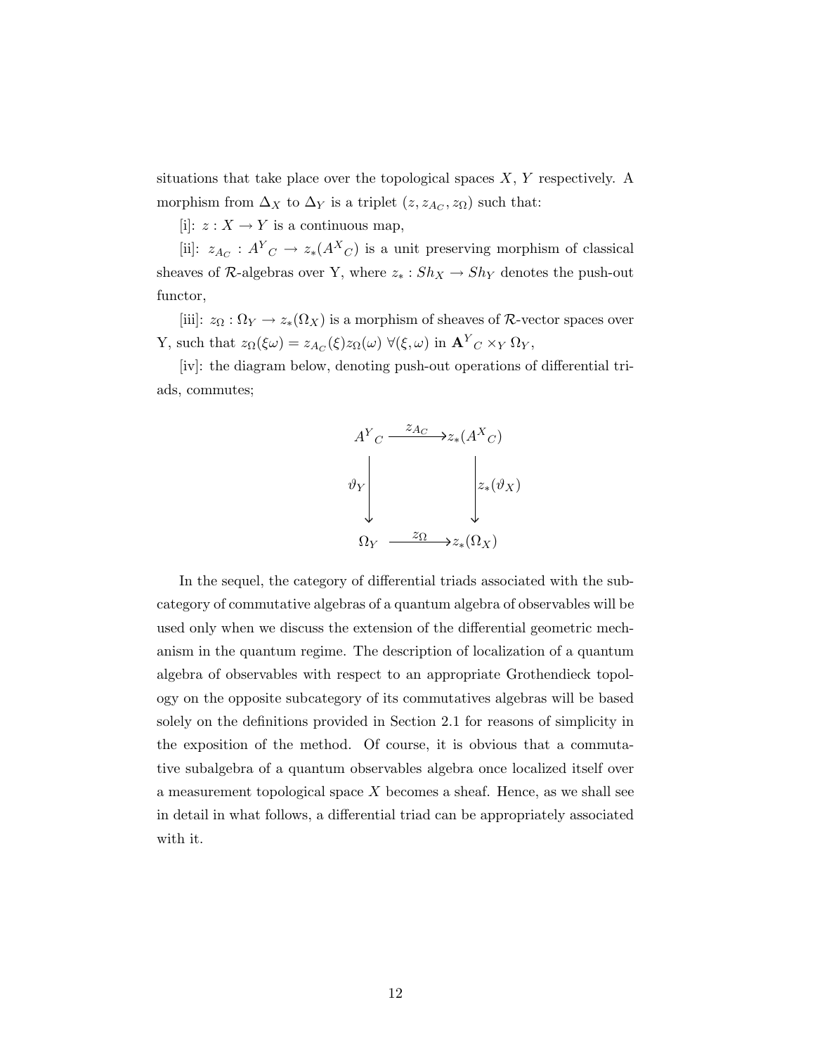situations that take place over the topological spaces $X$, $Y$ respectively. A morphism from $\Delta_X$ to $\Delta_Y$ is a triplet $(z, z_{A_C}, z_\Omega)$ such that:

[i]: $z : X \to Y$ is a continuous map,

[ii]: $z_{A_C} : {A^Y}_C \to z_*({A^X}_C)$ is a unit preserving morphism of classical sheaves of $\mathcal{R}$-algebras over Y, where $z_* : Sh_X \to Sh_Y$ denotes the push-out functor,

[iii]: $z_\Omega : \Omega_Y \to z_*(\Omega_X)$ is a morphism of sheaves of $\mathcal{R}$-vector spaces over Y, such that $z_\Omega(\xi\omega) = z_{A_C}(\xi)z_\Omega(\omega)$ $\forall(\xi, \omega)$ in ${\mathbf{A}^Y}_C \times_Y \Omega_Y$,

[iv]: the diagram below, denoting push-out operations of differential triads, commutes;

$$
\begin{array}{ccc}
{A^Y}_C & \xrightarrow{z_{A_C}} & z_*({A^X}_C) \\
\Big\downarrow \vartheta_Y & & \Big\downarrow z_*(\vartheta_X) \\
\Omega_Y & \xrightarrow{z_\Omega} & z_*(\Omega_X)
\end{array}
$$

In the sequel, the category of differential triads associated with the subcategory of commutative algebras of a quantum algebra of observables will be used only when we discuss the extension of the differential geometric mechanism in the quantum regime. The description of localization of a quantum algebra of observables with respect to an appropriate Grothendieck topology on the opposite subcategory of its commutatives algebras will be based solely on the definitions provided in Section 2.1 for reasons of simplicity in the exposition of the method. Of course, it is obvious that a commutative subalgebra of a quantum observables algebra once localized itself over a measurement topological space $X$ becomes a sheaf. Hence, as we shall see in detail in what follows, a differential triad can be appropriately associated with it.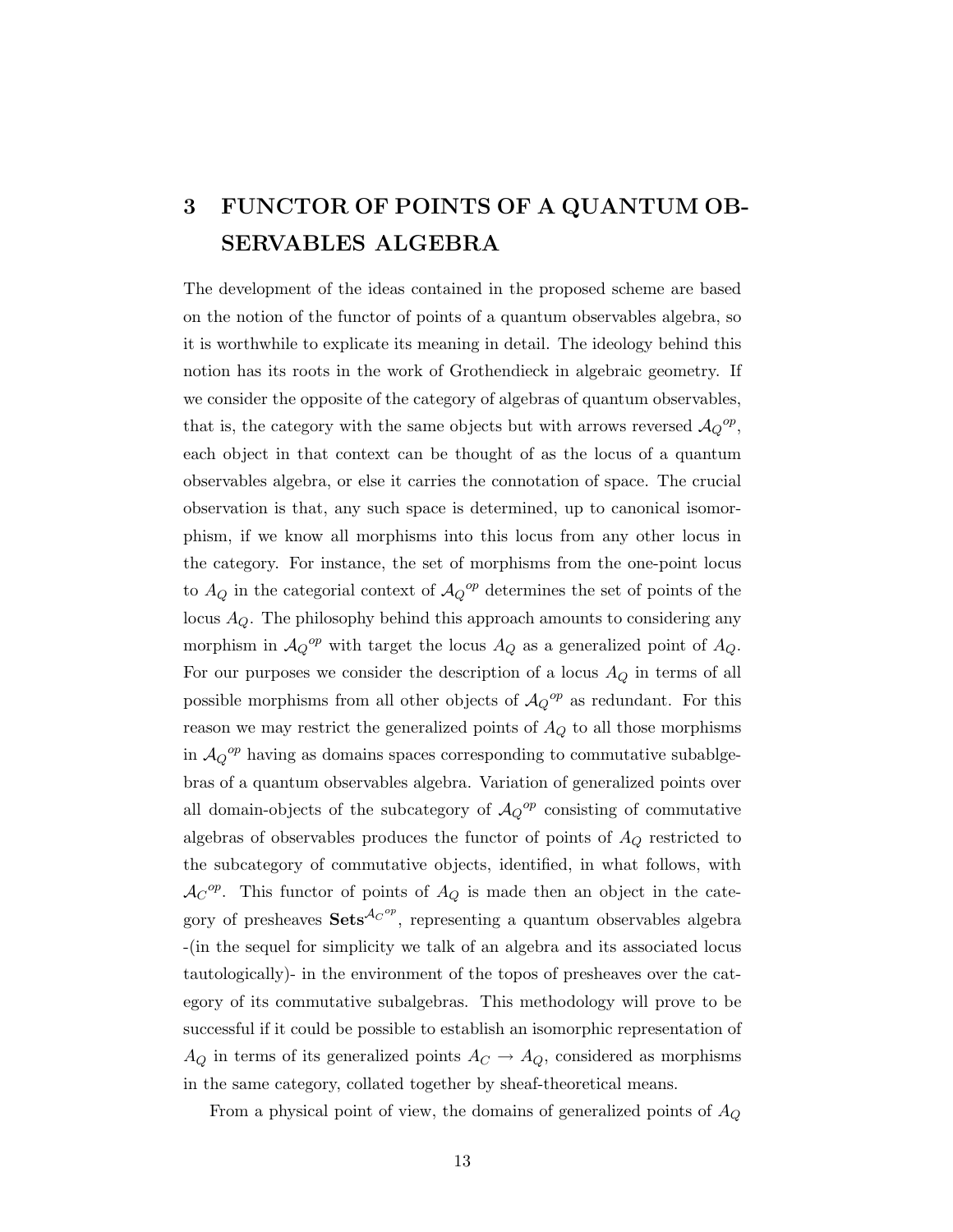# 3 FUNCTOR OF POINTS OF A QUANTUM OBSERVABLES ALGEBRA

The development of the ideas contained in the proposed scheme are based on the notion of the functor of points of a quantum observables algebra, so it is worthwhile to explicate its meaning in detail. The ideology behind this notion has its roots in the work of Grothendieck in algebraic geometry. If we consider the opposite of the category of algebras of quantum observables, that is, the category with the same objects but with arrows reversed ${\mathcal{A}_Q}^{op}$, each object in that context can be thought of as the locus of a quantum observables algebra, or else it carries the connotation of space. The crucial observation is that, any such space is determined, up to canonical isomorphism, if we know all morphisms into this locus from any other locus in the category. For instance, the set of morphisms from the one-point locus to $A_Q$ in the categorial context of ${\mathcal{A}_Q}^{op}$ determines the set of points of the locus $A_Q$. The philosophy behind this approach amounts to considering any morphism in ${\mathcal{A}_Q}^{op}$ with target the locus $A_Q$ as a generalized point of $A_Q$. For our purposes we consider the description of a locus $A_Q$ in terms of all possible morphisms from all other objects of ${\mathcal{A}_Q}^{op}$ as redundant. For this reason we may restrict the generalized points of $A_Q$ to all those morphisms in ${\mathcal{A}_Q}^{op}$ having as domains spaces corresponding to commutative subablgebras of a quantum observables algebra. Variation of generalized points over all domain-objects of the subcategory of ${\mathcal{A}_Q}^{op}$ consisting of commutative algebras of observables produces the functor of points of $A_Q$ restricted to the subcategory of commutative objects, identified, in what follows, with ${\mathcal{A}_C}^{op}$. This functor of points of $A_Q$ is made then an object in the category of presheaves $\mathbf{Sets}^{{\mathcal{A}_C}^{op}}$, representing a quantum observables algebra -(in the sequel for simplicity we talk of an algebra and its associated locus tautologically)- in the environment of the topos of presheaves over the category of its commutative subalgebras. This methodology will prove to be successful if it could be possible to establish an isomorphic representation of $A_Q$ in terms of its generalized points $A_C \to A_Q$, considered as morphisms in the same category, collated together by sheaf-theoretical means.

From a physical point of view, the domains of generalized points of $A_Q$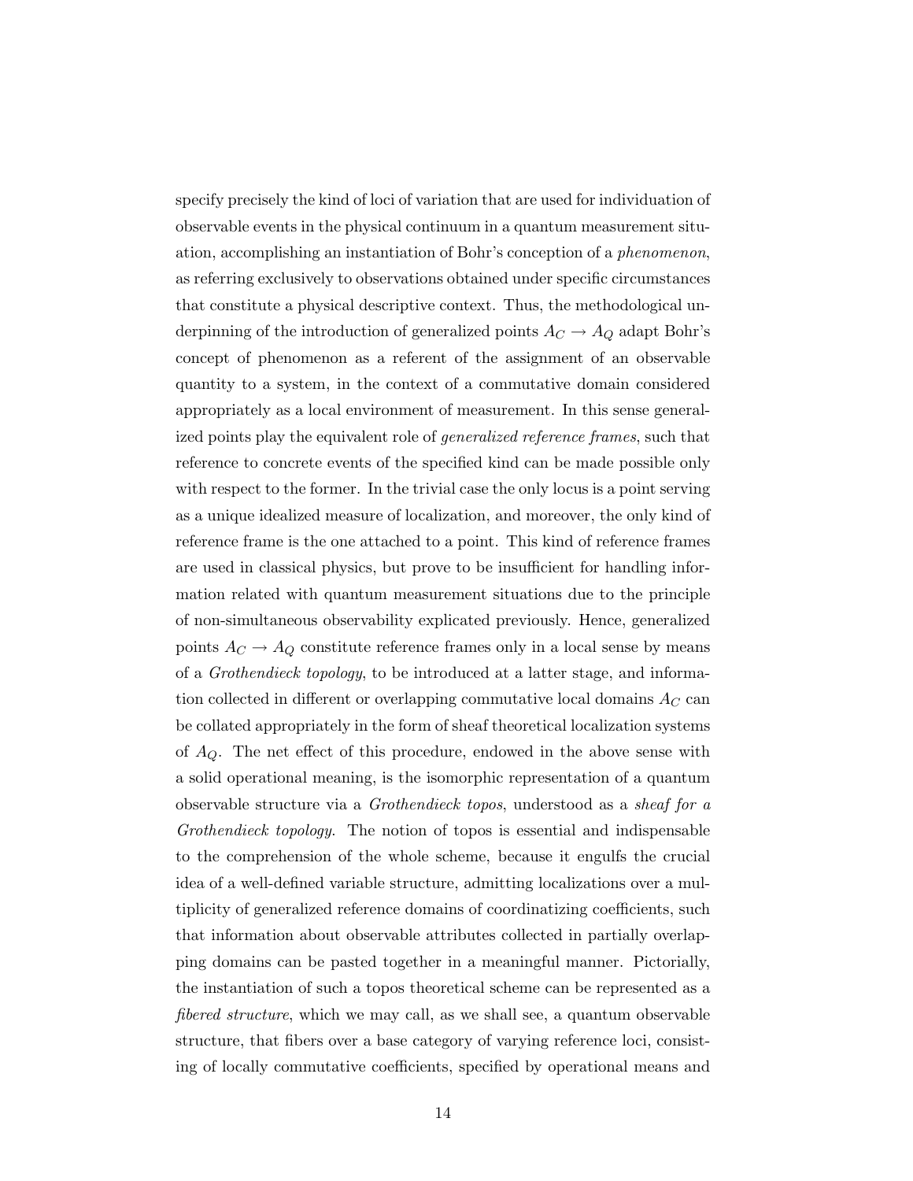specify precisely the kind of loci of variation that are used for individuation of observable events in the physical continuum in a quantum measurement situation, accomplishing an instantiation of Bohr's conception of a *phenomenon*, as referring exclusively to observations obtained under specific circumstances that constitute a physical descriptive context. Thus, the methodological underpinning of the introduction of generalized points $A_C \rightarrow A_Q$ adapt Bohr's concept of phenomenon as a referent of the assignment of an observable quantity to a system, in the context of a commutative domain considered appropriately as a local environment of measurement. In this sense generalized points play the equivalent role of *generalized reference frames*, such that reference to concrete events of the specified kind can be made possible only with respect to the former. In the trivial case the only locus is a point serving as a unique idealized measure of localization, and moreover, the only kind of reference frame is the one attached to a point. This kind of reference frames are used in classical physics, but prove to be insufficient for handling information related with quantum measurement situations due to the principle of non-simultaneous observability explicated previously. Hence, generalized points $A_C \rightarrow A_Q$ constitute reference frames only in a local sense by means of a *Grothendieck topology*, to be introduced at a latter stage, and information collected in different or overlapping commutative local domains $A_C$ can be collated appropriately in the form of sheaf theoretical localization systems of $A_Q$. The net effect of this procedure, endowed in the above sense with a solid operational meaning, is the isomorphic representation of a quantum observable structure via a *Grothendieck topos*, understood as a *sheaf for a Grothendieck topology*. The notion of topos is essential and indispensable to the comprehension of the whole scheme, because it engulfs the crucial idea of a well-defined variable structure, admitting localizations over a multiplicity of generalized reference domains of coordinatizing coefficients, such that information about observable attributes collected in partially overlapping domains can be pasted together in a meaningful manner. Pictorially, the instantiation of such a topos theoretical scheme can be represented as a *fibered structure*, which we may call, as we shall see, a quantum observable structure, that fibers over a base category of varying reference loci, consisting of locally commutative coefficients, specified by operational means and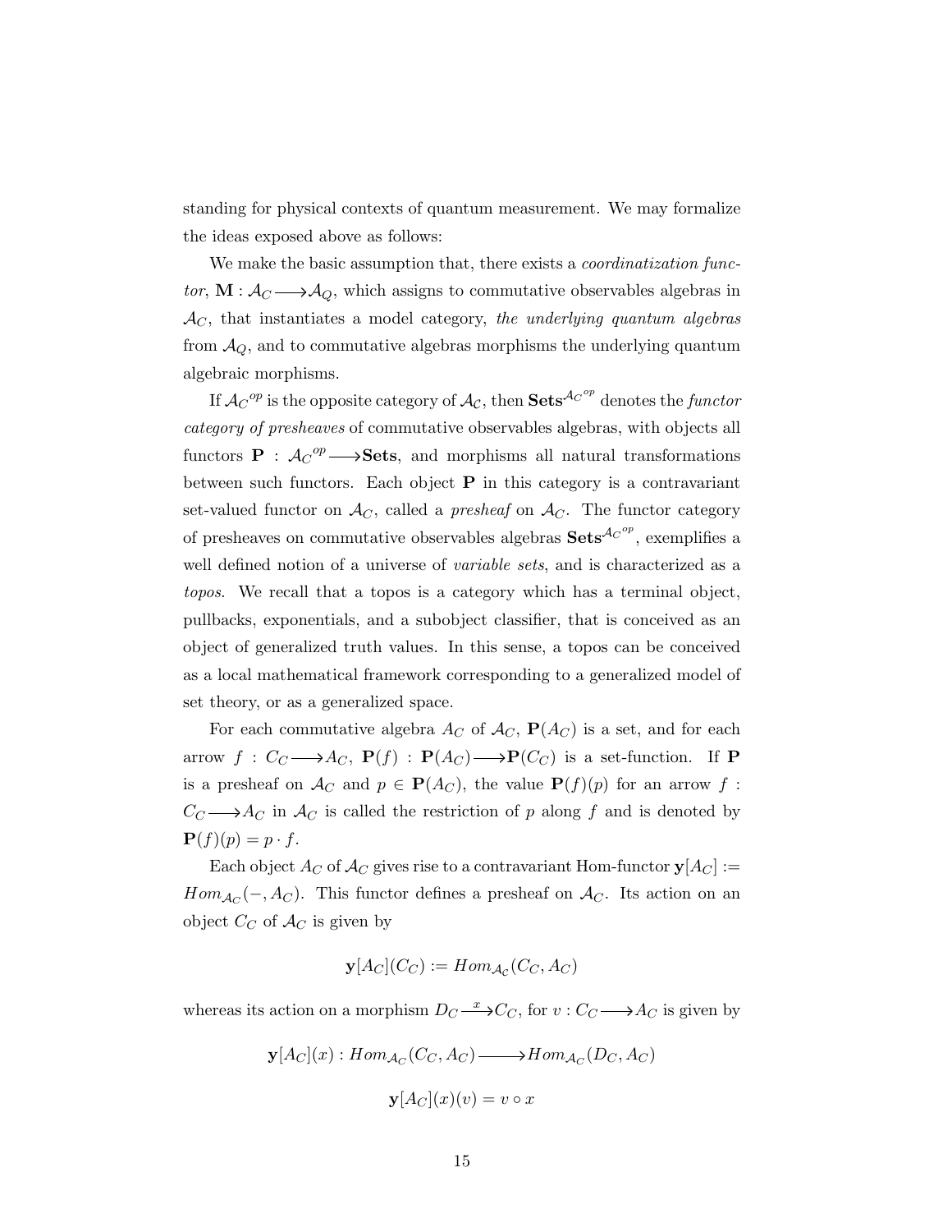standing for physical contexts of quantum measurement. We may formalize the ideas exposed above as follows:

We make the basic assumption that, there exists a *coordinatization functor*, $\mathbf{M} : \mathcal{A}_C \longrightarrow \mathcal{A}_Q$, which assigns to commutative observables algebras in $\mathcal{A}_C$, that instantiates a model category, *the underlying quantum algebras* from $\mathcal{A}_Q$, and to commutative algebras morphisms the underlying quantum algebraic morphisms.

If $\mathcal{A}_C{}^{op}$ is the opposite category of $\mathcal{A}_\mathcal{C}$, then $\mathbf{Sets}^{\mathcal{A}_C{}^{op}}$ denotes the *functor category of presheaves* of commutative observables algebras, with objects all functors $\mathbf{P} : \mathcal{A}_C{}^{op} \longrightarrow \mathbf{Sets}$, and morphisms all natural transformations between such functors. Each object $\mathbf{P}$ in this category is a contravariant set-valued functor on $\mathcal{A}_C$, called a *presheaf* on $\mathcal{A}_C$. The functor category of presheaves on commutative observables algebras $\mathbf{Sets}^{\mathcal{A}_C{}^{op}}$, exemplifies a well defined notion of a universe of *variable sets*, and is characterized as a *topos*. We recall that a topos is a category which has a terminal object, pullbacks, exponentials, and a subobject classifier, that is conceived as an object of generalized truth values. In this sense, a topos can be conceived as a local mathematical framework corresponding to a generalized model of set theory, or as a generalized space.

For each commutative algebra $A_C$ of $\mathcal{A}_C$, $\mathbf{P}(A_C)$ is a set, and for each arrow $f : C_C \longrightarrow A_C$, $\mathbf{P}(f) : \mathbf{P}(A_C) \longrightarrow \mathbf{P}(C_C)$ is a set-function. If $\mathbf{P}$ is a presheaf on $\mathcal{A}_C$ and $p \in \mathbf{P}(A_C)$, the value $\mathbf{P}(f)(p)$ for an arrow $f : C_C \longrightarrow A_C$ in $\mathcal{A}_C$ is called the restriction of $p$ along $f$ and is denoted by $\mathbf{P}(f)(p) = p \cdot f$.

Each object $A_C$ of $\mathcal{A}_C$ gives rise to a contravariant Hom-functor $\mathbf{y}[A_C] := Hom_{\mathcal{A}_C}(-, A_C)$. This functor defines a presheaf on $\mathcal{A}_C$. Its action on an object $C_C$ of $\mathcal{A}_C$ is given by

$$\mathbf{y}[A_C](C_C) := Hom_{\mathcal{A}_\mathcal{C}}(C_C, A_C)$$

whereas its action on a morphism $D_C \xrightarrow{x} C_C$, for $v : C_C \longrightarrow A_C$ is given by

$$\mathbf{y}[A_C](x) : Hom_{\mathcal{A}_C}(C_C, A_C) \longrightarrow Hom_{\mathcal{A}_C}(D_C, A_C)$$

$$\mathbf{y}[A_C](x)(v) = v \circ x$$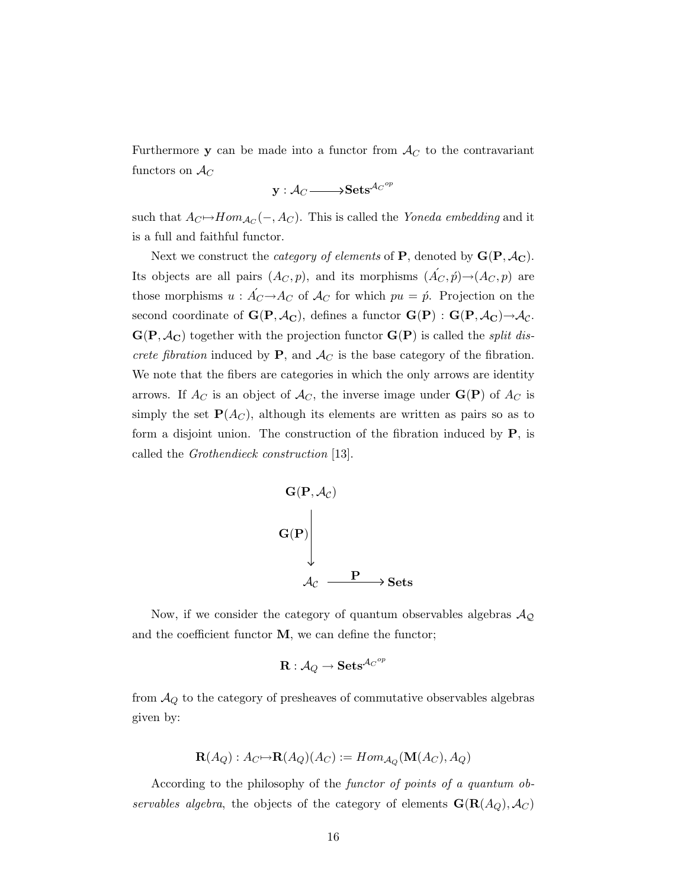Furthermore $\mathbf{y}$ can be made into a functor from $\mathcal{A}_C$ to the contravariant functors on $\mathcal{A}_C$

$$\mathbf{y} : \mathcal{A}_C \longrightarrow \mathbf{Sets}^{\mathcal{A}_C{}^{op}}$$

such that $A_C \mapsto Hom_{\mathcal{A}_C}(-, A_C)$. This is called the *Yoneda embedding* and it is a full and faithful functor.

Next we construct the *category of elements* of $\mathbf{P}$, denoted by $\mathbf{G}(\mathbf{P}, \mathcal{A}_\mathbf{C})$. Its objects are all pairs $(A_C, p)$, and its morphisms $(\acute{A_C}, \acute{p}) \rightarrow (A_C, p)$ are those morphisms $u : \acute{A_C} \rightarrow A_C$ of $\mathcal{A}_C$ for which $pu = \acute{p}$. Projection on the second coordinate of $\mathbf{G}(\mathbf{P}, \mathcal{A}_\mathbf{C})$, defines a functor $\mathbf{G}(\mathbf{P}) : \mathbf{G}(\mathbf{P}, \mathcal{A}_\mathbf{C}) \rightarrow \mathcal{A}_\mathcal{C}$. $\mathbf{G}(\mathbf{P}, \mathcal{A}_\mathbf{C})$ together with the projection functor $\mathbf{G}(\mathbf{P})$ is called the *split discrete fibration* induced by $\mathbf{P}$, and $\mathcal{A}_C$ is the base category of the fibration. We note that the fibers are categories in which the only arrows are identity arrows. If $A_C$ is an object of $\mathcal{A}_C$, the inverse image under $\mathbf{G}(\mathbf{P})$ of $A_C$ is simply the set $\mathbf{P}(A_C)$, although its elements are written as pairs so as to form a disjoint union. The construction of the fibration induced by $\mathbf{P}$, is called the *Grothendieck construction* [13].

$$\begin{array}{ccc} \mathbf{G}(\mathbf{P}, \mathcal{A}_\mathcal{C}) & & \\ \Big\downarrow{\scriptstyle \mathbf{G}(\mathbf{P})} & & \\ \mathcal{A}_\mathcal{C} & \xrightarrow{\ \mathbf{P}\ } & \mathbf{Sets} \end{array}$$

Now, if we consider the category of quantum observables algebras $\mathcal{A}_\mathcal{Q}$ and the coefficient functor $\mathbf{M}$, we can define the functor;

$$\mathbf{R} : \mathcal{A}_Q \rightarrow \mathbf{Sets}^{\mathcal{A}_C{}^{op}}$$

from $\mathcal{A}_Q$ to the category of presheaves of commutative observables algebras given by:

$$\mathbf{R}(A_Q) : A_C \mapsto \mathbf{R}(A_Q)(A_C) := Hom_{\mathcal{A}_Q}(\mathbf{M}(A_C), A_Q)$$

According to the philosophy of the *functor of points of a quantum observables algebra*, the objects of the category of elements $\mathbf{G}(\mathbf{R}(A_Q), \mathcal{A}_C)$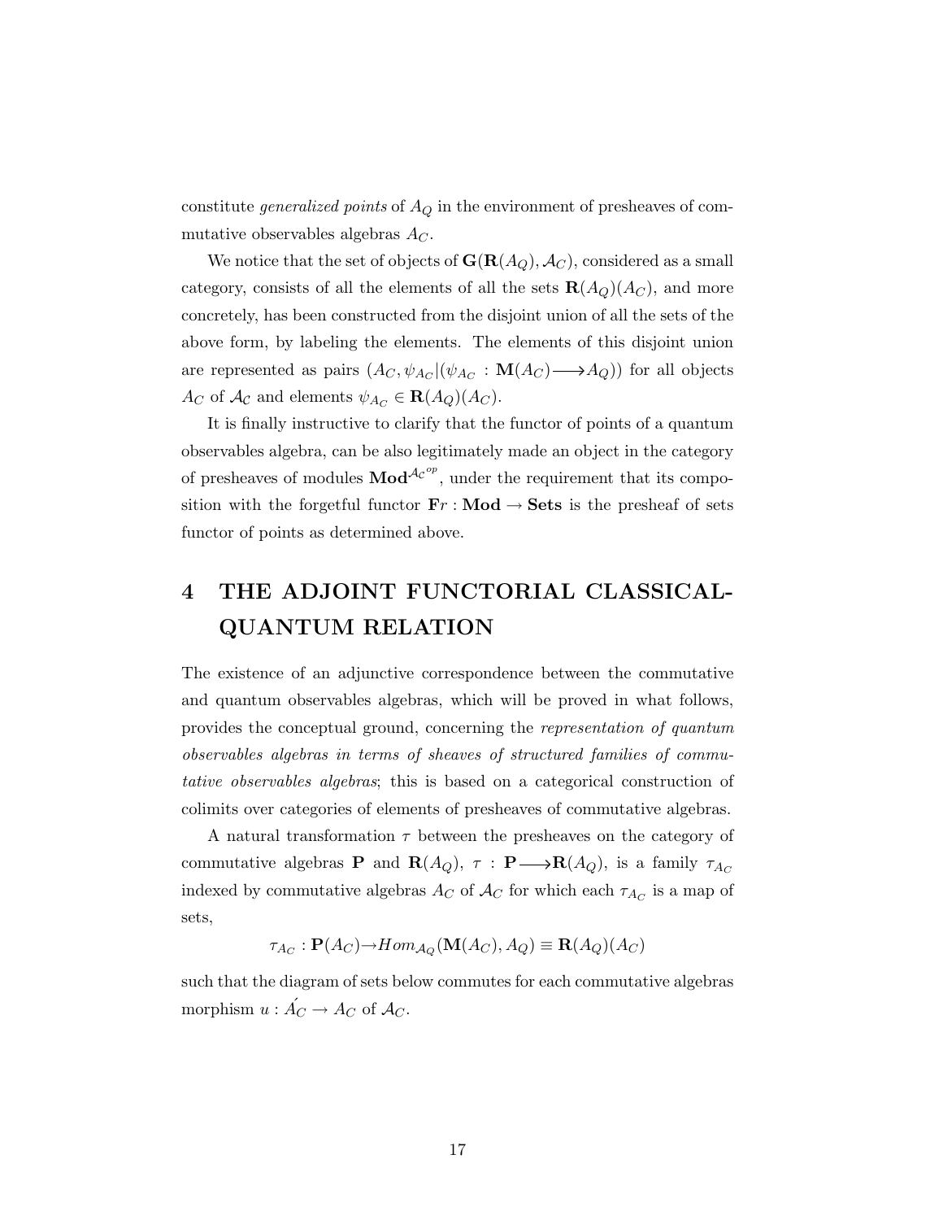constitute *generalized points* of $A_Q$ in the environment of presheaves of commutative observables algebras $A_C$.

We notice that the set of objects of $\mathbf{G}(\mathbf{R}(A_Q), \mathcal{A}_C)$, considered as a small category, consists of all the elements of all the sets $\mathbf{R}(A_Q)(A_C)$, and more concretely, has been constructed from the disjoint union of all the sets of the above form, by labeling the elements. The elements of this disjoint union are represented as pairs $(A_C, \psi_{A_C} | (\psi_{A_C} : \mathbf{M}(A_C) \longrightarrow A_Q))$ for all objects $A_C$ of $\mathcal{A}_\mathcal{C}$ and elements $\psi_{A_C} \in \mathbf{R}(A_Q)(A_C)$.

It is finally instructive to clarify that the functor of points of a quantum observables algebra, can be also legitimately made an object in the category of presheaves of modules $\mathbf{Mod}^{\mathcal{A}_\mathcal{C}{}^{op}}$, under the requirement that its composition with the forgetful functor $\mathbf{F}r : \mathbf{Mod} \rightarrow \mathbf{Sets}$ is the presheaf of sets functor of points as determined above.

# 4 THE ADJOINT FUNCTORIAL CLASSICAL-QUANTUM RELATION

The existence of an adjunctive correspondence between the commutative and quantum observables algebras, which will be proved in what follows, provides the conceptual ground, concerning the *representation of quantum observables algebras in terms of sheaves of structured families of commutative observables algebras*; this is based on a categorical construction of colimits over categories of elements of presheaves of commutative algebras.

A natural transformation $\tau$ between the presheaves on the category of commutative algebras $\mathbf{P}$ and $\mathbf{R}(A_Q)$, $\tau : \mathbf{P} \longrightarrow \mathbf{R}(A_Q)$, is a family $\tau_{A_C}$ indexed by commutative algebras $A_C$ of $\mathcal{A}_\mathcal{C}$ for which each $\tau_{A_C}$ is a map of sets,

$$\tau_{A_C} : \mathbf{P}(A_C) \rightarrow Hom_{\mathcal{A}_Q}(\mathbf{M}(A_C), A_Q) \equiv \mathbf{R}(A_Q)(A_C)$$

such that the diagram of sets below commutes for each commutative algebras morphism $u : \acute{A_C} \rightarrow A_C$ of $\mathcal{A}_\mathcal{C}$.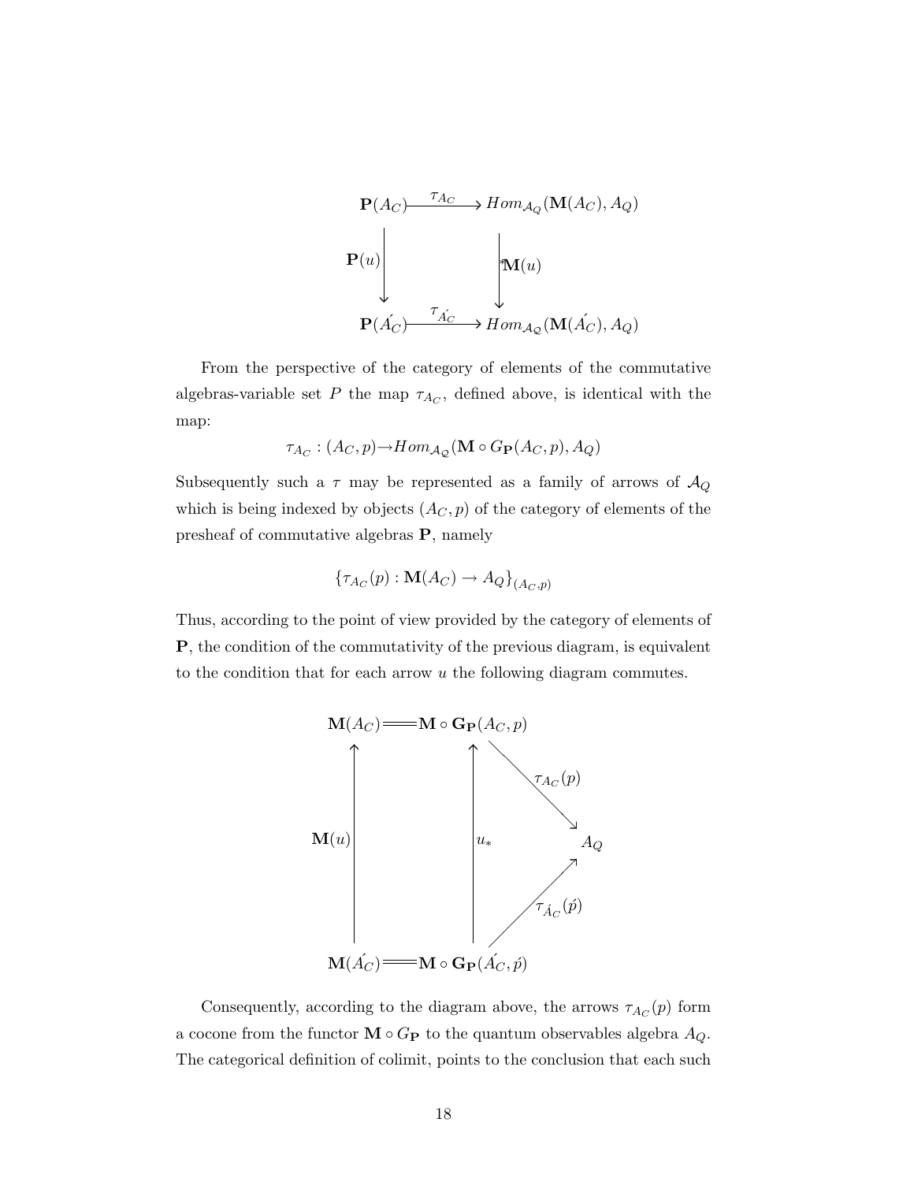$$
\begin{array}{ccc}
\mathbf{P}(A_C) & \xrightarrow{\tau_{A_C}} & Hom_{\mathcal{A}_Q}(\mathbf{M}(A_C), A_Q) \\
\Big\downarrow \mathbf{P}(u) & & \Big\downarrow {}^{*}\mathbf{M}(u) \\
\mathbf{P}(\acute{A_C}) & \xrightarrow{\tau_{\acute{A_C}}} & Hom_{\mathcal{A}_Q}(\mathbf{M}(\acute{A_C}), A_Q)
\end{array}
$$

From the perspective of the category of elements of the commutative algebras-variable set $P$ the map $\tau_{A_C}$, defined above, is identical with the map:

$$\tau_{A_C} : (A_C, p) \rightarrow Hom_{\mathcal{A}_Q}(\mathbf{M} \circ G_{\mathbf{P}}(A_C, p), A_Q)$$

Subsequently such a $\tau$ may be represented as a family of arrows of $\mathcal{A}_Q$ which is being indexed by objects $(A_C, p)$ of the category of elements of the presheaf of commutative algebras $\mathbf{P}$, namely

$$\{\tau_{A_C}(p) : \mathbf{M}(A_C) \rightarrow A_Q\}_{(A_C, p)}$$

Thus, according to the point of view provided by the category of elements of $\mathbf{P}$, the condition of the commutativity of the previous diagram, is equivalent to the condition that for each arrow $u$ the following diagram commutes.

$$
\begin{array}{ccccc}
\mathbf{M}(A_C) & = & \mathbf{M} \circ \mathbf{G}_{\mathbf{P}}(A_C, p) & & \\
\Big\uparrow \mathbf{M}(u) & & \Big\uparrow u_* & \searrow^{\tau_{A_C}(p)} & \\
 & & & & A_Q \\
 & & & \nearrow_{\tau_{\acute{A_C}}(\acute{p})} & \\
\mathbf{M}(\acute{A_C}) & = & \mathbf{M} \circ \mathbf{G}_{\mathbf{P}}(\acute{A_C}, \acute{p}) & &
\end{array}
$$

Consequently, according to the diagram above, the arrows $\tau_{A_C}(p)$ form a cocone from the functor $\mathbf{M} \circ G_{\mathbf{P}}$ to the quantum observables algebra $A_Q$. The categorical definition of colimit, points to the conclusion that each such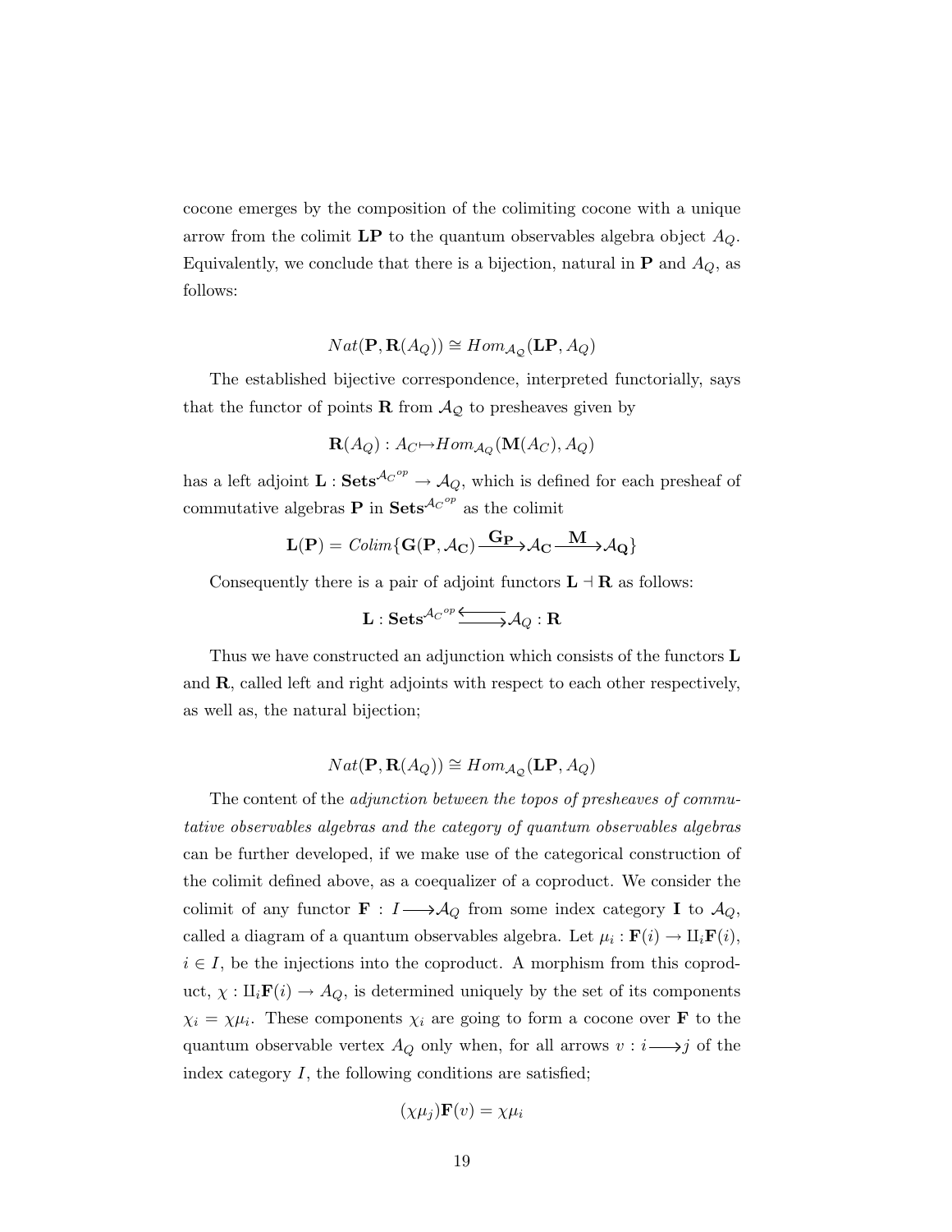cocone emerges by the composition of the colimiting cocone with a unique arrow from the colimit $\mathbf{LP}$ to the quantum observables algebra object $A_Q$. Equivalently, we conclude that there is a bijection, natural in $\mathbf{P}$ and $A_Q$, as follows:

$$Nat(\mathbf{P}, \mathbf{R}(A_Q)) \cong Hom_{\mathcal{A_Q}}(\mathbf{LP}, A_Q)$$

The established bijective correspondence, interpreted functorially, says that the functor of points $\mathbf{R}$ from $\mathcal{A_Q}$ to presheaves given by

$$\mathbf{R}(A_Q) : A_C \mapsto Hom_{\mathcal{A_Q}}(\mathbf{M}(A_C), A_Q)$$

has a left adjoint $\mathbf{L} : \mathbf{Sets}^{{\mathcal{A}_C}^{op}} \to \mathcal{A}_Q$, which is defined for each presheaf of commutative algebras $\mathbf{P}$ in $\mathbf{Sets}^{{\mathcal{A}_C}^{op}}$ as the colimit

$$\mathbf{L}(\mathbf{P}) = Colim\{\mathbf{G}(\mathbf{P}, \mathcal{A}_\mathbf{C}) \xrightarrow{\mathbf{G_P}} \mathcal{A}_\mathbf{C} \xrightarrow{\mathbf{M}} \mathcal{A}_\mathbf{Q}\}$$

Consequently there is a pair of adjoint functors $\mathbf{L} \dashv \mathbf{R}$ as follows:

$$\mathbf{L} : \mathbf{Sets}^{{\mathcal{A}_C}^{op}} \underset{\longrightarrow}{\longleftarrow} \mathcal{A}_Q : \mathbf{R}$$

Thus we have constructed an adjunction which consists of the functors $\mathbf{L}$ and $\mathbf{R}$, called left and right adjoints with respect to each other respectively, as well as, the natural bijection;

$$Nat(\mathbf{P}, \mathbf{R}(A_Q)) \cong Hom_{\mathcal{A_Q}}(\mathbf{LP}, A_Q)$$

The content of the *adjunction between the topos of presheaves of commutative observables algebras and the category of quantum observables algebras* can be further developed, if we make use of the categorical construction of the colimit defined above, as a coequalizer of a coproduct. We consider the colimit of any functor $\mathbf{F} : I \longrightarrow \mathcal{A}_Q$ from some index category $\mathbf{I}$ to $\mathcal{A}_Q$, called a diagram of a quantum observables algebra. Let $\mu_i : \mathbf{F}(i) \to \amalg_i \mathbf{F}(i)$, $i \in I$, be the injections into the coproduct. A morphism from this coproduct, $\chi : \amalg_i \mathbf{F}(i) \to A_Q$, is determined uniquely by the set of its components $\chi_i = \chi \mu_i$. These components $\chi_i$ are going to form a cocone over $\mathbf{F}$ to the quantum observable vertex $A_Q$ only when, for all arrows $v : i \longrightarrow j$ of the index category $I$, the following conditions are satisfied;

$$(\chi \mu_j)\mathbf{F}(v) = \chi \mu_i$$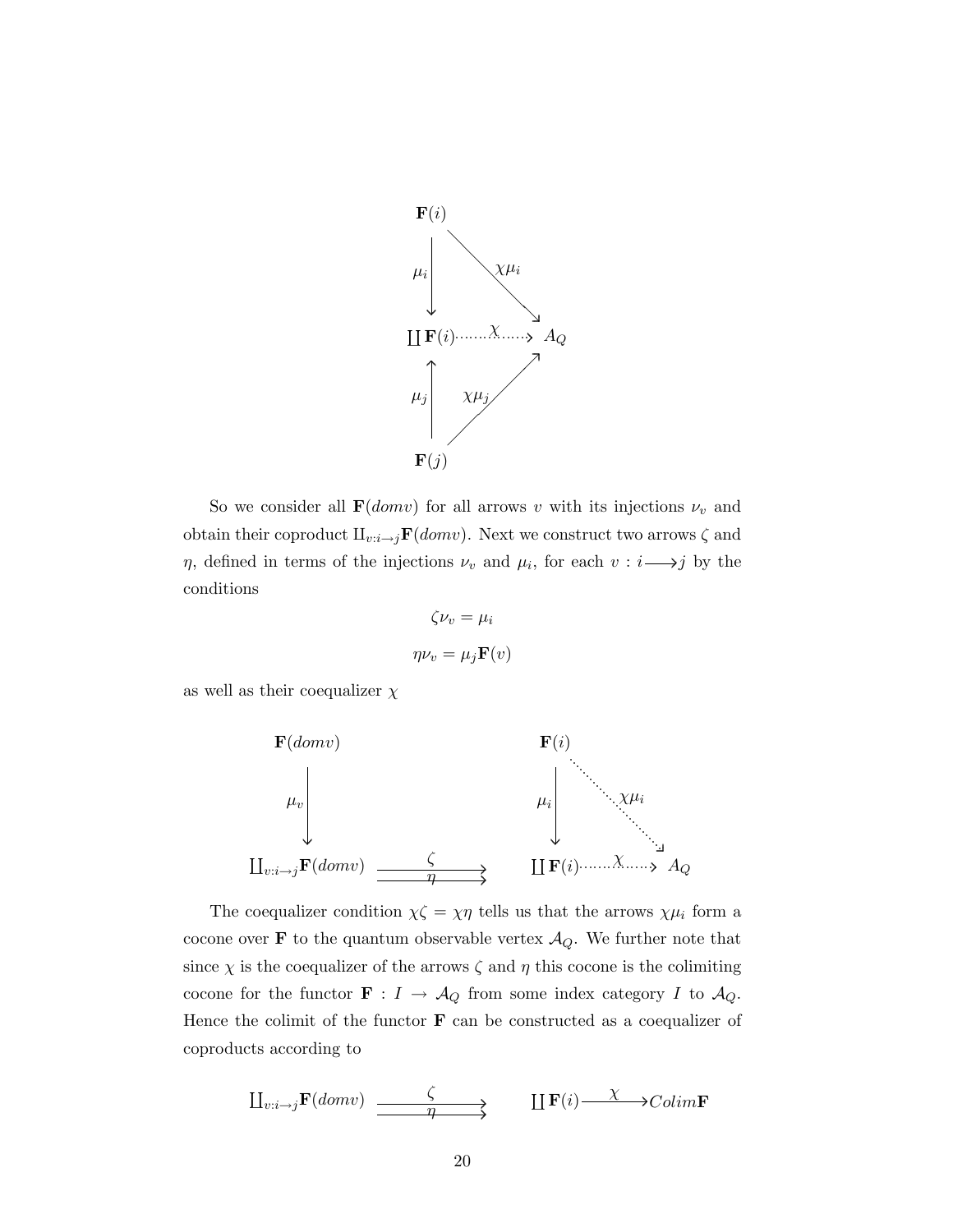$$
\begin{array}{ccc}
\mathbf{F}(i) & & \\
\downarrow \mu_i & \searrow^{\chi\mu_i} & \\
\coprod \mathbf{F}(i) & \overset{\chi}{\dashrightarrow} & A_Q \\
\uparrow \mu_j & \nearrow_{\chi\mu_j} & \\
\mathbf{F}(j) & &
\end{array}
$$

So we consider all $\mathbf{F}(domv)$ for all arrows $v$ with its injections $\nu_v$ and obtain their coproduct $\amalg_{v:i\to j}\mathbf{F}(domv)$. Next we construct two arrows $\zeta$ and $\eta$, defined in terms of the injections $\nu_v$ and $\mu_i$, for each $v : i \longrightarrow j$ by the conditions

$$\zeta\nu_v = \mu_i$$

$$\eta\nu_v = \mu_j\mathbf{F}(v)$$

as well as their coequalizer $\chi$

$$
\begin{array}{ccccc}
\mathbf{F}(domv) & & \mathbf{F}(i) & & \\
\downarrow \mu_v & & \downarrow \mu_i & \searrow^{\chi\mu_i} & \\
\coprod_{v:i\to j}\mathbf{F}(domv) & \overset{\zeta}{\underset{\eta}{\rightrightarrows}} & \coprod \mathbf{F}(i) & \overset{\chi}{\dashrightarrow} & A_Q
\end{array}
$$

The coequalizer condition $\chi\zeta = \chi\eta$ tells us that the arrows $\chi\mu_i$ form a cocone over $\mathbf{F}$ to the quantum observable vertex $\mathcal{A}_Q$. We further note that since $\chi$ is the coequalizer of the arrows $\zeta$ and $\eta$ this cocone is the colimiting cocone for the functor $\mathbf{F} : I \to \mathcal{A}_Q$ from some index category $I$ to $\mathcal{A}_Q$. Hence the colimit of the functor $\mathbf{F}$ can be constructed as a coequalizer of coproducts according to

$$\coprod_{v:i\to j}\mathbf{F}(domv) \overset{\zeta}{\underset{\eta}{\rightrightarrows}} \coprod \mathbf{F}(i) \overset{\chi}{\longrightarrow} Colim\mathbf{F}$$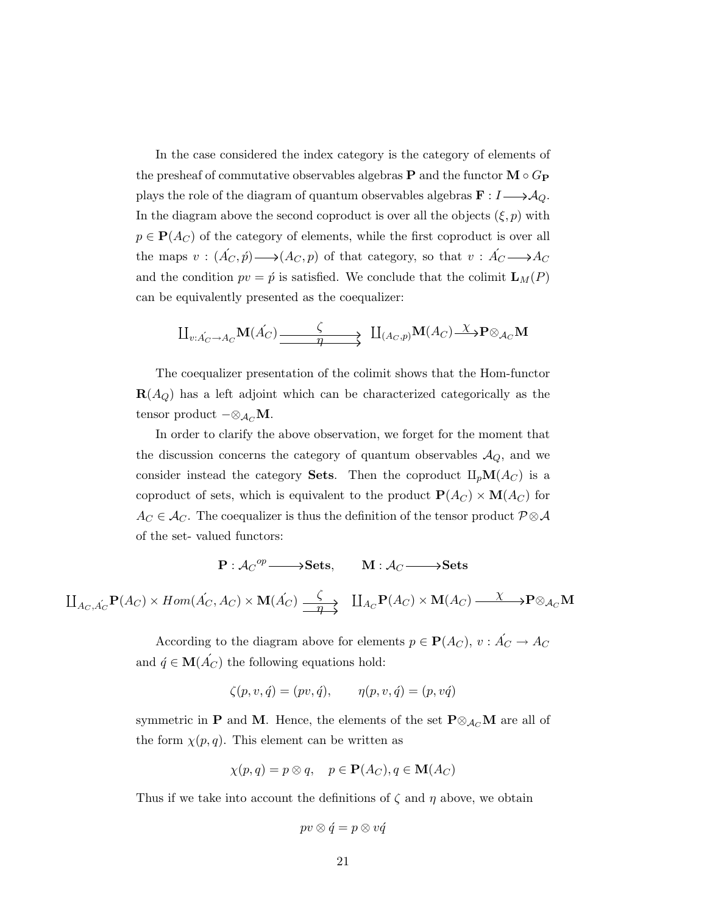In the case considered the index category is the category of elements of the presheaf of commutative observables algebras $\mathbf{P}$ and the functor $\mathbf{M} \circ G_{\mathbf{P}}$ plays the role of the diagram of quantum observables algebras $\mathbf{F} : I \longrightarrow \mathcal{A}_Q$. In the diagram above the second coproduct is over all the objects $(\xi, p)$ with $p \in \mathbf{P}(A_C)$ of the category of elements, while the first coproduct is over all the maps $v : (\acute{A_C}, \acute{p}) \longrightarrow (A_C, p)$ of that category, so that $v : \acute{A_C} \longrightarrow A_C$ and the condition $pv = \acute{p}$ is satisfied. We conclude that the colimit $\mathbf{L}_M(P)$ can be equivalently presented as the coequalizer:

$$\coprod_{v:\acute{A_C} \to A_C} \mathbf{M}(\acute{A_C}) \underset{\eta}{\overset{\zeta}{\rightrightarrows}} \coprod_{(A_C,p)} \mathbf{M}(A_C) \xrightarrow{\chi} \mathbf{P} \otimes_{\mathcal{A}_C} \mathbf{M}$$

The coequalizer presentation of the colimit shows that the Hom-functor $\mathbf{R}(A_Q)$ has a left adjoint which can be characterized categorically as the tensor product $- \otimes_{\mathcal{A}_C} \mathbf{M}$.

In order to clarify the above observation, we forget for the moment that the discussion concerns the category of quantum observables $\mathcal{A}_Q$, and we consider instead the category **Sets**. Then the coproduct $\amalg_p \mathbf{M}(A_C)$ is a coproduct of sets, which is equivalent to the product $\mathbf{P}(A_C) \times \mathbf{M}(A_C)$ for $A_C \in \mathcal{A}_C$. The coequalizer is thus the definition of the tensor product $\mathcal{P} \otimes \mathcal{A}$ of the set- valued functors:

$$\mathbf{P} : {\mathcal{A}_C}^{op} \longrightarrow \mathbf{Sets}, \qquad \mathbf{M} : \mathcal{A}_C \longrightarrow \mathbf{Sets}$$

$$\coprod_{A_C, \acute{A_C}} \mathbf{P}(A_C) \times Hom(\acute{A_C}, A_C) \times \mathbf{M}(\acute{A_C}) \underset{\eta}{\overset{\zeta}{\rightrightarrows}} \coprod_{A_C} \mathbf{P}(A_C) \times \mathbf{M}(A_C) \xrightarrow{\chi} \mathbf{P} \otimes_{\mathcal{A}_C} \mathbf{M}$$

According to the diagram above for elements $p \in \mathbf{P}(A_C)$, $v : \acute{A_C} \to A_C$ and $\acute{q} \in \mathbf{M}(\acute{A_C})$ the following equations hold:

$$\zeta(p, v, \acute{q}) = (pv, \acute{q}), \qquad \eta(p, v, \acute{q}) = (p, v\acute{q})$$

symmetric in $\mathbf{P}$ and $\mathbf{M}$. Hence, the elements of the set $\mathbf{P} \otimes_{\mathcal{A}_C} \mathbf{M}$ are all of the form $\chi(p, q)$. This element can be written as

$$\chi(p, q) = p \otimes q, \quad p \in \mathbf{P}(A_C), q \in \mathbf{M}(A_C)$$

Thus if we take into account the definitions of $\zeta$ and $\eta$ above, we obtain

$$pv \otimes \acute{q} = p \otimes v\acute{q}$$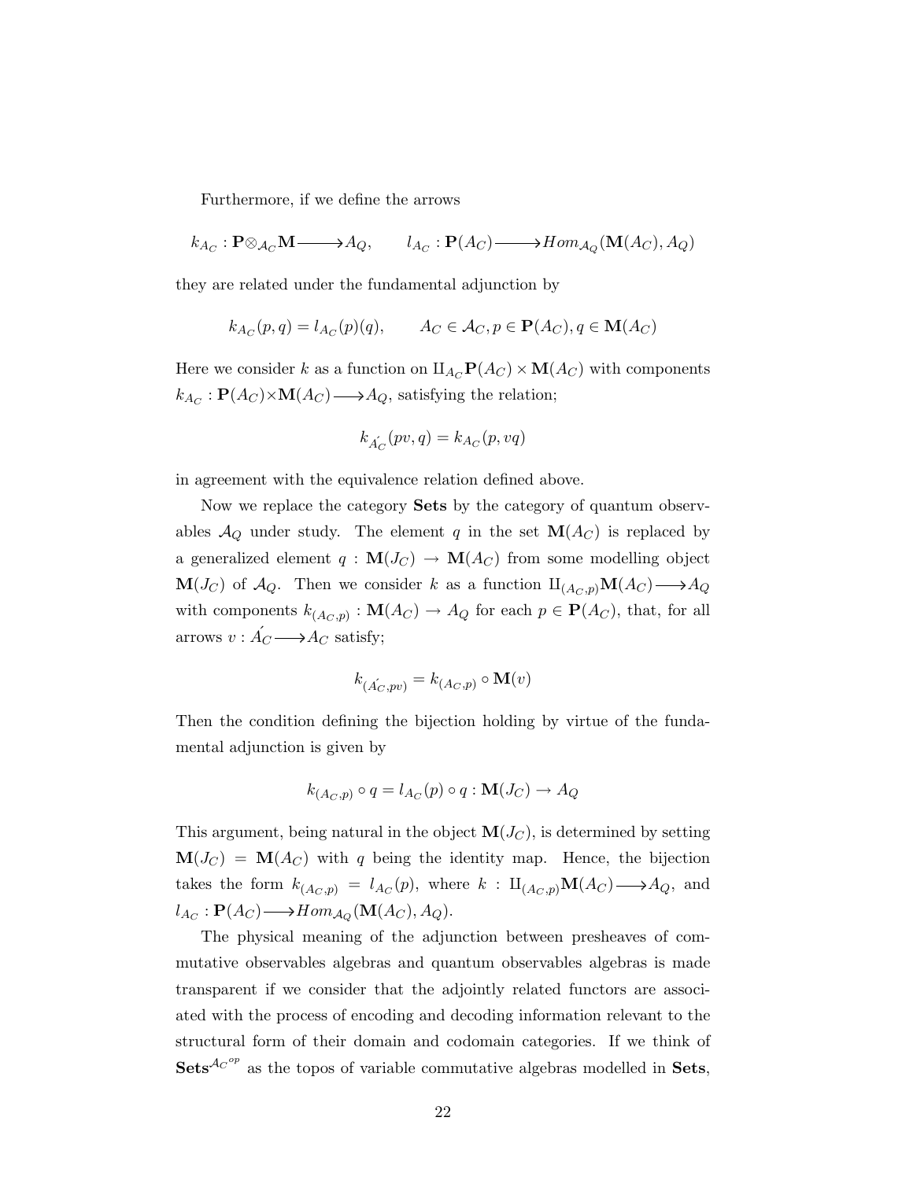Furthermore, if we define the arrows

$$k_{A_C} : \mathbf{P} \otimes_{\mathcal{A}_C} \mathbf{M} \longrightarrow A_Q, \qquad l_{A_C} : \mathbf{P}(A_C) \longrightarrow Hom_{\mathcal{A}_Q}(\mathbf{M}(A_C), A_Q)$$

they are related under the fundamental adjunction by

$$k_{A_C}(p, q) = l_{A_C}(p)(q), \qquad A_C \in \mathcal{A}_C, p \in \mathbf{P}(A_C), q \in \mathbf{M}(A_C)$$

Here we consider $k$ as a function on $\amalg_{A_C} \mathbf{P}(A_C) \times \mathbf{M}(A_C)$ with components $k_{A_C} : \mathbf{P}(A_C) \times \mathbf{M}(A_C) \longrightarrow A_Q$, satisfying the relation;

$$k_{\acute{A_C}}(pv, q) = k_{A_C}(p, vq)$$

in agreement with the equivalence relation defined above.

Now we replace the category **Sets** by the category of quantum observables $\mathcal{A}_Q$ under study. The element $q$ in the set $\mathbf{M}(A_C)$ is replaced by a generalized element $q : \mathbf{M}(J_C) \to \mathbf{M}(A_C)$ from some modelling object $\mathbf{M}(J_C)$ of $\mathcal{A}_Q$. Then we consider $k$ as a function $\amalg_{(A_C,p)} \mathbf{M}(A_C) \longrightarrow A_Q$ with components $k_{(A_C,p)} : \mathbf{M}(A_C) \to A_Q$ for each $p \in \mathbf{P}(A_C)$, that, for all arrows $v : \acute{A_C} \longrightarrow A_C$ satisfy;

$$k_{(\acute{A_C}, pv)} = k_{(A_C,p)} \circ \mathbf{M}(v)$$

Then the condition defining the bijection holding by virtue of the fundamental adjunction is given by

$$k_{(A_C,p)} \circ q = l_{A_C}(p) \circ q : \mathbf{M}(J_C) \to A_Q$$

This argument, being natural in the object $\mathbf{M}(J_C)$, is determined by setting $\mathbf{M}(J_C) = \mathbf{M}(A_C)$ with $q$ being the identity map. Hence, the bijection takes the form $k_{(A_C,p)} = l_{A_C}(p)$, where $k : \amalg_{(A_C,p)} \mathbf{M}(A_C) \longrightarrow A_Q$, and $l_{A_C} : \mathbf{P}(A_C) \longrightarrow Hom_{\mathcal{A}_Q}(\mathbf{M}(A_C), A_Q)$.

The physical meaning of the adjunction between presheaves of commutative observables algebras and quantum observables algebras is made transparent if we consider that the adjointly related functors are associated with the process of encoding and decoding information relevant to the structural form of their domain and codomain categories. If we think of $\mathbf{Sets}^{\mathcal{A}_C{}^{op}}$ as the topos of variable commutative algebras modelled in **Sets**,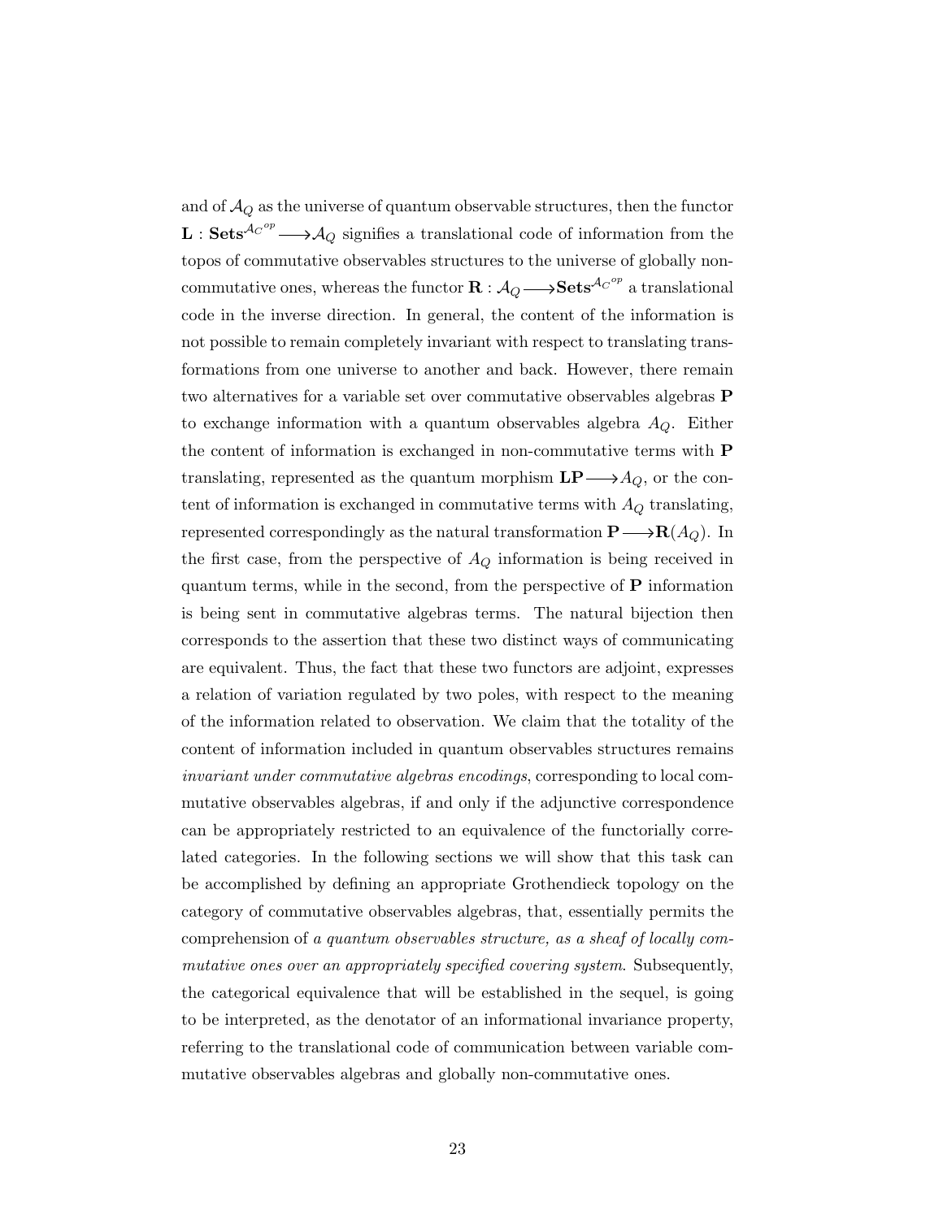and of $\mathcal{A}_Q$ as the universe of quantum observable structures, then the functor $\mathbf{L} : \mathbf{Sets}^{{\mathcal{A}_C}^{op}} \longrightarrow \mathcal{A}_Q$ signifies a translational code of information from the topos of commutative observables structures to the universe of globally non-commutative ones, whereas the functor $\mathbf{R} : \mathcal{A}_Q \longrightarrow \mathbf{Sets}^{{\mathcal{A}_C}^{op}}$ a translational code in the inverse direction. In general, the content of the information is not possible to remain completely invariant with respect to translating transformations from one universe to another and back. However, there remain two alternatives for a variable set over commutative observables algebras $\mathbf{P}$ to exchange information with a quantum observables algebra $A_Q$. Either the content of information is exchanged in non-commutative terms with $\mathbf{P}$ translating, represented as the quantum morphism $\mathbf{LP} \longrightarrow A_Q$, or the content of information is exchanged in commutative terms with $A_Q$ translating, represented correspondingly as the natural transformation $\mathbf{P} \longrightarrow \mathbf{R}(A_Q)$. In the first case, from the perspective of $A_Q$ information is being received in quantum terms, while in the second, from the perspective of $\mathbf{P}$ information is being sent in commutative algebras terms. The natural bijection then corresponds to the assertion that these two distinct ways of communicating are equivalent. Thus, the fact that these two functors are adjoint, expresses a relation of variation regulated by two poles, with respect to the meaning of the information related to observation. We claim that the totality of the content of information included in quantum observables structures remains *invariant under commutative algebras encodings*, corresponding to local commutative observables algebras, if and only if the adjunctive correspondence can be appropriately restricted to an equivalence of the functorially correlated categories. In the following sections we will show that this task can be accomplished by defining an appropriate Grothendieck topology on the category of commutative observables algebras, that, essentially permits the comprehension of *a quantum observables structure, as a sheaf of locally commutative ones over an appropriately specified covering system*. Subsequently, the categorical equivalence that will be established in the sequel, is going to be interpreted, as the denotator of an informational invariance property, referring to the translational code of communication between variable commutative observables algebras and globally non-commutative ones.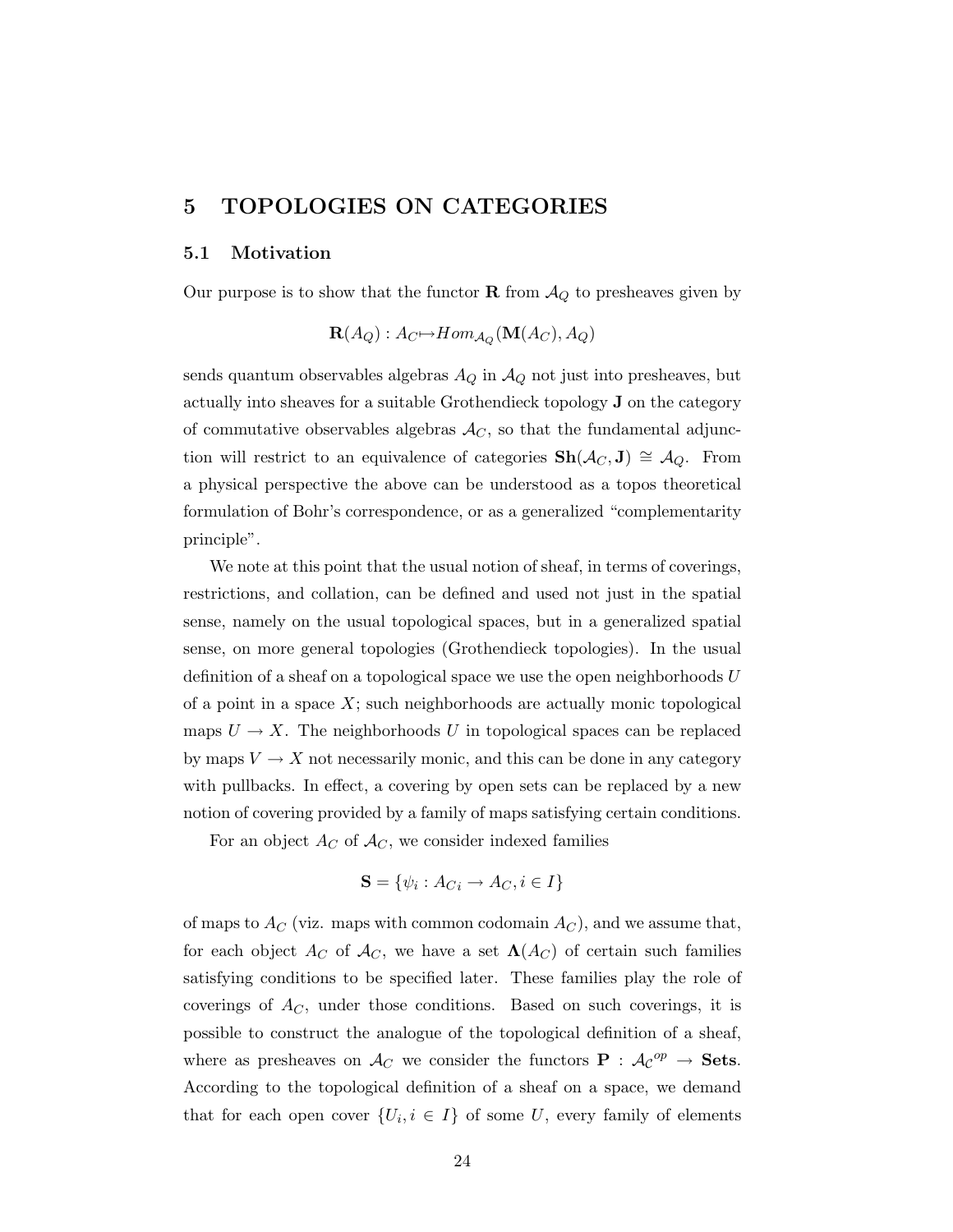# 5 TOPOLOGIES ON CATEGORIES

## 5.1 Motivation

Our purpose is to show that the functor $\mathbf{R}$ from $\mathcal{A}_Q$ to presheaves given by

$$\mathbf{R}(A_Q) : A_C \mapsto Hom_{\mathcal{A}_Q}(\mathbf{M}(A_C), A_Q)$$

sends quantum observables algebras $A_Q$ in $\mathcal{A}_Q$ not just into presheaves, but actually into sheaves for a suitable Grothendieck topology $\mathbf{J}$ on the category of commutative observables algebras $\mathcal{A}_C$, so that the fundamental adjunction will restrict to an equivalence of categories $\mathbf{Sh}(\mathcal{A}_C, \mathbf{J}) \cong \mathcal{A}_Q$. From a physical perspective the above can be understood as a topos theoretical formulation of Bohr's correspondence, or as a generalized "complementarity principle".

We note at this point that the usual notion of sheaf, in terms of coverings, restrictions, and collation, can be defined and used not just in the spatial sense, namely on the usual topological spaces, but in a generalized spatial sense, on more general topologies (Grothendieck topologies). In the usual definition of a sheaf on a topological space we use the open neighborhoods $U$ of a point in a space $X$; such neighborhoods are actually monic topological maps $U \to X$. The neighborhoods $U$ in topological spaces can be replaced by maps $V \to X$ not necessarily monic, and this can be done in any category with pullbacks. In effect, a covering by open sets can be replaced by a new notion of covering provided by a family of maps satisfying certain conditions.

For an object $A_C$ of $\mathcal{A}_C$, we consider indexed families

$$\mathbf{S} = \{\psi_i : A_{C\,i} \to A_C, i \in I\}$$

of maps to $A_C$ (viz. maps with common codomain $A_C$), and we assume that, for each object $A_C$ of $\mathcal{A}_C$, we have a set $\mathbf{\Lambda}(A_C)$ of certain such families satisfying conditions to be specified later. These families play the role of coverings of $A_C$, under those conditions. Based on such coverings, it is possible to construct the analogue of the topological definition of a sheaf, where as presheaves on $\mathcal{A}_C$ we consider the functors $\mathbf{P} : \mathcal{A_C}^{op} \to \mathbf{Sets}$. According to the topological definition of a sheaf on a space, we demand that for each open cover $\{U_i, i \in I\}$ of some $U$, every family of elements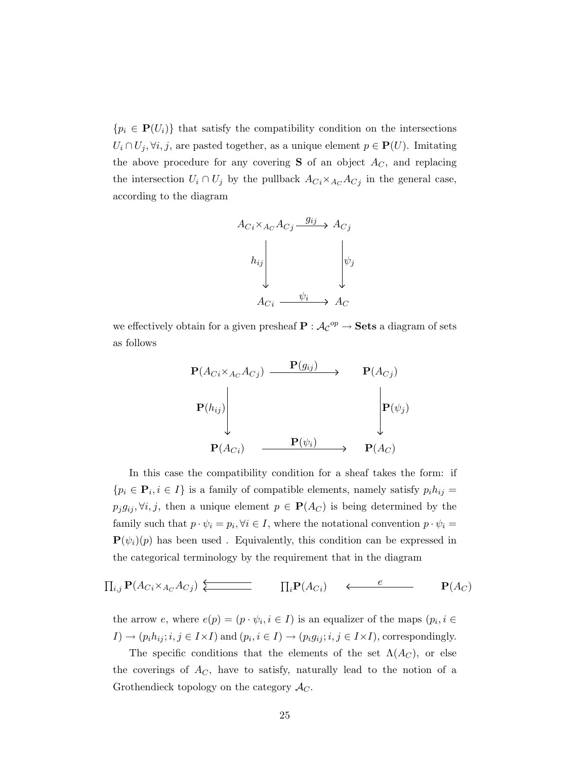$\{p_i \in \mathbf{P}(U_i)\}$ that satisfy the compatibility condition on the intersections $U_i \cap U_j, \forall i, j$, are pasted together, as a unique element $p \in \mathbf{P}(U)$. Imitating the above procedure for any covering $\mathbf{S}$ of an object $A_C$, and replacing the intersection $U_i \cap U_j$ by the pullback $A_{Ci} \times_{A_C} A_{Cj}$ in the general case, according to the diagram

$$
\begin{array}{ccc}
A_{Ci} \times_{A_C} A_{Cj} & \xrightarrow{g_{ij}} & A_{Cj} \\
\Big\downarrow{\scriptstyle h_{ij}} & & \Big\downarrow{\scriptstyle \psi_j} \\
A_{Ci} & \xrightarrow{\psi_i} & A_C
\end{array}
$$

we effectively obtain for a given presheaf $\mathbf{P} : \mathcal{A_C}^{op} \to \mathbf{Sets}$ a diagram of sets as follows

$$
\begin{array}{ccc}
\mathbf{P}(A_{Ci} \times_{A_C} A_{Cj}) & \xrightarrow{\mathbf{P}(g_{ij})} & \mathbf{P}(A_{Cj}) \\
\Big\downarrow{\scriptstyle \mathbf{P}(h_{ij})} & & \Big\downarrow{\scriptstyle \mathbf{P}(\psi_j)} \\
\mathbf{P}(A_{Ci}) & \xrightarrow{\mathbf{P}(\psi_i)} & \mathbf{P}(A_C)
\end{array}
$$

In this case the compatibility condition for a sheaf takes the form: if $\{p_i \in \mathbf{P}_i, i \in I\}$ is a family of compatible elements, namely satisfy $p_i h_{ij} = p_j g_{ij}, \forall i, j$, then a unique element $p \in \mathbf{P}(A_C)$ is being determined by the family such that $p \cdot \psi_i = p_i, \forall i \in I$, where the notational convention $p \cdot \psi_i = \mathbf{P}(\psi_i)(p)$ has been used . Equivalently, this condition can be expressed in the categorical terminology by the requirement that in the diagram

$$
\prod_{i,j} \mathbf{P}(A_{Ci} \times_{A_C} A_{Cj}) \;\substack{\longleftarrow \\ \longleftarrow}\; \prod_i \mathbf{P}(A_{Ci}) \;\xleftarrow{\;\;e\;\;}\; \mathbf{P}(A_C)
$$

the arrow $e$, where $e(p) = (p \cdot \psi_i, i \in I)$ is an equalizer of the maps $(p_i, i \in I) \to (p_i h_{ij}; i, j \in I \times I)$ and $(p_i, i \in I) \to (p_i g_{ij}; i, j \in I \times I)$, correspondingly.

The specific conditions that the elements of the set $\Lambda(A_C)$, or else the coverings of $A_C$, have to satisfy, naturally lead to the notion of a Grothendieck topology on the category $\mathcal{A}_C$.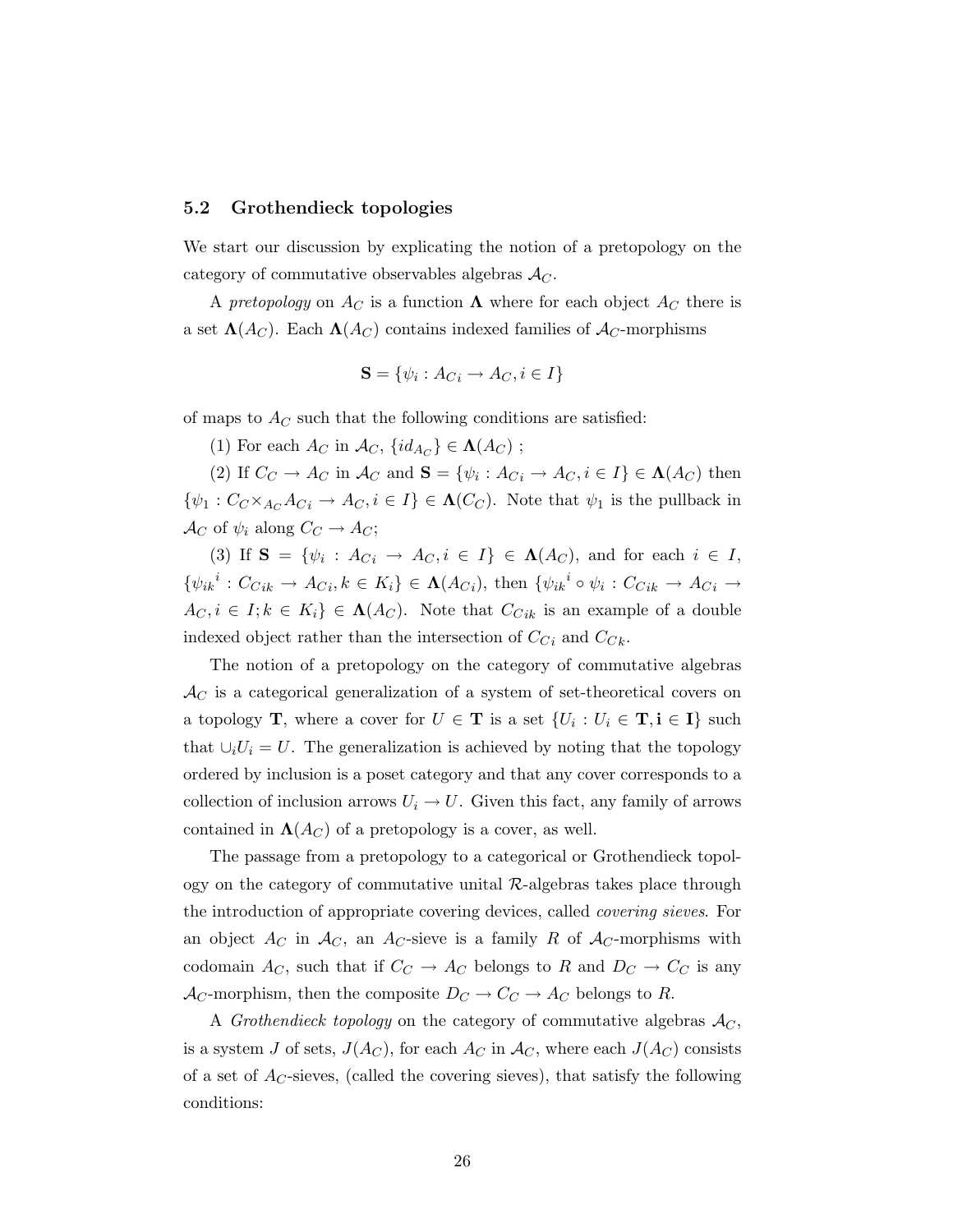### 5.2 Grothendieck topologies

We start our discussion by explicating the notion of a pretopology on the category of commutative observables algebras $\mathcal{A}_C$.

A *pretopology* on $A_C$ is a function $\mathbf{\Lambda}$ where for each object $A_C$ there is a set $\mathbf{\Lambda}(A_C)$. Each $\mathbf{\Lambda}(A_C)$ contains indexed families of $\mathcal{A}_C$-morphisms

$$\mathbf{S} = \{\psi_i : A_{Ci} \to A_C, i \in I\}$$

of maps to $A_C$ such that the following conditions are satisfied:

(1) For each $A_C$ in $\mathcal{A}_C$, $\{id_{A_C}\} \in \mathbf{\Lambda}(A_C)$ ;

(2) If $C_C \to A_C$ in $\mathcal{A}_C$ and $\mathbf{S} = \{\psi_i : A_{Ci} \to A_C, i \in I\} \in \mathbf{\Lambda}(A_C)$ then $\{\psi_1 : C_C \times_{A_C} A_{Ci} \to A_C, i \in I\} \in \mathbf{\Lambda}(C_C)$. Note that $\psi_1$ is the pullback in $\mathcal{A}_C$ of $\psi_i$ along $C_C \to A_C$;

(3) If $\mathbf{S} = \{\psi_i : A_{Ci} \to A_C, i \in I\} \in \mathbf{\Lambda}(A_C)$, and for each $i \in I$, $\{{\psi_{ik}}^i : C_{Cik} \to A_{Ci}, k \in K_i\} \in \mathbf{\Lambda}(A_{Ci})$, then $\{{\psi_{ik}}^i \circ \psi_i : C_{Cik} \to A_{Ci} \to A_C, i \in I; k \in K_i\} \in \mathbf{\Lambda}(A_C)$. Note that $C_{Cik}$ is an example of a double indexed object rather than the intersection of $C_{Ci}$ and $C_{Ck}$.

The notion of a pretopology on the category of commutative algebras $\mathcal{A}_C$ is a categorical generalization of a system of set-theoretical covers on a topology $\mathbf{T}$, where a cover for $U \in \mathbf{T}$ is a set $\{U_i : U_i \in \mathbf{T}, \mathbf{i} \in \mathbf{I}\}$ such that $\cup_i U_i = U$. The generalization is achieved by noting that the topology ordered by inclusion is a poset category and that any cover corresponds to a collection of inclusion arrows $U_i \to U$. Given this fact, any family of arrows contained in $\mathbf{\Lambda}(A_C)$ of a pretopology is a cover, as well.

The passage from a pretopology to a categorical or Grothendieck topology on the category of commutative unital $\mathcal{R}$-algebras takes place through the introduction of appropriate covering devices, called *covering sieves*. For an object $A_C$ in $\mathcal{A}_C$, an $A_C$-sieve is a family $R$ of $\mathcal{A}_C$-morphisms with codomain $A_C$, such that if $C_C \to A_C$ belongs to $R$ and $D_C \to C_C$ is any $\mathcal{A}_C$-morphism, then the composite $D_C \to C_C \to A_C$ belongs to $R$.

A *Grothendieck topology* on the category of commutative algebras $\mathcal{A}_C$, is a system $J$ of sets, $J(A_C)$, for each $A_C$ in $\mathcal{A}_C$, where each $J(A_C)$ consists of a set of $A_C$-sieves, (called the covering sieves), that satisfy the following conditions: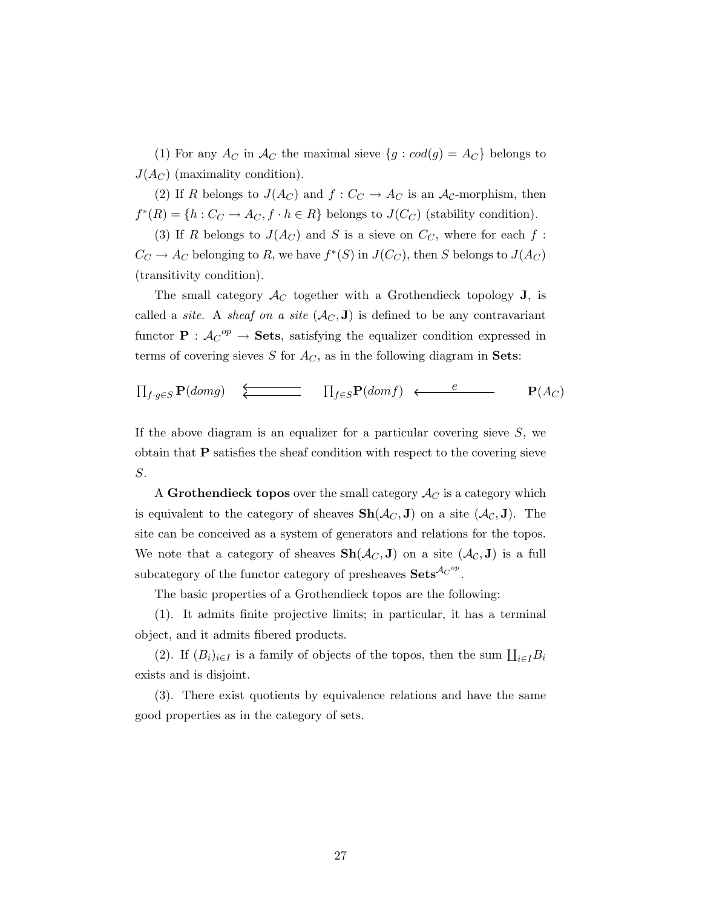(1) For any $A_C$ in $\mathcal{A}_C$ the maximal sieve $\{g : cod(g) = A_C\}$ belongs to $J(A_C)$ (maximality condition).

(2) If $R$ belongs to $J(A_C)$ and $f : C_C \to A_C$ is an $\mathcal{A}_\mathcal{C}$-morphism, then $f^*(R) = \{h : C_C \to A_C, f \cdot h \in R\}$ belongs to $J(C_C)$ (stability condition).

(3) If $R$ belongs to $J(A_C)$ and $S$ is a sieve on $C_C$, where for each $f : C_C \to A_C$ belonging to $R$, we have $f^*(S)$ in $J(C_C)$, then $S$ belongs to $J(A_C)$ (transitivity condition).

The small category $\mathcal{A}_C$ together with a Grothendieck topology $\mathbf{J}$, is called a *site*. A *sheaf on a site* $(\mathcal{A}_C, \mathbf{J})$ is defined to be any contravariant functor $\mathbf{P} : {\mathcal{A}_C}^{op} \to \mathbf{Sets}$, satisfying the equalizer condition expressed in terms of covering sieves $S$ for $A_C$, as in the following diagram in $\mathbf{Sets}$:

$$\prod_{f \cdot g \in S} \mathbf{P}(domg) \quad \overleftarrow{\overleftarrow{\qquad\qquad}} \quad \prod_{f \in S} \mathbf{P}(domf) \quad \xleftarrow{\quad e \quad} \quad \mathbf{P}(A_C)$$

If the above diagram is an equalizer for a particular covering sieve $S$, we obtain that $\mathbf{P}$ satisfies the sheaf condition with respect to the covering sieve $S$.

A **Grothendieck topos** over the small category $\mathcal{A}_C$ is a category which is equivalent to the category of sheaves $\mathbf{Sh}(\mathcal{A}_C, \mathbf{J})$ on a site $(\mathcal{A}_\mathcal{C}, \mathbf{J})$. The site can be conceived as a system of generators and relations for the topos. We note that a category of sheaves $\mathbf{Sh}(\mathcal{A}_C, \mathbf{J})$ on a site $(\mathcal{A}_\mathcal{C}, \mathbf{J})$ is a full subcategory of the functor category of presheaves $\mathbf{Sets}^{{\mathcal{A}_C}^{op}}$.

The basic properties of a Grothendieck topos are the following:

(1). It admits finite projective limits; in particular, it has a terminal object, and it admits fibered products.

(2). If $(B_i)_{i \in I}$ is a family of objects of the topos, then the sum $\coprod_{i \in I} B_i$ exists and is disjoint.

(3). There exist quotients by equivalence relations and have the same good properties as in the category of sets.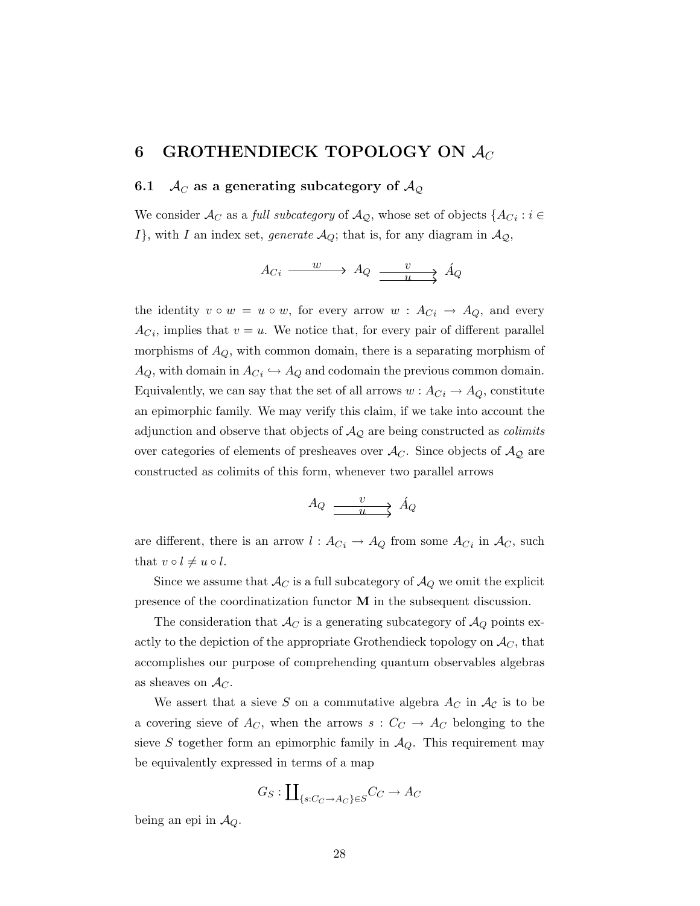# 6 GROTHENDIECK TOPOLOGY ON $\mathcal{A}_C$

## 6.1 $\mathcal{A}_C$ as a generating subcategory of $\mathcal{A}_\mathcal{Q}$

We consider $\mathcal{A}_C$ as a *full subcategory* of $\mathcal{A}_\mathcal{Q}$, whose set of objects $\{A_{Ci} : i \in I\}$, with $I$ an index set, *generate* $\mathcal{A}_Q$; that is, for any diagram in $\mathcal{A}_\mathcal{Q}$,

$$A_{Ci} \xrightarrow{\quad w \quad} A_Q \underset{u}{\overset{v}{\rightrightarrows}} \acute{A}_Q$$

the identity $v \circ w = u \circ w$, for every arrow $w : A_{Ci} \to A_Q$, and every $A_{Ci}$, implies that $v = u$. We notice that, for every pair of different parallel morphisms of $A_Q$, with common domain, there is a separating morphism of $A_Q$, with domain in $A_{Ci} \hookrightarrow A_Q$ and codomain the previous common domain. Equivalently, we can say that the set of all arrows $w : A_{Ci} \to A_Q$, constitute an epimorphic family. We may verify this claim, if we take into account the adjunction and observe that objects of $\mathcal{A}_\mathcal{Q}$ are being constructed as *colimits* over categories of elements of presheaves over $\mathcal{A}_C$. Since objects of $\mathcal{A}_\mathcal{Q}$ are constructed as colimits of this form, whenever two parallel arrows

$$A_Q \underset{u}{\overset{v}{\rightrightarrows}} \acute{A}_Q$$

are different, there is an arrow $l : A_{Ci} \to A_Q$ from some $A_{Ci}$ in $\mathcal{A}_C$, such that $v \circ l \neq u \circ l$.

Since we assume that $\mathcal{A}_C$ is a full subcategory of $\mathcal{A}_Q$ we omit the explicit presence of the coordinatization functor $\mathbf{M}$ in the subsequent discussion.

The consideration that $\mathcal{A}_C$ is a generating subcategory of $\mathcal{A}_Q$ points exactly to the depiction of the appropriate Grothendieck topology on $\mathcal{A}_C$, that accomplishes our purpose of comprehending quantum observables algebras as sheaves on $\mathcal{A}_C$.

We assert that a sieve $S$ on a commutative algebra $A_C$ in $\mathcal{A}_\mathcal{C}$ is to be a covering sieve of $A_C$, when the arrows $s : C_C \to A_C$ belonging to the sieve $S$ together form an epimorphic family in $\mathcal{A}_Q$. This requirement may be equivalently expressed in terms of a map

$$G_S : \coprod_{\{s: C_C \to A_C\} \in S} C_C \to A_C$$

being an epi in $\mathcal{A}_Q$.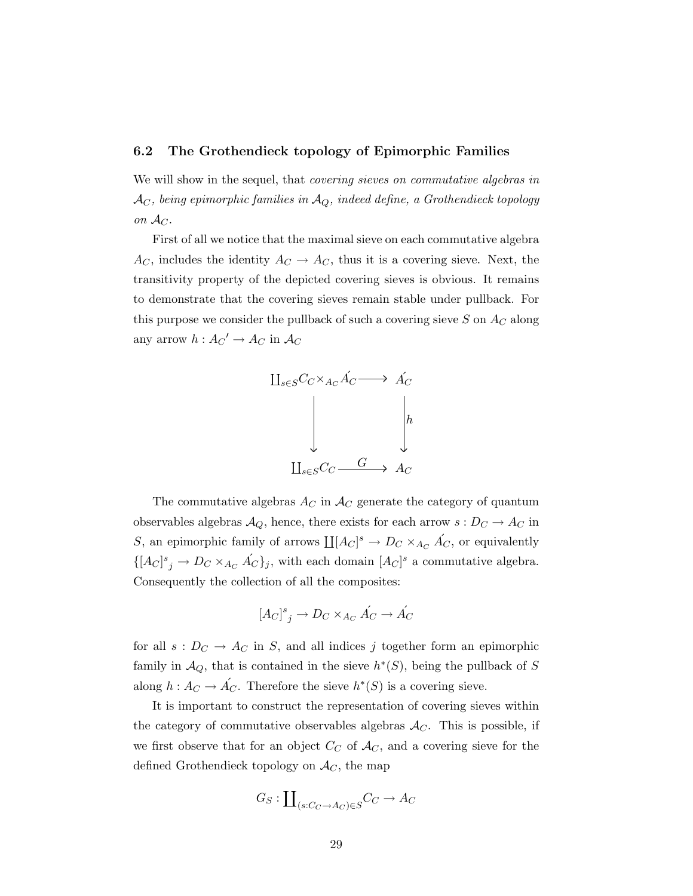### 6.2 The Grothendieck topology of Epimorphic Families

We will show in the sequel, that *covering sieves on commutative algebras in $\mathcal{A}_C$, being epimorphic families in $\mathcal{A}_Q$, indeed define, a Grothendieck topology on $\mathcal{A}_C$.*

First of all we notice that the maximal sieve on each commutative algebra $A_C$, includes the identity $A_C \to A_C$, thus it is a covering sieve. Next, the transitivity property of the depicted covering sieves is obvious. It remains to demonstrate that the covering sieves remain stable under pullback. For this purpose we consider the pullback of such a covering sieve $S$ on $A_C$ along any arrow $h : {A_C}' \to A_C$ in $\mathcal{A}_C$

$$
\begin{array}{ccc}
\coprod_{s \in S} C_C \times_{A_C} \acute{A_C} & \longrightarrow & \acute{A_C} \\
\downarrow & & \downarrow h \\
\coprod_{s \in S} C_C & \xrightarrow{\quad G \quad} & A_C
\end{array}
$$

The commutative algebras $A_C$ in $\mathcal{A}_C$ generate the category of quantum observables algebras $\mathcal{A}_Q$, hence, there exists for each arrow $s : D_C \to A_C$ in $S$, an epimorphic family of arrows $\coprod [A_C]^s \to D_C \times_{A_C} \acute{A_C}$, or equivalently $\{{[A_C]^s}_j \to D_C \times_{A_C} \acute{A_C}\}_j$, with each domain $[A_C]^s$ a commutative algebra. Consequently the collection of all the composites:

$$
{[A_C]^s}_j \to D_C \times_{A_C} \acute{A_C} \to \acute{A_C}
$$

for all $s : D_C \to A_C$ in $S$, and all indices $j$ together form an epimorphic family in $\mathcal{A}_Q$, that is contained in the sieve $h^*(S)$, being the pullback of $S$ along $h : A_C \to \acute{A_C}$. Therefore the sieve $h^*(S)$ is a covering sieve.

It is important to construct the representation of covering sieves within the category of commutative observables algebras $\mathcal{A}_C$. This is possible, if we first observe that for an object $C_C$ of $\mathcal{A}_C$, and a covering sieve for the defined Grothendieck topology on $\mathcal{A}_C$, the map

$$
G_S : \coprod_{(s: C_C \to A_C) \in S} C_C \to A_C
$$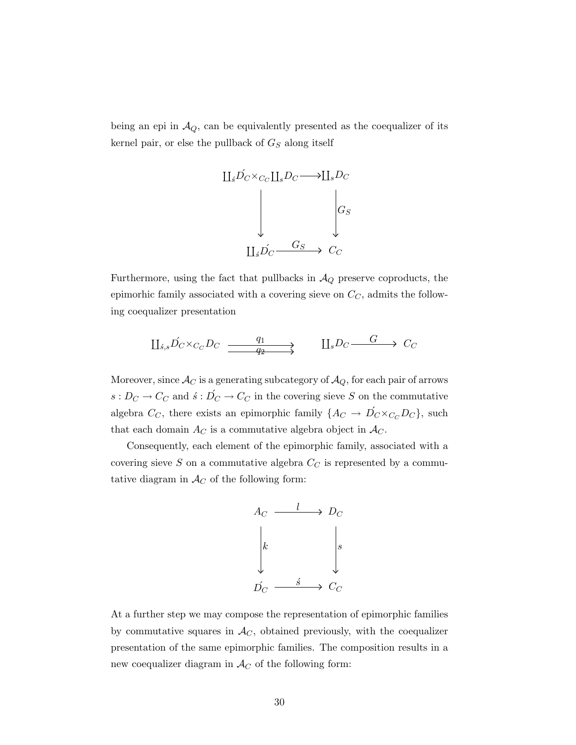being an epi in $\mathcal{A}_Q$, can be equivalently presented as the coequalizer of its kernel pair, or else the pullback of $G_S$ along itself

$$
\begin{array}{ccc}
\coprod_{\acute{s}} \acute{D_C} \times_{C_C} \coprod_s D_C & \longrightarrow & \coprod_s D_C \\
\downarrow & & \downarrow G_S \\
\coprod_{\acute{s}} \acute{D_C} & \xrightarrow{G_S} & C_C
\end{array}
$$

Furthermore, using the fact that pullbacks in $\mathcal{A}_Q$ preserve coproducts, the epimorhic family associated with a covering sieve on $C_C$, admits the following coequalizer presentation

$$
\coprod_{\acute{s},s} \acute{D_C} \times_{C_C} D_C \; \underset{q_2}{\overset{q_1}{\rightrightarrows}} \; \coprod_s D_C \xrightarrow{G} C_C
$$

Moreover, since $\mathcal{A}_C$ is a generating subcategory of $\mathcal{A}_Q$, for each pair of arrows $s : D_C \to C_C$ and $\acute{s} : \acute{D_C} \to C_C$ in the covering sieve $S$ on the commutative algebra $C_C$, there exists an epimorphic family $\{A_C \to \acute{D_C} \times_{C_C} D_C\}$, such that each domain $A_C$ is a commutative algebra object in $\mathcal{A}_C$.

Consequently, each element of the epimorphic family, associated with a covering sieve $S$ on a commutative algebra $C_C$ is represented by a commutative diagram in $\mathcal{A}_C$ of the following form:

$$
\begin{array}{ccc}
A_C & \xrightarrow{l} & D_C \\
\downarrow k & & \downarrow s \\
\acute{D_C} & \xrightarrow{\acute{s}} & C_C
\end{array}
$$

At a further step we may compose the representation of epimorphic families by commutative squares in $\mathcal{A}_C$, obtained previously, with the coequalizer presentation of the same epimorphic families. The composition results in a new coequalizer diagram in $\mathcal{A}_C$ of the following form: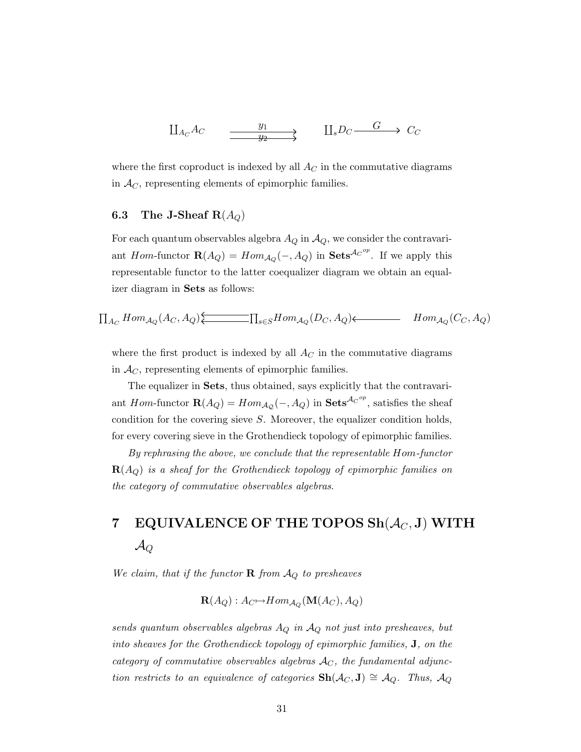$$\coprod_{A_C} A_C \quad \overset{y_1}{\underset{y_2}{\rightrightarrows}} \quad \coprod_s D_C \xrightarrow{\ G\ } C_C$$

where the first coproduct is indexed by all $A_C$ in the commutative diagrams in $\mathcal{A}_C$, representing elements of epimorphic families.

### 6.3 The J-Sheaf $\mathbf{R}(A_Q)$

For each quantum observables algebra $A_Q$ in $\mathcal{A}_Q$, we consider the contravariant *Hom*-functor $\mathbf{R}(A_Q) = Hom_{\mathcal{A}_Q}(-, A_Q)$ in $\mathbf{Sets}^{{\mathcal{A}_C}^{op}}$. If we apply this representable functor to the latter coequalizer diagram we obtain an equalizer diagram in **Sets** as follows:

$$\prod_{A_C} Hom_{\mathcal{A}_Q}(A_C, A_Q) \leftleftarrows \prod_{s \in S} Hom_{\mathcal{A}_Q}(D_C, A_Q) \longleftarrow Hom_{\mathcal{A}_Q}(C_C, A_Q)$$

where the first product is indexed by all $A_C$ in the commutative diagrams in $\mathcal{A}_C$, representing elements of epimorphic families.

The equalizer in **Sets**, thus obtained, says explicitly that the contravariant *Hom*-functor $\mathbf{R}(A_Q) = Hom_{\mathcal{A}_Q}(-, A_Q)$ in $\mathbf{Sets}^{{\mathcal{A}_C}^{op}}$, satisfies the sheaf condition for the covering sieve $S$. Moreover, the equalizer condition holds, for every covering sieve in the Grothendieck topology of epimorphic families.

*By rephrasing the above, we conclude that the representable Hom-functor* $\mathbf{R}(A_Q)$ *is a sheaf for the Grothendieck topology of epimorphic families on the category of commutative observables algebras.*

## 7 EQUIVALENCE OF THE TOPOS $\mathbf{Sh}(\mathcal{A}_C, \mathbf{J})$ WITH $\mathcal{A}_Q$

*We claim, that if the functor* $\mathbf{R}$ *from* $\mathcal{A}_Q$ *to presheaves*

$$\mathbf{R}(A_Q) : A_C \mapsto Hom_{\mathcal{A}_Q}(\mathbf{M}(A_C), A_Q)$$

*sends quantum observables algebras* $A_Q$ *in* $\mathcal{A}_Q$ *not just into presheaves, but into sheaves for the Grothendieck topology of epimorphic families,* $\mathbf{J}$*, on the category of commutative observables algebras* $\mathcal{A}_C$*, the fundamental adjunction restricts to an equivalence of categories* $\mathbf{Sh}(\mathcal{A}_C, \mathbf{J}) \cong \mathcal{A}_Q$*. Thus,* $\mathcal{A}_Q$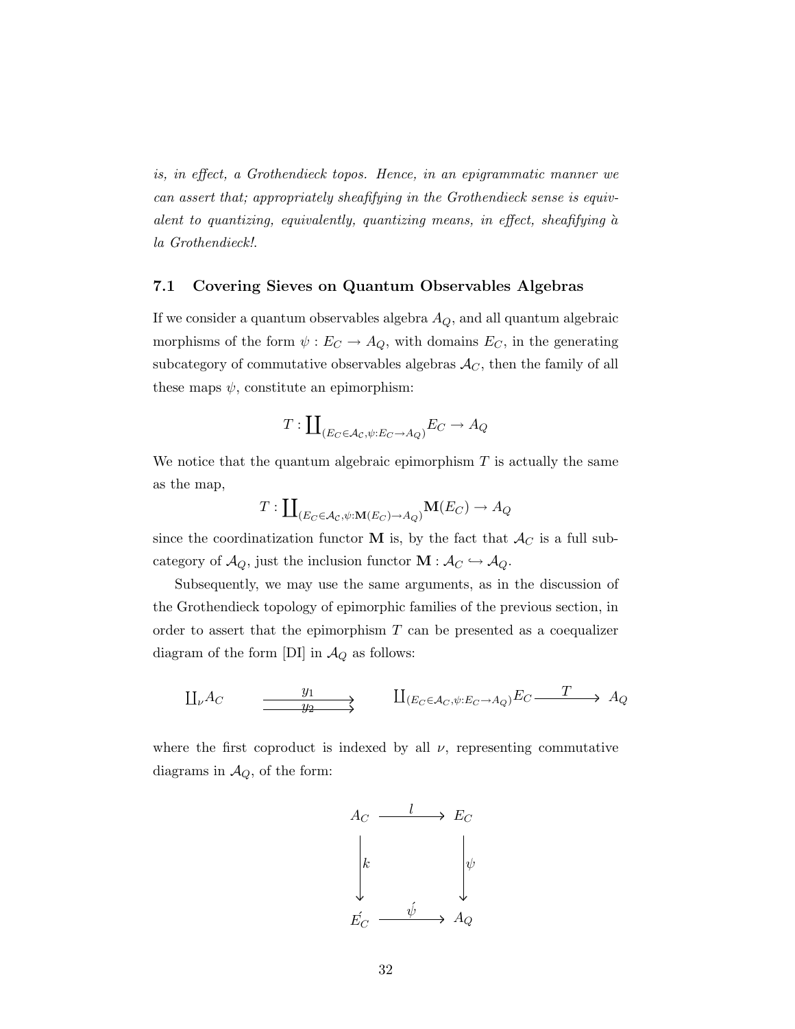*is, in effect, a Grothendieck topos. Hence, in an epigrammatic manner we can assert that; appropriately sheafifying in the Grothendieck sense is equivalent to quantizing, equivalently, quantizing means, in effect, sheafifying à la Grothendieck!.*

### 7.1 Covering Sieves on Quantum Observables Algebras

If we consider a quantum observables algebra $A_Q$, and all quantum algebraic morphisms of the form $\psi : E_C \to A_Q$, with domains $E_C$, in the generating subcategory of commutative observables algebras $\mathcal{A}_C$, then the family of all these maps $\psi$, constitute an epimorphism:

$$T : \coprod_{(E_C \in \mathcal{A}_\mathcal{C}, \psi : E_C \to A_Q)} E_C \to A_Q$$

We notice that the quantum algebraic epimorphism $T$ is actually the same as the map,

$$T : \coprod_{(E_C \in \mathcal{A}_\mathcal{C}, \psi : \mathbf{M}(E_C) \to A_Q)} \mathbf{M}(E_C) \to A_Q$$

since the coordinatization functor $\mathbf{M}$ is, by the fact that $\mathcal{A}_C$ is a full subcategory of $\mathcal{A}_Q$, just the inclusion functor $\mathbf{M} : \mathcal{A}_C \hookrightarrow \mathcal{A}_Q$.

Subsequently, we may use the same arguments, as in the discussion of the Grothendieck topology of epimorphic families of the previous section, in order to assert that the epimorphism $T$ can be presented as a coequalizer diagram of the form [DI] in $\mathcal{A}_Q$ as follows:

$$\coprod_\nu A_C \quad \underset{y_2}{\overset{y_1}{\rightrightarrows}} \quad \coprod_{(E_C \in \mathcal{A}_C, \psi : E_C \to A_Q)} E_C \xrightarrow{T} A_Q$$

where the first coproduct is indexed by all $\nu$, representing commutative diagrams in $\mathcal{A}_Q$, of the form:

$$\begin{array}{ccc} A_C & \xrightarrow{l} & E_C \\ \downarrow k & & \downarrow \psi \\ \acute{E_C} & \xrightarrow{\acute{\psi}} & A_Q \end{array}$$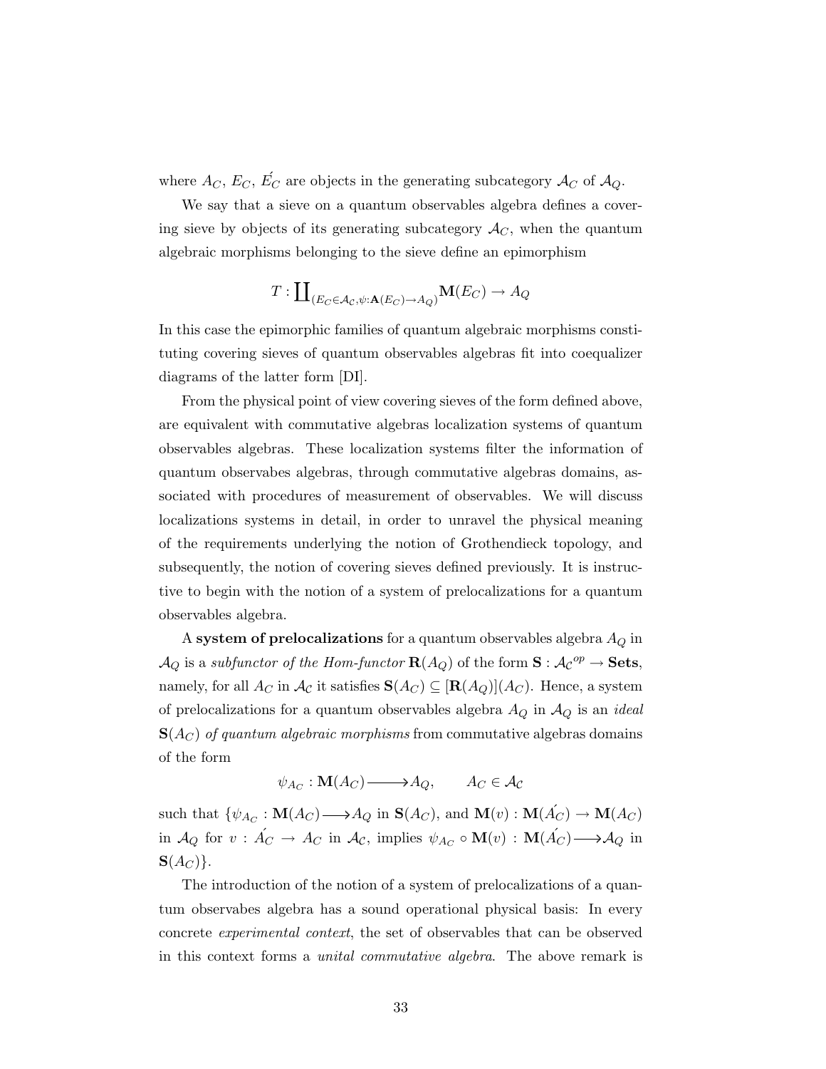where $A_C$, $E_C$, $\acute{E_C}$ are objects in the generating subcategory $\mathcal{A}_C$ of $\mathcal{A}_Q$.

We say that a sieve on a quantum observables algebra defines a covering sieve by objects of its generating subcategory $\mathcal{A}_C$, when the quantum algebraic morphisms belonging to the sieve define an epimorphism

$$T : \coprod_{(E_C \in \mathcal{A}_\mathcal{C}, \psi : \mathbf{A}(E_C) \rightarrow A_Q)} \mathbf{M}(E_C) \rightarrow A_Q$$

In this case the epimorphic families of quantum algebraic morphisms constituting covering sieves of quantum observables algebras fit into coequalizer diagrams of the latter form [DI].

From the physical point of view covering sieves of the form defined above, are equivalent with commutative algebras localization systems of quantum observables algebras. These localization systems filter the information of quantum observabes algebras, through commutative algebras domains, associated with procedures of measurement of observables. We will discuss localizations systems in detail, in order to unravel the physical meaning of the requirements underlying the notion of Grothendieck topology, and subsequently, the notion of covering sieves defined previously. It is instructive to begin with the notion of a system of prelocalizations for a quantum observables algebra.

A **system of prelocalizations** for a quantum observables algebra $A_Q$ in $\mathcal{A}_Q$ is a *subfunctor of the Hom-functor* $\mathbf{R}(A_Q)$ of the form $\mathbf{S} : {\mathcal{A}_\mathcal{C}}^{op} \rightarrow \mathbf{Sets}$, namely, for all $A_C$ in $\mathcal{A}_\mathcal{C}$ it satisfies $\mathbf{S}(A_C) \subseteq [\mathbf{R}(A_Q)](A_C)$. Hence, a system of prelocalizations for a quantum observables algebra $A_Q$ in $\mathcal{A}_Q$ is an *ideal* $\mathbf{S}(A_C)$ *of quantum algebraic morphisms* from commutative algebras domains of the form

$$\psi_{A_C} : \mathbf{M}(A_C) \longrightarrow A_Q, \qquad A_C \in \mathcal{A}_\mathcal{C}$$

such that $\{\psi_{A_C} : \mathbf{M}(A_C) \longrightarrow A_Q$ in $\mathbf{S}(A_C)$, and $\mathbf{M}(v) : \mathbf{M}(\acute{A_C}) \rightarrow \mathbf{M}(A_C)$ in $\mathcal{A}_Q$ for $v : \acute{A_C} \rightarrow A_C$ in $\mathcal{A}_\mathcal{C}$, implies $\psi_{A_C} \circ \mathbf{M}(v) : \mathbf{M}(\acute{A_C}) \longrightarrow \mathcal{A}_Q$ in $\mathbf{S}(A_C)\}$.

The introduction of the notion of a system of prelocalizations of a quantum observabes algebra has a sound operational physical basis: In every concrete *experimental context*, the set of observables that can be observed in this context forms a *unital commutative algebra*. The above remark is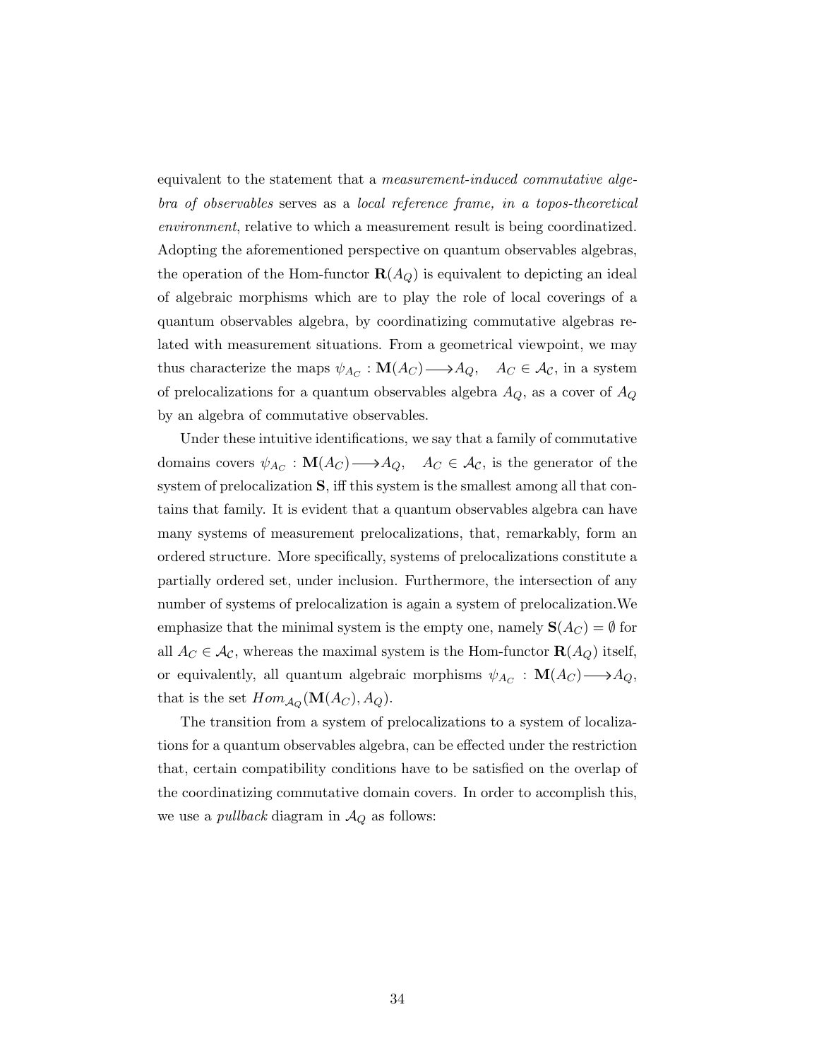equivalent to the statement that a *measurement-induced commutative algebra of observables* serves as a *local reference frame, in a topos-theoretical environment*, relative to which a measurement result is being coordinatized. Adopting the aforementioned perspective on quantum observables algebras, the operation of the Hom-functor $\mathbf{R}(A_Q)$ is equivalent to depicting an ideal of algebraic morphisms which are to play the role of local coverings of a quantum observables algebra, by coordinatizing commutative algebras related with measurement situations. From a geometrical viewpoint, we may thus characterize the maps $\psi_{A_C} : \mathbf{M}(A_C) \longrightarrow A_Q, \quad A_C \in \mathcal{A}_{\mathcal{C}}$, in a system of prelocalizations for a quantum observables algebra $A_Q$, as a cover of $A_Q$ by an algebra of commutative observables.

Under these intuitive identifications, we say that a family of commutative domains covers $\psi_{A_C} : \mathbf{M}(A_C) \longrightarrow A_Q, \quad A_C \in \mathcal{A}_{\mathcal{C}}$, is the generator of the system of prelocalization $\mathbf{S}$, iff this system is the smallest among all that contains that family. It is evident that a quantum observables algebra can have many systems of measurement prelocalizations, that, remarkably, form an ordered structure. More specifically, systems of prelocalizations constitute a partially ordered set, under inclusion. Furthermore, the intersection of any number of systems of prelocalization is again a system of prelocalization.We emphasize that the minimal system is the empty one, namely $\mathbf{S}(A_C) = \emptyset$ for all $A_C \in \mathcal{A}_{\mathcal{C}}$, whereas the maximal system is the Hom-functor $\mathbf{R}(A_Q)$ itself, or equivalently, all quantum algebraic morphisms $\psi_{A_C} : \mathbf{M}(A_C) \longrightarrow A_Q$, that is the set $Hom_{\mathcal{A}_Q}(\mathbf{M}(A_C), A_Q)$.

The transition from a system of prelocalizations to a system of localizations for a quantum observables algebra, can be effected under the restriction that, certain compatibility conditions have to be satisfied on the overlap of the coordinatizing commutative domain covers. In order to accomplish this, we use a *pullback* diagram in $\mathcal{A}_Q$ as follows: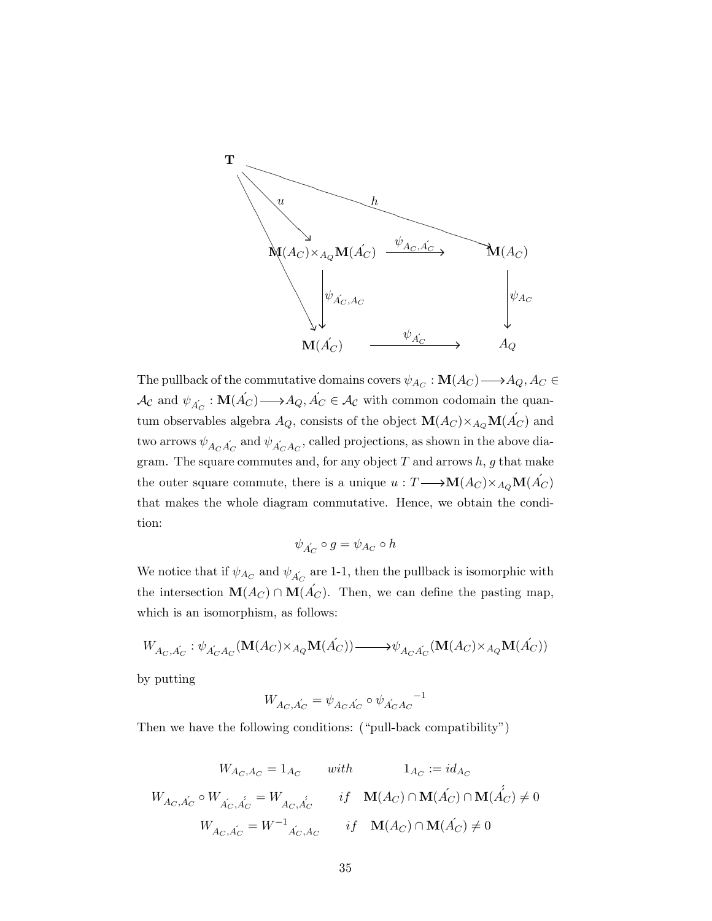$$
\begin{array}{ccccc}
\mathbf{T} & & & & \\
 & \overset{u}{\searrow} & & \overset{h}{\longrightarrow} & \\
 & & \mathbf{M}(A_C)\times_{A_Q}\mathbf{M}(\acute{A_C}) & \xrightarrow{\psi_{A_C,\acute{A_C}}} & \mathbf{M}(A_C) \\
 & & \Big\downarrow \psi_{\acute{A_C},A_C} & & \Big\downarrow \psi_{A_C} \\
 & & \mathbf{M}(\acute{A_C}) & \xrightarrow{\psi_{\acute{A_C}}} & A_Q
\end{array}
$$

The pullback of the commutative domains covers $\psi_{A_C} : \mathbf{M}(A_C) \longrightarrow A_Q, A_C \in \mathcal{A}_\mathcal{C}$ and $\psi_{\acute{A_C}} : \mathbf{M}(\acute{A_C}) \longrightarrow A_Q, \acute{A_C} \in \mathcal{A}_\mathcal{C}$ with common codomain the quantum observables algebra $A_Q$, consists of the object $\mathbf{M}(A_C)\times_{A_Q}\mathbf{M}(\acute{A_C})$ and two arrows $\psi_{A_C\acute{A_C}}$ and $\psi_{\acute{A_C}A_C}$, called projections, as shown in the above diagram. The square commutes and, for any object $T$ and arrows $h$, $g$ that make the outer square commute, there is a unique $u : T \longrightarrow \mathbf{M}(A_C)\times_{A_Q}\mathbf{M}(\acute{A_C})$ that makes the whole diagram commutative. Hence, we obtain the condition:

$$\psi_{\acute{A_C}} \circ g = \psi_{A_C} \circ h$$

We notice that if $\psi_{A_C}$ and $\psi_{\acute{A_C}}$ are 1-1, then the pullback is isomorphic with the intersection $\mathbf{M}(A_C) \cap \mathbf{M}(\acute{A_C})$. Then, we can define the pasting map, which is an isomorphism, as follows:

$$W_{A_C,\acute{A_C}} : \psi_{\acute{A_C}A_C}(\mathbf{M}(A_C)\times_{A_Q}\mathbf{M}(\acute{A_C})) \longrightarrow \psi_{A_C\acute{A_C}}(\mathbf{M}(A_C)\times_{A_Q}\mathbf{M}(\acute{A_C}))$$

by putting

$$W_{A_C,\acute{A_C}} = \psi_{A_C\acute{A_C}} \circ {\psi_{\acute{A_C}A_C}}^{-1}$$

Then we have the following conditions: ("pull-back compatibility")

$$W_{A_C,A_C} = 1_{A_C} \qquad with \qquad 1_{A_C} := id_{A_C}$$

$$W_{A_C,\acute{A_C}} \circ W_{\acute{A_C},\acute{\acute{A_C}}} = W_{A_C,\acute{\acute{A_C}}} \qquad if \quad \mathbf{M}(A_C) \cap \mathbf{M}(\acute{A_C}) \cap \mathbf{M}(\acute{\acute{A_C}}) \neq 0$$

$$W_{A_C,\acute{A_C}} = {W^{-1}}_{\acute{A_C},A_C} \qquad if \quad \mathbf{M}(A_C) \cap \mathbf{M}(\acute{A_C}) \neq 0$$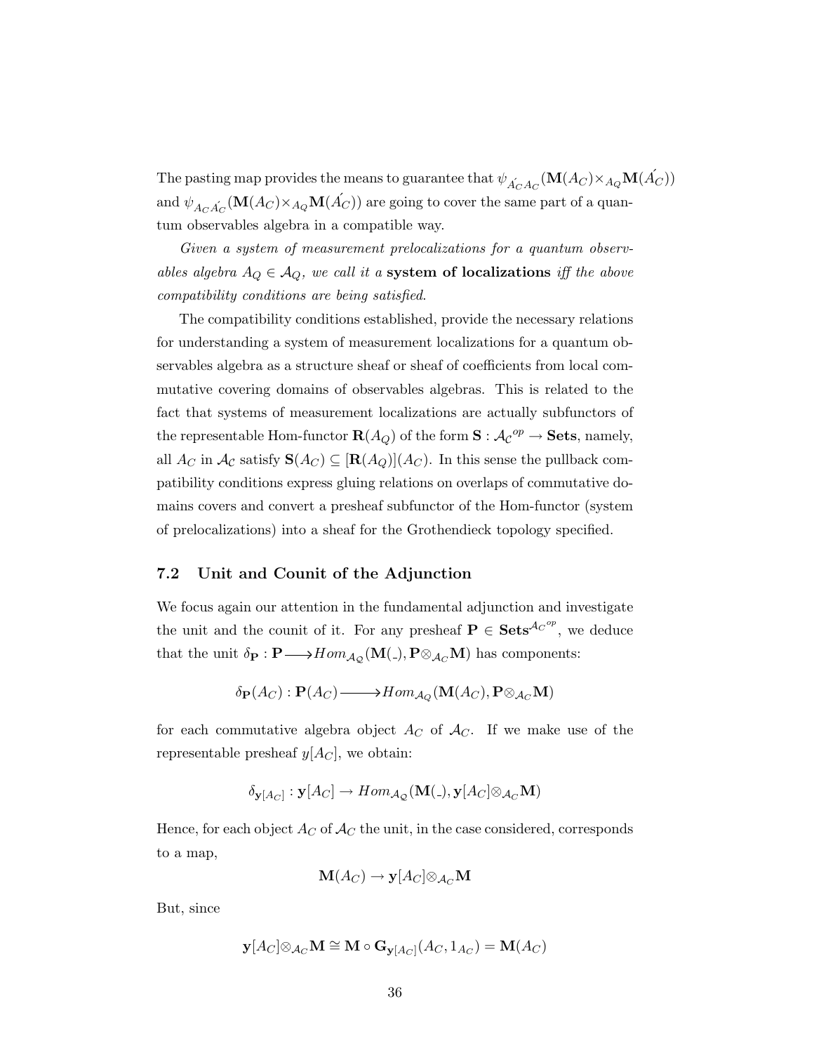The pasting map provides the means to guarantee that $\psi_{\acute{A_C} A_C}(\mathbf{M}(A_C) \times_{A_Q} \mathbf{M}(\acute{A_C}))$ and $\psi_{A_C \acute{A_C}}(\mathbf{M}(A_C) \times_{A_Q} \mathbf{M}(\acute{A_C}))$ are going to cover the same part of a quantum observables algebra in a compatible way.

*Given a system of measurement prelocalizations for a quantum observables algebra $A_Q \in \mathcal{A}_Q$, we call it a* **system of localizations** *iff the above compatibility conditions are being satisfied.*

The compatibility conditions established, provide the necessary relations for understanding a system of measurement localizations for a quantum observables algebra as a structure sheaf or sheaf of coefficients from local commutative covering domains of observables algebras. This is related to the fact that systems of measurement localizations are actually subfunctors of the representable Hom-functor $\mathbf{R}(A_Q)$ of the form $\mathbf{S} : \mathcal{A_C}^{op} \to \mathbf{Sets}$, namely, all $A_C$ in $\mathcal{A_C}$ satisfy $\mathbf{S}(A_C) \subseteq [\mathbf{R}(A_Q)](A_C)$. In this sense the pullback compatibility conditions express gluing relations on overlaps of commutative domains covers and convert a presheaf subfunctor of the Hom-functor (system of prelocalizations) into a sheaf for the Grothendieck topology specified.

### 7.2 Unit and Counit of the Adjunction

We focus again our attention in the fundamental adjunction and investigate the unit and the counit of it. For any presheaf $\mathbf{P} \in \mathbf{Sets}^{\mathcal{A}_C{}^{op}}$, we deduce that the unit $\delta_{\mathbf{P}} : \mathbf{P} \longrightarrow Hom_{\mathcal{A_Q}}(\mathbf{M}(\_), \mathbf{P} \otimes_{\mathcal{A}_C} \mathbf{M})$ has components:

$$\delta_{\mathbf{P}}(A_C) : \mathbf{P}(A_C) \longrightarrow Hom_{\mathcal{A_Q}}(\mathbf{M}(A_C), \mathbf{P} \otimes_{\mathcal{A}_C} \mathbf{M})$$

for each commutative algebra object $A_C$ of $\mathcal{A}_C$. If we make use of the representable presheaf $y[A_C]$, we obtain:

$$\delta_{\mathbf{y}[A_C]} : \mathbf{y}[A_C] \to Hom_{\mathcal{A_Q}}(\mathbf{M}(\_), \mathbf{y}[A_C] \otimes_{\mathcal{A}_C} \mathbf{M})$$

Hence, for each object $A_C$ of $\mathcal{A}_C$ the unit, in the case considered, corresponds to a map,

$$\mathbf{M}(A_C) \to \mathbf{y}[A_C] \otimes_{\mathcal{A}_C} \mathbf{M}$$

But, since

$$\mathbf{y}[A_C] \otimes_{\mathcal{A}_C} \mathbf{M} \cong \mathbf{M} \circ \mathbf{G}_{\mathbf{y}[A_C]}(A_C, 1_{A_C}) = \mathbf{M}(A_C)$$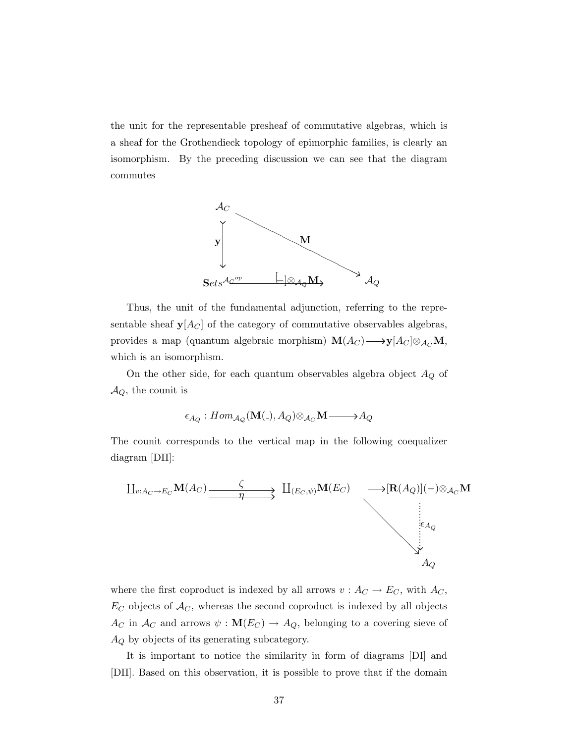the unit for the representable presheaf of commutative algebras, which is a sheaf for the Grothendieck topology of epimorphic families, is clearly an isomorphism. By the preceding discussion we can see that the diagram commutes

$$
\begin{array}{ccc}
\mathcal{A}_C & & \\
\downarrow \mathbf{y} & \searrow^{\mathbf{M}} & \\
\mathbf{S}ets^{\mathcal{A}_C{}^{op}} & \xrightarrow{[\_]\otimes_{\mathcal{A}_Q}\mathbf{M}} & \mathcal{A}_Q
\end{array}
$$

Thus, the unit of the fundamental adjunction, referring to the representable sheaf $\mathbf{y}[A_C]$ of the category of commutative observables algebras, provides a map (quantum algebraic morphism) $\mathbf{M}(A_C) \longrightarrow \mathbf{y}[A_C] \otimes_{\mathcal{A}_C} \mathbf{M}$, which is an isomorphism.

On the other side, for each quantum observables algebra object $A_Q$ of $\mathcal{A}_Q$, the counit is

$$
\epsilon_{A_Q} : Hom_{\mathcal{A}_Q}(\mathbf{M}(\_), A_Q) \otimes_{\mathcal{A}_C} \mathbf{M} \longrightarrow A_Q
$$

The counit corresponds to the vertical map in the following coequalizer diagram [DII]:

$$
\begin{array}{ccccc}
\coprod_{v:A_C \to E_C} \mathbf{M}(A_C) & \overset{\zeta}{\underset{\eta}{\rightrightarrows}} & \coprod_{(E_C,\psi)} \mathbf{M}(E_C) & \longrightarrow & [\mathbf{R}(A_Q)](-) \otimes_{\mathcal{A}_C} \mathbf{M} \\
& & & \searrow & \vdots \, \epsilon_{A_Q} \\
& & & & A_Q
\end{array}
$$

where the first coproduct is indexed by all arrows $v : A_C \to E_C$, with $A_C$, $E_C$ objects of $\mathcal{A}_C$, whereas the second coproduct is indexed by all objects $A_C$ in $\mathcal{A}_C$ and arrows $\psi : \mathbf{M}(E_C) \to A_Q$, belonging to a covering sieve of $A_Q$ by objects of its generating subcategory.

It is important to notice the similarity in form of diagrams [DI] and [DII]. Based on this observation, it is possible to prove that if the domain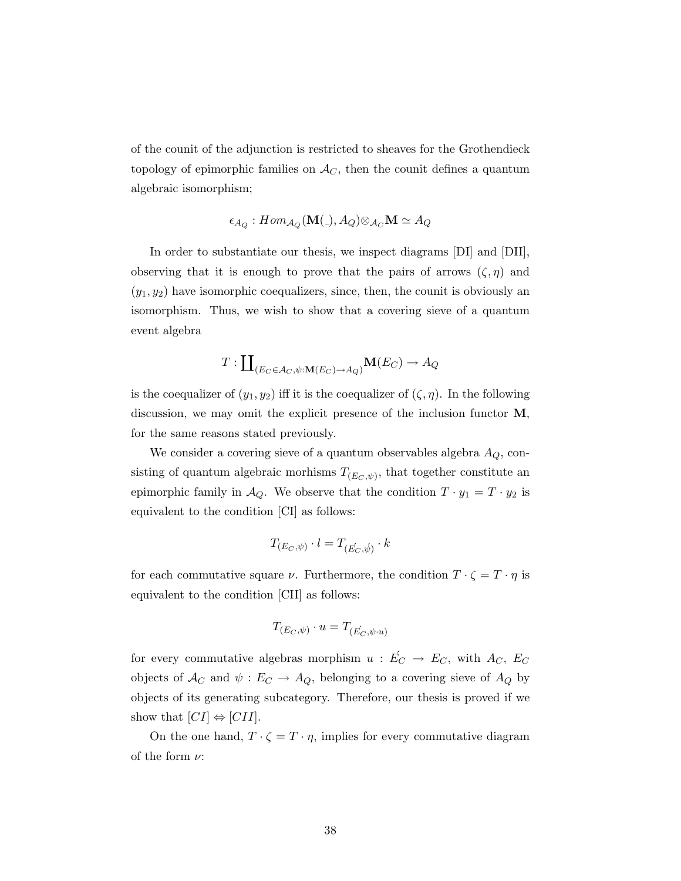of the counit of the adjunction is restricted to sheaves for the Grothendieck topology of epimorphic families on $\mathcal{A}_C$, then the counit defines a quantum algebraic isomorphism;

$$\epsilon_{A_Q} : Hom_{\mathcal{A}_Q}(\mathbf{M}(\_), A_Q) \otimes_{\mathcal{A}_C} \mathbf{M} \simeq A_Q$$

In order to substantiate our thesis, we inspect diagrams [DI] and [DII], observing that it is enough to prove that the pairs of arrows $(\zeta, \eta)$ and $(y_1, y_2)$ have isomorphic coequalizers, since, then, the counit is obviously an isomorphism. Thus, we wish to show that a covering sieve of a quantum event algebra

$$T : \coprod_{(E_C \in \mathcal{A}_C, \psi : \mathbf{M}(E_C) \to A_Q)} \mathbf{M}(E_C) \to A_Q$$

is the coequalizer of $(y_1, y_2)$ iff it is the coequalizer of $(\zeta, \eta)$. In the following discussion, we may omit the explicit presence of the inclusion functor $\mathbf{M}$, for the same reasons stated previously.

We consider a covering sieve of a quantum observables algebra $A_Q$, consisting of quantum algebraic morhisms $T_{(E_C, \psi)}$, that together constitute an epimorphic family in $\mathcal{A}_Q$. We observe that the condition $T \cdot y_1 = T \cdot y_2$ is equivalent to the condition [CI] as follows:

$$T_{(E_C, \psi)} \cdot l = T_{(\acute{E_C}, \acute{\psi})} \cdot k$$

for each commutative square $\nu$. Furthermore, the condition $T \cdot \zeta = T \cdot \eta$ is equivalent to the condition [CII] as follows:

$$T_{(E_C, \psi)} \cdot u = T_{(\acute{E_C}, \psi \cdot u)}$$

for every commutative algebras morphism $u : \acute{E_C} \to E_C$, with $A_C$, $E_C$ objects of $\mathcal{A}_C$ and $\psi : E_C \to A_Q$, belonging to a covering sieve of $A_Q$ by objects of its generating subcategory. Therefore, our thesis is proved if we show that $[CI] \Leftrightarrow [CII]$.

On the one hand, $T \cdot \zeta = T \cdot \eta$, implies for every commutative diagram of the form $\nu$: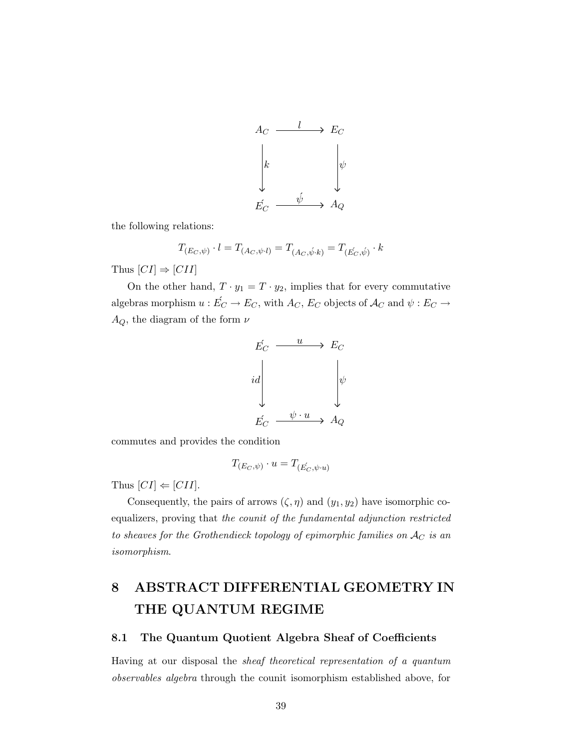$$
\begin{array}{ccc}
A_C & \xrightarrow{\quad l \quad} & E_C \\
\Big\downarrow k & & \Big\downarrow \psi \\
\acute{E_C} & \xrightarrow{\quad \acute{\psi} \quad} & A_Q
\end{array}
$$

the following relations:

$$
T_{(E_C,\psi)} \cdot l = T_{(A_C,\psi \cdot l)} = T_{(A_C,\acute{\psi} \cdot k)} = T_{(\acute{E_C},\acute{\psi})} \cdot k
$$

Thus $[CI] \Rightarrow [CII]$

On the other hand, $T \cdot y_1 = T \cdot y_2$, implies that for every commutative algebras morphism $u : \acute{E_C} \to E_C$, with $A_C$, $E_C$ objects of $\mathcal{A}_C$ and $\psi : E_C \to A_Q$, the diagram of the form $\nu$

$$
\begin{array}{ccc}
\acute{E_C} & \xrightarrow{\quad u \quad} & E_C \\
id \Big\downarrow & & \Big\downarrow \psi \\
\acute{E_C} & \xrightarrow{\quad \psi \cdot u \quad} & A_Q
\end{array}
$$

commutes and provides the condition

$$
T_{(E_C,\psi)} \cdot u = T_{(\acute{E_C},\psi \cdot u)}
$$

Thus $[CI] \Leftarrow [CII]$.

Consequently, the pairs of arrows $(\zeta, \eta)$ and $(y_1, y_2)$ have isomorphic coequalizers, proving that *the counit of the fundamental adjunction restricted to sheaves for the Grothendieck topology of epimorphic families on $\mathcal{A}_C$ is an isomorphism*.

# 8 ABSTRACT DIFFERENTIAL GEOMETRY IN THE QUANTUM REGIME

## 8.1 The Quantum Quotient Algebra Sheaf of Coefficients

Having at our disposal the *sheaf theoretical representation of a quantum observables algebra* through the counit isomorphism established above, for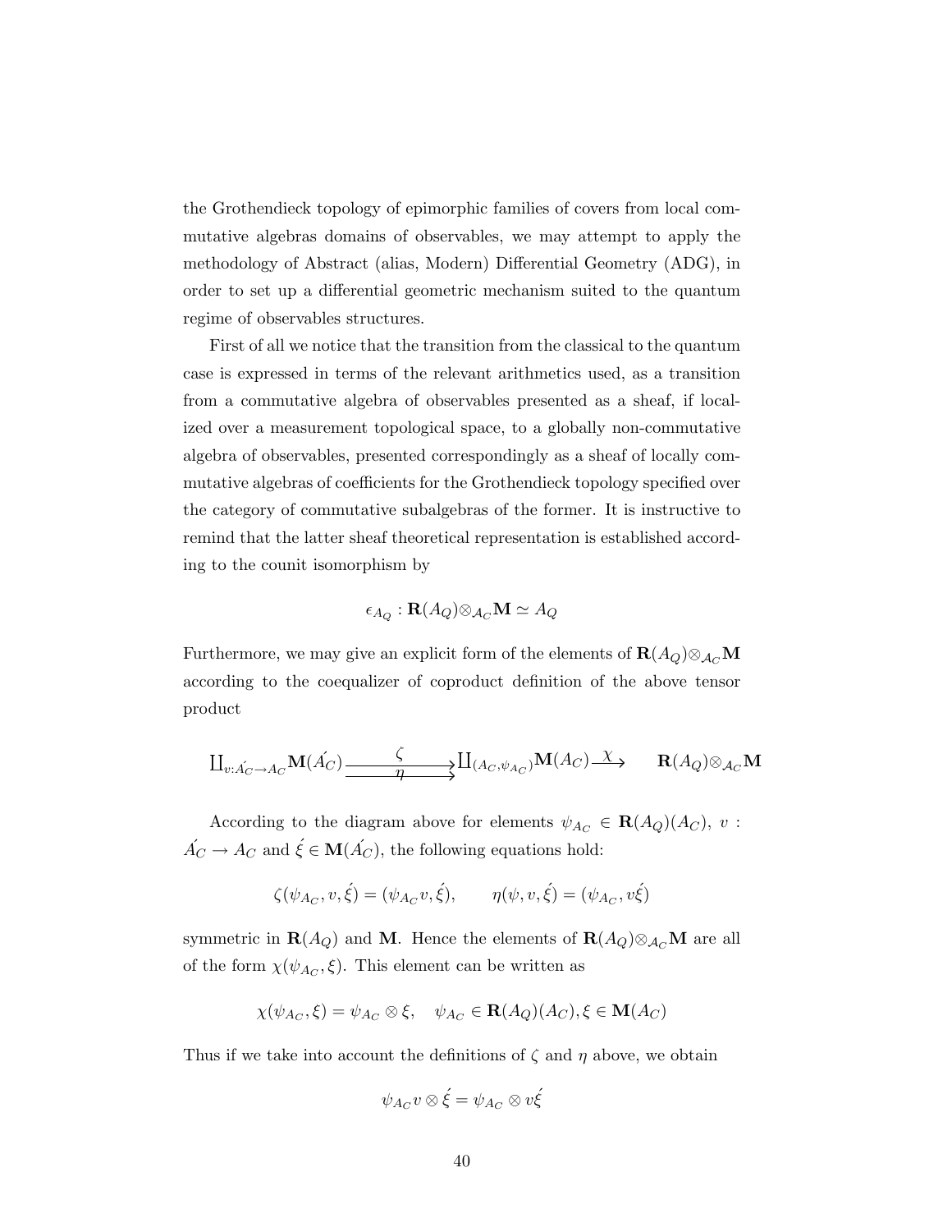the Grothendieck topology of epimorphic families of covers from local commutative algebras domains of observables, we may attempt to apply the methodology of Abstract (alias, Modern) Differential Geometry (ADG), in order to set up a differential geometric mechanism suited to the quantum regime of observables structures.

First of all we notice that the transition from the classical to the quantum case is expressed in terms of the relevant arithmetics used, as a transition from a commutative algebra of observables presented as a sheaf, if localized over a measurement topological space, to a globally non-commutative algebra of observables, presented correspondingly as a sheaf of locally commutative algebras of coefficients for the Grothendieck topology specified over the category of commutative subalgebras of the former. It is instructive to remind that the latter sheaf theoretical representation is established according to the counit isomorphism by

$$\epsilon_{A_Q} : \mathbf{R}(A_Q) \otimes_{\mathcal{A}_C} \mathbf{M} \simeq A_Q$$

Furthermore, we may give an explicit form of the elements of $\mathbf{R}(A_Q) \otimes_{\mathcal{A}_C} \mathbf{M}$ according to the coequalizer of coproduct definition of the above tensor product

$$\coprod_{v:\acute{A_C} \to A_C} \mathbf{M}(\acute{A_C}) \underset{\eta}{\overset{\zeta}{\rightrightarrows}} \coprod_{(A_C, \psi_{A_C})} \mathbf{M}(A_C) \xrightarrow{\chi} \mathbf{R}(A_Q) \otimes_{\mathcal{A}_C} \mathbf{M}$$

According to the diagram above for elements $\psi_{A_C} \in \mathbf{R}(A_Q)(A_C)$, $v : \acute{A_C} \to A_C$ and $\acute{\xi} \in \mathbf{M}(\acute{A_C})$, the following equations hold:

$$\zeta(\psi_{A_C}, v, \acute{\xi}) = (\psi_{A_C} v, \acute{\xi}), \qquad \eta(\psi, v, \acute{\xi}) = (\psi_{A_C}, v\acute{\xi})$$

symmetric in $\mathbf{R}(A_Q)$ and $\mathbf{M}$. Hence the elements of $\mathbf{R}(A_Q) \otimes_{\mathcal{A}_C} \mathbf{M}$ are all of the form $\chi(\psi_{A_C}, \xi)$. This element can be written as

$$\chi(\psi_{A_C}, \xi) = \psi_{A_C} \otimes \xi, \quad \psi_{A_C} \in \mathbf{R}(A_Q)(A_C), \xi \in \mathbf{M}(A_C)$$

Thus if we take into account the definitions of $\zeta$ and $\eta$ above, we obtain

$$\psi_{A_C} v \otimes \acute{\xi} = \psi_{A_C} \otimes v\acute{\xi}$$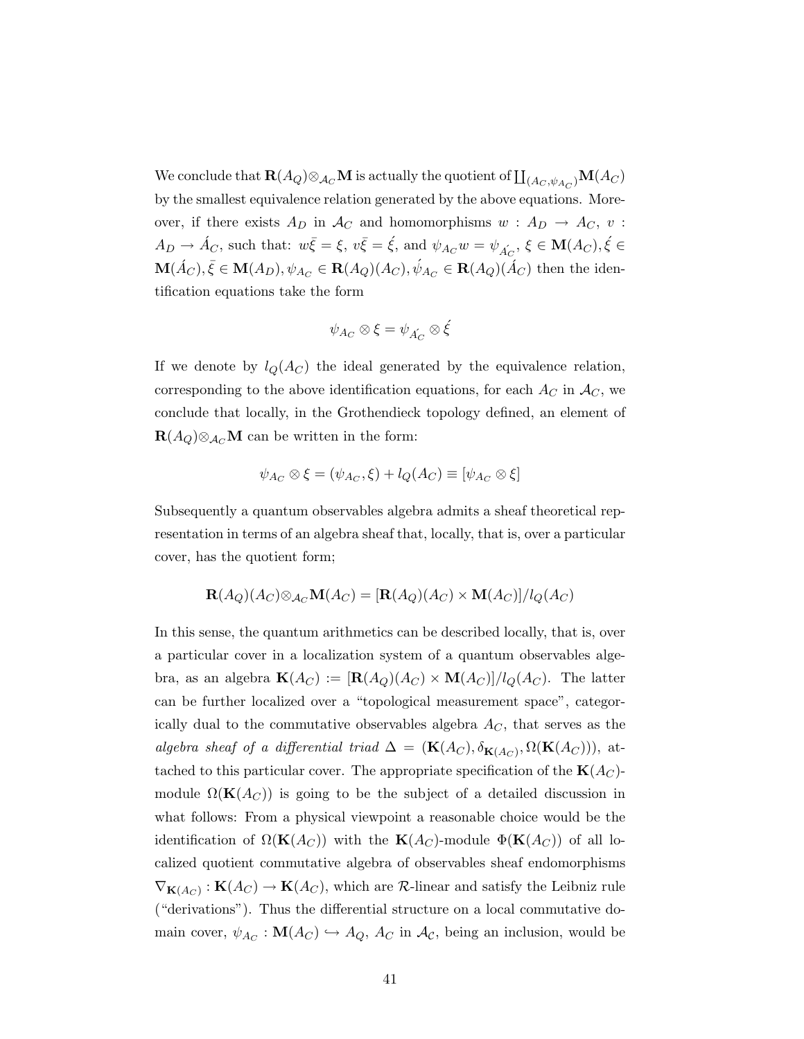We conclude that $\mathbf{R}(A_Q)\otimes_{\mathcal{A}_C}\mathbf{M}$ is actually the quotient of $\coprod_{(A_C,\psi_{A_C})}\mathbf{M}(A_C)$ by the smallest equivalence relation generated by the above equations. Moreover, if there exists $A_D$ in $\mathcal{A}_C$ and homomorphisms $w : A_D \to A_C$, $v : A_D \to \acute{A}_C$, such that: $w\bar{\xi} = \xi$, $v\bar{\xi} = \acute{\xi}$, and $\psi_{A_C} w = \psi_{\acute{A_C}}$, $\xi \in \mathbf{M}(A_C), \acute{\xi} \in \mathbf{M}(\acute{A}_C), \bar{\xi} \in \mathbf{M}(A_D), \psi_{A_C} \in \mathbf{R}(A_Q)(A_C), \acute{\psi}_{A_C} \in \mathbf{R}(A_Q)(\acute{A}_C)$ then the identification equations take the form

$$\psi_{A_C} \otimes \xi = \psi_{\acute{A_C}} \otimes \acute{\xi}$$

If we denote by $l_Q(A_C)$ the ideal generated by the equivalence relation, corresponding to the above identification equations, for each $A_C$ in $\mathcal{A}_C$, we conclude that locally, in the Grothendieck topology defined, an element of $\mathbf{R}(A_Q)\otimes_{\mathcal{A}_C}\mathbf{M}$ can be written in the form:

$$\psi_{A_C} \otimes \xi = (\psi_{A_C}, \xi) + l_Q(A_C) \equiv [\psi_{A_C} \otimes \xi]$$

Subsequently a quantum observables algebra admits a sheaf theoretical representation in terms of an algebra sheaf that, locally, that is, over a particular cover, has the quotient form;

$$\mathbf{R}(A_Q)(A_C)\otimes_{\mathcal{A}_C}\mathbf{M}(A_C) = [\mathbf{R}(A_Q)(A_C) \times \mathbf{M}(A_C)]/l_Q(A_C)$$

In this sense, the quantum arithmetics can be described locally, that is, over a particular cover in a localization system of a quantum observables algebra, as an algebra $\mathbf{K}(A_C) := [\mathbf{R}(A_Q)(A_C) \times \mathbf{M}(A_C)]/l_Q(A_C)$. The latter can be further localized over a "topological measurement space", categorically dual to the commutative observables algebra $A_C$, that serves as the *algebra sheaf of a differential triad* $\Delta = (\mathbf{K}(A_C), \delta_{\mathbf{K}(A_C)}, \Omega(\mathbf{K}(A_C)))$, attached to this particular cover. The appropriate specification of the $\mathbf{K}(A_C)$-module $\Omega(\mathbf{K}(A_C))$ is going to be the subject of a detailed discussion in what follows: From a physical viewpoint a reasonable choice would be the identification of $\Omega(\mathbf{K}(A_C))$ with the $\mathbf{K}(A_C)$-module $\Phi(\mathbf{K}(A_C))$ of all localized quotient commutative algebra of observables sheaf endomorphisms $\nabla_{\mathbf{K}(A_C)} : \mathbf{K}(A_C) \to \mathbf{K}(A_C)$, which are $\mathcal{R}$-linear and satisfy the Leibniz rule ("derivations"). Thus the differential structure on a local commutative domain cover, $\psi_{A_C} : \mathbf{M}(A_C) \hookrightarrow A_Q$, $A_C$ in $\mathcal{A}_\mathcal{C}$, being an inclusion, would be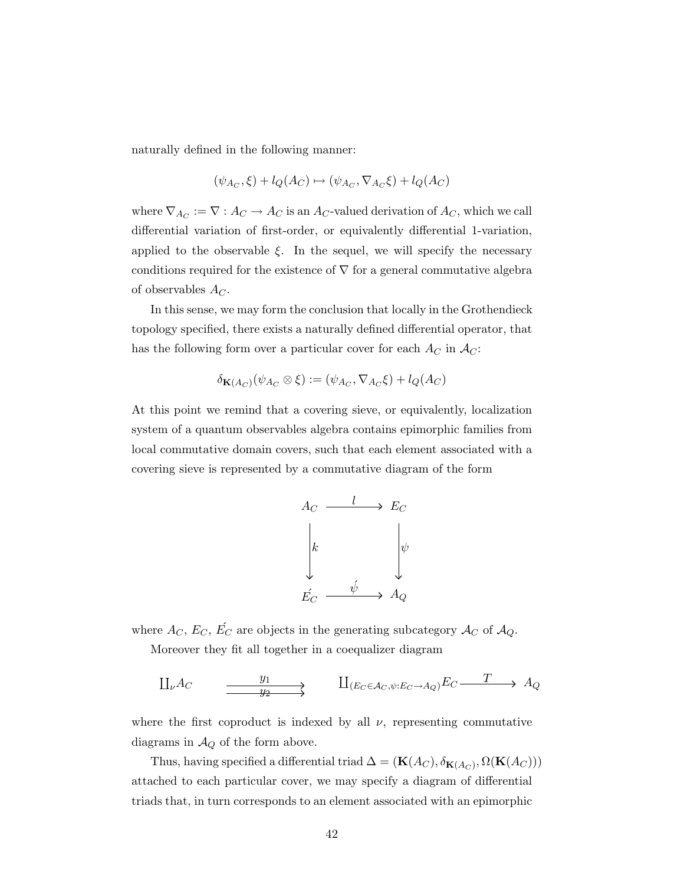naturally defined in the following manner:

$$(\psi_{A_C}, \xi) + l_Q(A_C) \mapsto (\psi_{A_C}, \nabla_{A_C}\xi) + l_Q(A_C)$$

where $\nabla_{A_C} := \nabla : A_C \to A_C$ is an $A_C$-valued derivation of $A_C$, which we call differential variation of first-order, or equivalently differential 1-variation, applied to the observable $\xi$. In the sequel, we will specify the necessary conditions required for the existence of $\nabla$ for a general commutative algebra of observables $A_C$.

In this sense, we may form the conclusion that locally in the Grothendieck topology specified, there exists a naturally defined differential operator, that has the following form over a particular cover for each $A_C$ in $\mathcal{A}_C$:

$$\delta_{\mathbf{K}(A_C)}(\psi_{A_C} \otimes \xi) := (\psi_{A_C}, \nabla_{A_C}\xi) + l_Q(A_C)$$

At this point we remind that a covering sieve, or equivalently, localization system of a quantum observables algebra contains epimorphic families from local commutative domain covers, such that each element associated with a covering sieve is represented by a commutative diagram of the form

$$\begin{array}{ccc} A_C & \xrightarrow{\quad l \quad} & E_C \\ \Big\downarrow k & & \Big\downarrow \psi \\ \acute{E_C} & \xrightarrow{\quad \acute{\psi} \quad} & A_Q \end{array}$$

where $A_C$, $E_C$, $\acute{E_C}$ are objects in the generating subcategory $\mathcal{A}_C$ of $\mathcal{A}_Q$.

Moreover they fit all together in a coequalizer diagram

$$\coprod_{\nu} A_C \quad \overset{y_1}{\underset{y_2}{\rightrightarrows}} \quad \coprod_{(E_C \in \mathcal{A}_C, \psi : E_C \to A_Q)} E_C \xrightarrow{\quad T \quad} A_Q$$

where the first coproduct is indexed by all $\nu$, representing commutative diagrams in $\mathcal{A}_Q$ of the form above.

Thus, having specified a differential triad $\Delta = (\mathbf{K}(A_C), \delta_{\mathbf{K}(A_C)}, \Omega(\mathbf{K}(A_C)))$ attached to each particular cover, we may specify a diagram of differential triads that, in turn corresponds to an element associated with an epimorphic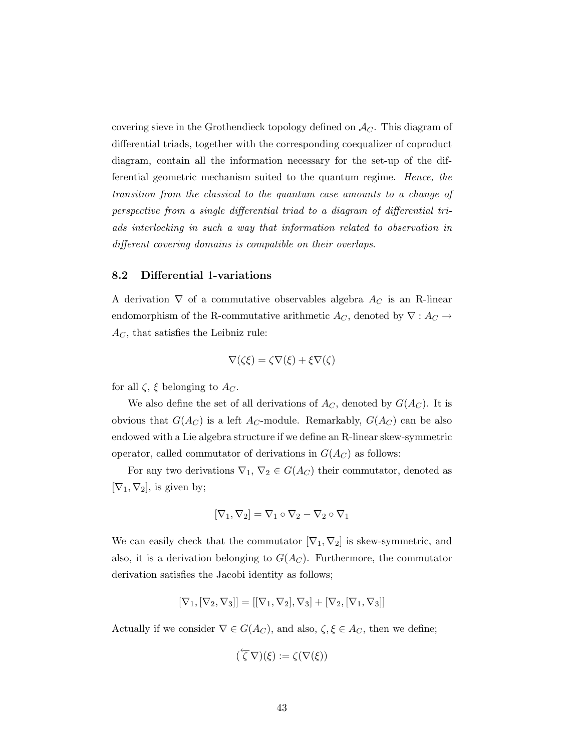covering sieve in the Grothendieck topology defined on $\mathcal{A}_C$. This diagram of differential triads, together with the corresponding coequalizer of coproduct diagram, contain all the information necessary for the set-up of the differential geometric mechanism suited to the quantum regime. *Hence, the transition from the classical to the quantum case amounts to a change of perspective from a single differential triad to a diagram of differential triads interlocking in such a way that information related to observation in different covering domains is compatible on their overlaps.*

### 8.2 Differential 1-variations

A derivation $\nabla$ of a commutative observables algebra $A_C$ is an R-linear endomorphism of the R-commutative arithmetic $A_C$, denoted by $\nabla : A_C \rightarrow A_C$, that satisfies the Leibniz rule:

$$\nabla(\zeta\xi) = \zeta\nabla(\xi) + \xi\nabla(\zeta)$$

for all $\zeta$, $\xi$ belonging to $A_C$.

We also define the set of all derivations of $A_C$, denoted by $G(A_C)$. It is obvious that $G(A_C)$ is a left $A_C$-module. Remarkably, $G(A_C)$ can be also endowed with a Lie algebra structure if we define an R-linear skew-symmetric operator, called commutator of derivations in $G(A_C)$ as follows:

For any two derivations $\nabla_1$, $\nabla_2 \in G(A_C)$ their commutator, denoted as $[\nabla_1, \nabla_2]$, is given by;

$$[\nabla_1, \nabla_2] = \nabla_1 \circ \nabla_2 - \nabla_2 \circ \nabla_1$$

We can easily check that the commutator $[\nabla_1, \nabla_2]$ is skew-symmetric, and also, it is a derivation belonging to $G(A_C)$. Furthermore, the commutator derivation satisfies the Jacobi identity as follows;

$$[\nabla_1, [\nabla_2, \nabla_3]] = [[\nabla_1, \nabla_2], \nabla_3] + [\nabla_2, [\nabla_1, \nabla_3]]$$

Actually if we consider $\nabla \in G(A_C)$, and also, $\zeta, \xi \in A_C$, then we define;

$$(\overleftarrow{\zeta}\,\nabla)(\xi) := \zeta(\nabla(\xi))$$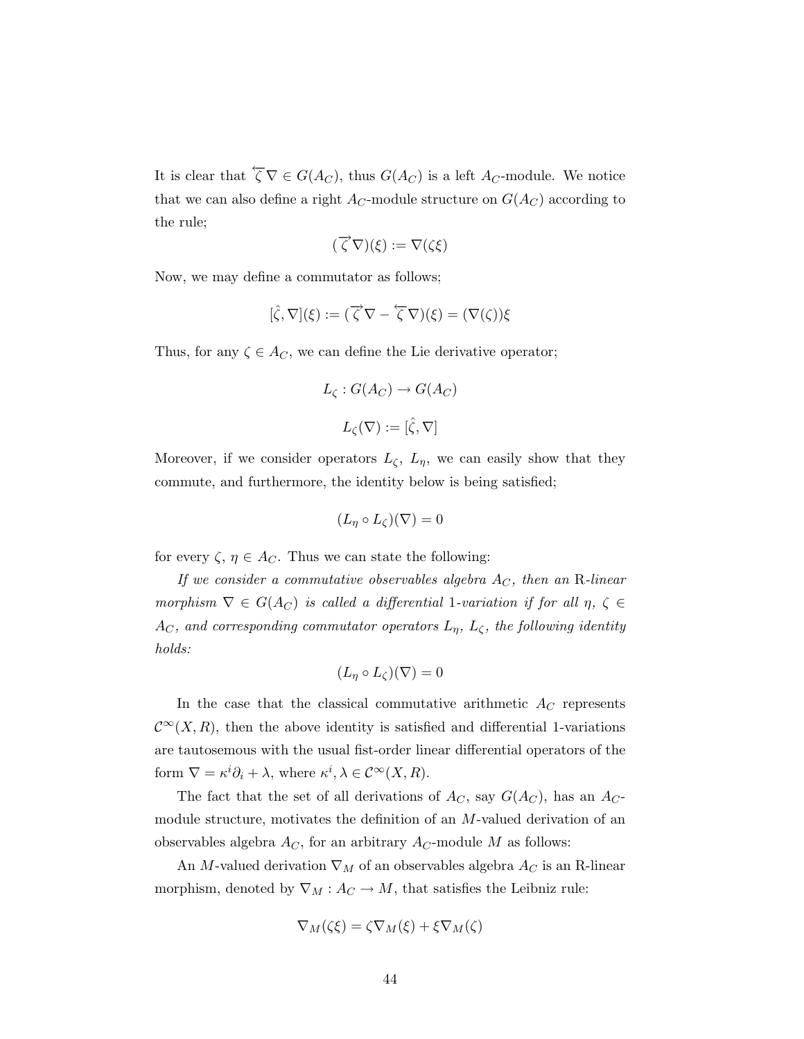It is clear that $\overleftarrow{\zeta}\nabla \in G(A_C)$, thus $G(A_C)$ is a left $A_C$-module. We notice that we can also define a right $A_C$-module structure on $G(A_C)$ according to the rule;

$$(\overrightarrow{\zeta}\nabla)(\xi) := \nabla(\zeta\xi)$$

Now, we may define a commutator as follows;

$$[\hat{\zeta}, \nabla](\xi) := (\overrightarrow{\zeta}\nabla - \overleftarrow{\zeta}\nabla)(\xi) = (\nabla(\zeta))\xi$$

Thus, for any $\zeta \in A_C$, we can define the Lie derivative operator;

$$L_\zeta : G(A_C) \to G(A_C)$$

$$L_\zeta(\nabla) := [\hat{\zeta}, \nabla]$$

Moreover, if we consider operators $L_\zeta$, $L_\eta$, we can easily show that they commute, and furthermore, the identity below is being satisfied;

$$(L_\eta \circ L_\zeta)(\nabla) = 0$$

for every $\zeta$, $\eta \in A_C$. Thus we can state the following:

*If we consider a commutative observables algebra $A_C$, then an* R*-linear morphism $\nabla \in G(A_C)$ is called a differential 1-variation if for all $\eta$, $\zeta \in A_C$, and corresponding commutator operators $L_\eta$, $L_\zeta$, the following identity holds:*

$$(L_\eta \circ L_\zeta)(\nabla) = 0$$

In the case that the classical commutative arithmetic $A_C$ represents $\mathcal{C}^\infty(X, R)$, then the above identity is satisfied and differential 1-variations are tautosemous with the usual fist-order linear differential operators of the form $\nabla = \kappa^i \partial_i + \lambda$, where $\kappa^i, \lambda \in \mathcal{C}^\infty(X, R)$.

The fact that the set of all derivations of $A_C$, say $G(A_C)$, has an $A_C$-module structure, motivates the definition of an $M$-valued derivation of an observables algebra $A_C$, for an arbitrary $A_C$-module $M$ as follows:

An $M$-valued derivation $\nabla_M$ of an observables algebra $A_C$ is an R-linear morphism, denoted by $\nabla_M : A_C \to M$, that satisfies the Leibniz rule:

$$\nabla_M(\zeta\xi) = \zeta\nabla_M(\xi) + \xi\nabla_M(\zeta)$$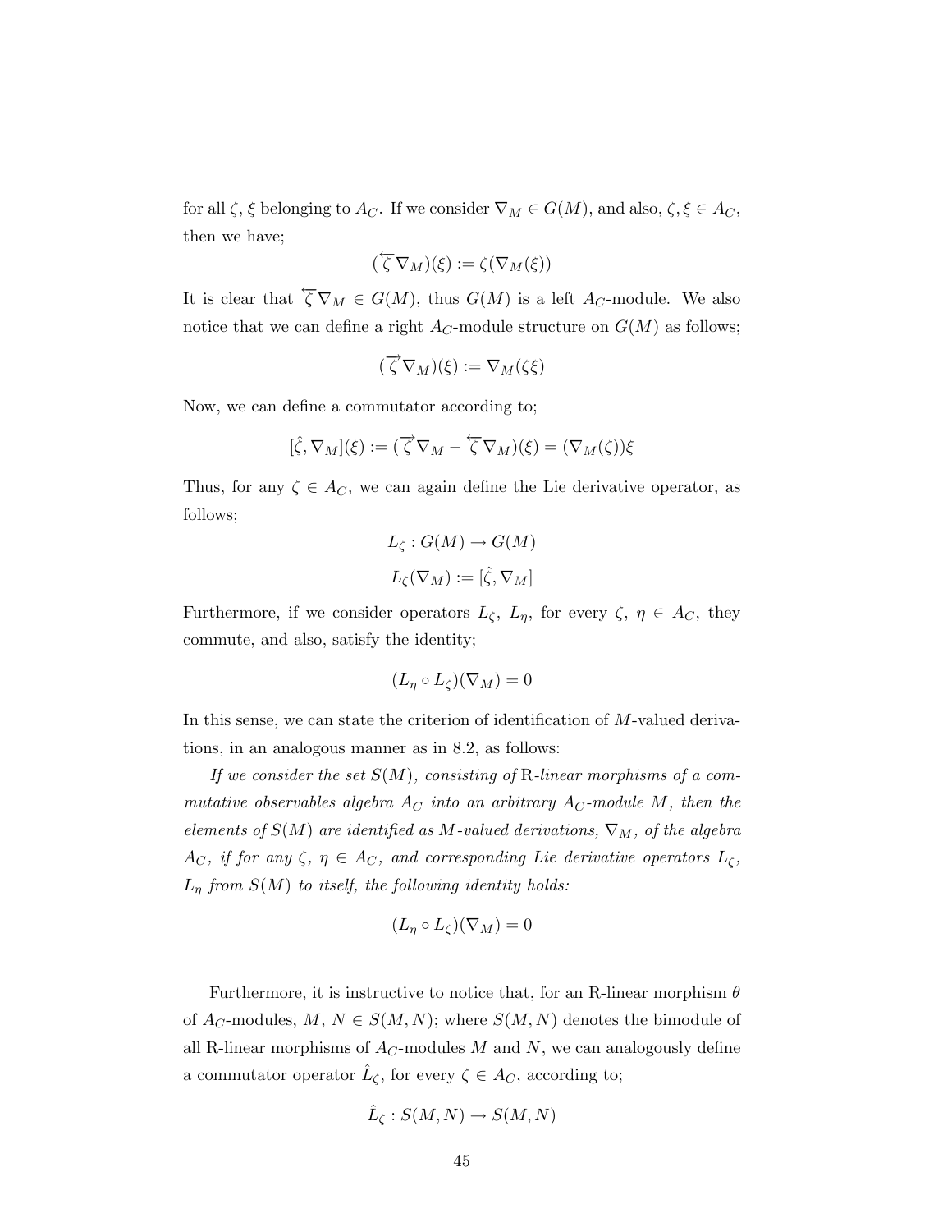for all $\zeta, \xi$ belonging to $A_C$. If we consider $\nabla_M \in G(M)$, and also, $\zeta, \xi \in A_C$, then we have;

$$(\overleftarrow{\zeta} \nabla_M)(\xi) := \zeta(\nabla_M(\xi))$$

It is clear that $\overleftarrow{\zeta} \nabla_M \in G(M)$, thus $G(M)$ is a left $A_C$-module. We also notice that we can define a right $A_C$-module structure on $G(M)$ as follows;

$$(\overrightarrow{\zeta} \nabla_M)(\xi) := \nabla_M(\zeta\xi)$$

Now, we can define a commutator according to;

$$[\hat{\zeta}, \nabla_M](\xi) := (\overrightarrow{\zeta} \nabla_M - \overleftarrow{\zeta} \nabla_M)(\xi) = (\nabla_M(\zeta))\xi$$

Thus, for any $\zeta \in A_C$, we can again define the Lie derivative operator, as follows;

$$L_\zeta : G(M) \to G(M)$$

$$L_\zeta(\nabla_M) := [\hat{\zeta}, \nabla_M]$$

Furthermore, if we consider operators $L_\zeta$, $L_\eta$, for every $\zeta$, $\eta \in A_C$, they commute, and also, satisfy the identity;

$$(L_\eta \circ L_\zeta)(\nabla_M) = 0$$

In this sense, we can state the criterion of identification of $M$-valued derivations, in an analogous manner as in 8.2, as follows:

*If we consider the set $S(M)$, consisting of* R*-linear morphisms of a commutative observables algebra $A_C$ into an arbitrary $A_C$-module $M$, then the elements of $S(M)$ are identified as $M$-valued derivations, $\nabla_M$, of the algebra $A_C$, if for any $\zeta$, $\eta \in A_C$, and corresponding Lie derivative operators $L_\zeta$, $L_\eta$ from $S(M)$ to itself, the following identity holds:*

$$(L_\eta \circ L_\zeta)(\nabla_M) = 0$$

Furthermore, it is instructive to notice that, for an R-linear morphism $\theta$ of $A_C$-modules, $M$, $N \in S(M, N)$; where $S(M, N)$ denotes the bimodule of all R-linear morphisms of $A_C$-modules $M$ and $N$, we can analogously define a commutator operator $\hat{L}_\zeta$, for every $\zeta \in A_C$, according to;

$$\hat{L}_\zeta : S(M, N) \to S(M, N)$$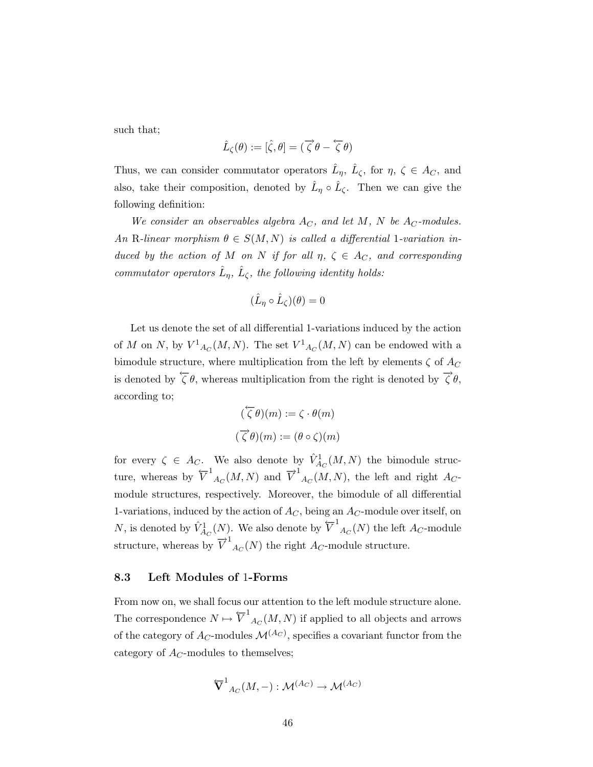such that;

$$\hat{L}_\zeta(\theta) := [\hat{\zeta}, \theta] = (\overrightarrow{\zeta}\theta - \overleftarrow{\zeta}\theta)$$

Thus, we can consider commutator operators $\hat{L}_\eta$, $\hat{L}_\zeta$, for $\eta$, $\zeta \in A_C$, and also, take their composition, denoted by $\hat{L}_\eta \circ \hat{L}_\zeta$. Then we can give the following definition:

*We consider an observables algebra $A_C$, and let $M$, $N$ be $A_C$-modules. An* R*-linear morphism $\theta \in S(M, N)$ is called a differential* 1*-variation induced by the action of $M$ on $N$ if for all $\eta$, $\zeta \in A_C$, and corresponding commutator operators $\hat{L}_\eta$, $\hat{L}_\zeta$, the following identity holds:*

$$(\hat{L}_\eta \circ \hat{L}_\zeta)(\theta) = 0$$

Let us denote the set of all differential 1-variations induced by the action of $M$ on $N$, by $V^1{}_{A_C}(M, N)$. The set $V^1{}_{A_C}(M, N)$ can be endowed with a bimodule structure, where multiplication from the left by elements $\zeta$ of $A_C$ is denoted by $\overleftarrow{\zeta}\theta$, whereas multiplication from the right is denoted by $\overrightarrow{\zeta}\theta$, according to;

$$(\overleftarrow{\zeta}\theta)(m) := \zeta \cdot \theta(m)$$

$$(\overrightarrow{\zeta}\theta)(m) := (\theta \circ \zeta)(m)$$

for every $\zeta \in A_C$. We also denote by $\hat{V}^1_{A_C}(M, N)$ the bimodule structure, whereas by $\overleftarrow{V}^1{}_{A_C}(M, N)$ and $\overrightarrow{V}^1{}_{A_C}(M, N)$, the left and right $A_C$-module structures, respectively. Moreover, the bimodule of all differential 1-variations, induced by the action of $A_C$, being an $A_C$-module over itself, on $N$, is denoted by $\hat{V}^1_{A_C}(N)$. We also denote by $\overleftarrow{V}^1{}_{A_C}(N)$ the left $A_C$-module structure, whereas by $\overrightarrow{V}^1{}_{A_C}(N)$ the right $A_C$-module structure.

### 8.3 Left Modules of 1-Forms

From now on, we shall focus our attention to the left module structure alone. The correspondence $N \mapsto \overleftarrow{V}^1{}_{A_C}(M, N)$ if applied to all objects and arrows of the category of $A_C$-modules $\mathcal{M}^{(A_C)}$, specifies a covariant functor from the category of $A_C$-modules to themselves;

$$\overleftarrow{\mathbf{V}}^1{}_{A_C}(M, -) : \mathcal{M}^{(A_C)} \to \mathcal{M}^{(A_C)}$$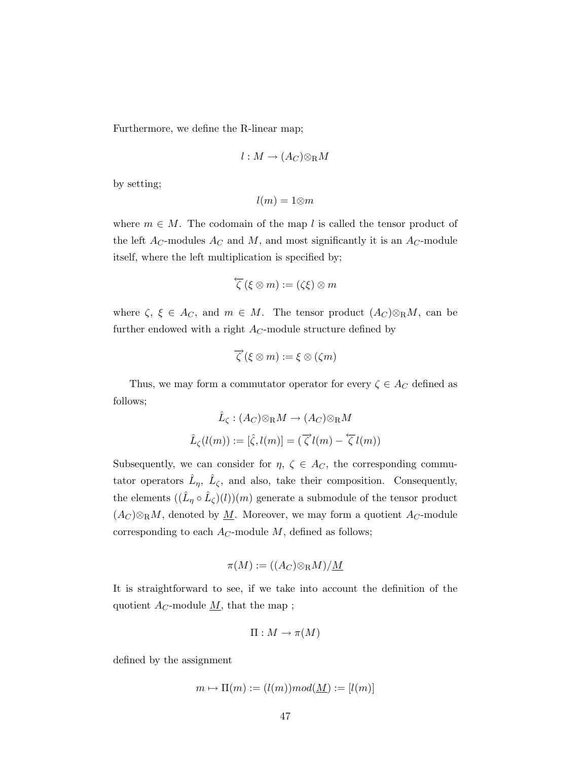Furthermore, we define the R-linear map;

$$l : M \to (A_C) \otimes_{\mathrm{R}} M$$

by setting;

$$l(m) = 1 \otimes m$$

where $m \in M$. The codomain of the map $l$ is called the tensor product of the left $A_C$-modules $A_C$ and $M$, and most significantly it is an $A_C$-module itself, where the left multiplication is specified by;

$$\overleftarrow{\zeta}(\xi \otimes m) := (\zeta \xi) \otimes m$$

where $\zeta$, $\xi \in A_C$, and $m \in M$. The tensor product $(A_C) \otimes_{\mathrm{R}} M$, can be further endowed with a right $A_C$-module structure defined by

$$\overrightarrow{\zeta}(\xi \otimes m) := \xi \otimes (\zeta m)$$

Thus, we may form a commutator operator for every $\zeta \in A_C$ defined as follows;

$$\hat{L}_\zeta : (A_C) \otimes_{\mathrm{R}} M \to (A_C) \otimes_{\mathrm{R}} M$$

$$\hat{L}_\zeta(l(m)) := [\hat{\zeta}, l(m)] = (\overrightarrow{\zeta} l(m) - \overleftarrow{\zeta} l(m))$$

Subsequently, we can consider for $\eta$, $\zeta \in A_C$, the corresponding commutator operators $\hat{L}_\eta$, $\hat{L}_\zeta$, and also, take their composition. Consequently, the elements $((\hat{L}_\eta \circ \hat{L}_\zeta)(l))(m)$ generate a submodule of the tensor product $(A_C) \otimes_{\mathrm{R}} M$, denoted by $\underline{M}$. Moreover, we may form a quotient $A_C$-module corresponding to each $A_C$-module $M$, defined as follows;

$$\pi(M) := ((A_C) \otimes_{\mathrm{R}} M) / \underline{M}$$

It is straightforward to see, if we take into account the definition of the quotient $A_C$-module $\underline{M}$, that the map ;

$$\Pi : M \to \pi(M)$$

defined by the assignment

$$m \mapsto \Pi(m) := (l(m)) mod(\underline{M}) := [l(m)]$$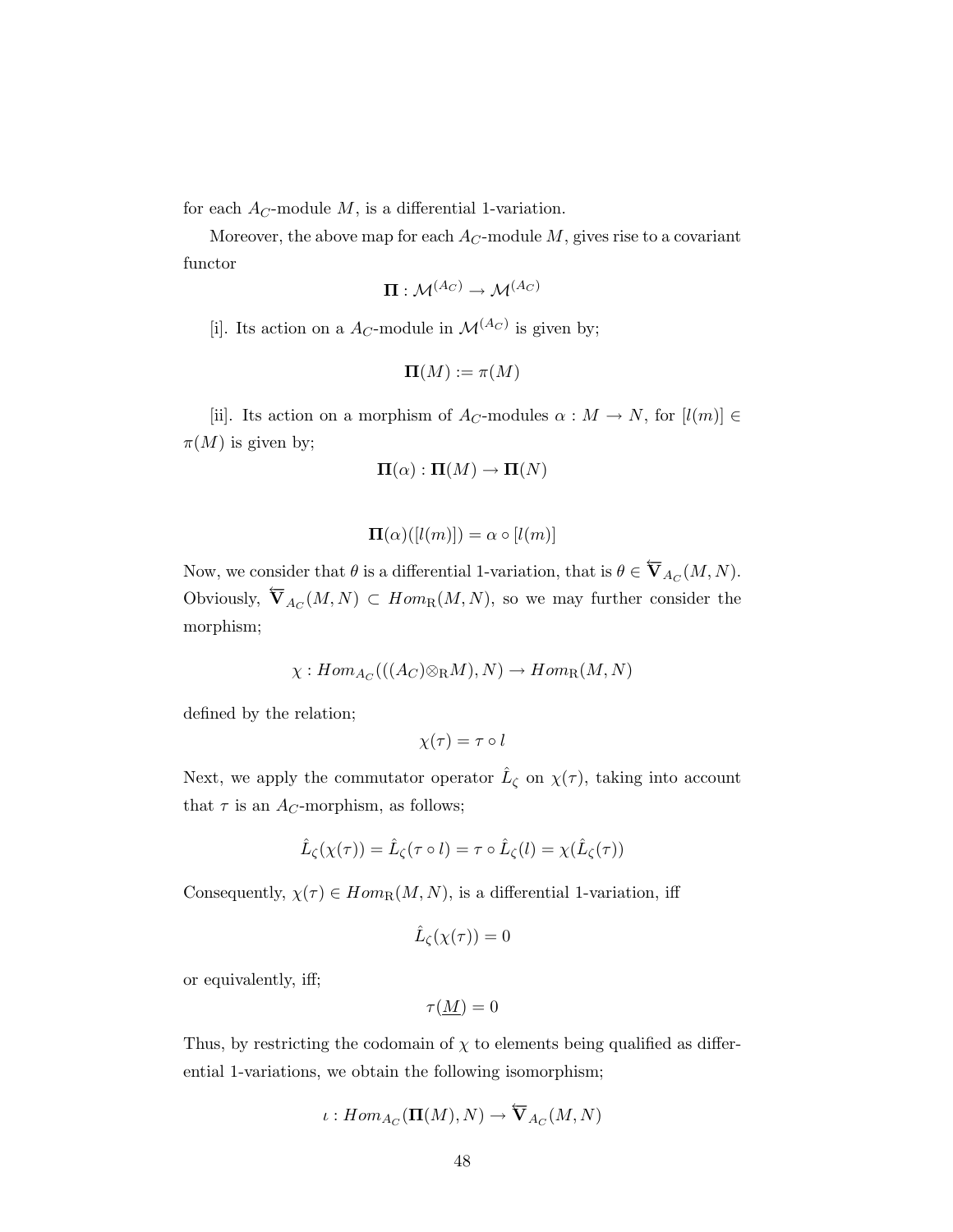for each $A_C$-module $M$, is a differential 1-variation.

Moreover, the above map for each $A_C$-module $M$, gives rise to a covariant functor

$$\mathbf{\Pi} : \mathcal{M}^{(A_C)} \to \mathcal{M}^{(A_C)}$$

[i]. Its action on a $A_C$-module in $\mathcal{M}^{(A_C)}$ is given by;

$$\mathbf{\Pi}(M) := \pi(M)$$

[ii]. Its action on a morphism of $A_C$-modules $\alpha : M \to N$, for $[l(m)] \in \pi(M)$ is given by;

$$\mathbf{\Pi}(\alpha) : \mathbf{\Pi}(M) \to \mathbf{\Pi}(N)$$

$$\mathbf{\Pi}(\alpha)([l(m)]) = \alpha \circ [l(m)]$$

Now, we consider that $\theta$ is a differential 1-variation, that is $\theta \in \overleftarrow{\mathbf{\nabla}}_{A_C}(M, N)$. Obviously, $\overleftarrow{\mathbf{\nabla}}_{A_C}(M, N) \subset Hom_{\mathrm{R}}(M, N)$, so we may further consider the morphism;

$$\chi : Hom_{A_C}(((A_C) \otimes_{\mathrm{R}} M), N) \to Hom_{\mathrm{R}}(M, N)$$

defined by the relation;

$$\chi(\tau) = \tau \circ l$$

Next, we apply the commutator operator $\hat{L}_\zeta$ on $\chi(\tau)$, taking into account that $\tau$ is an $A_C$-morphism, as follows;

$$\hat{L}_\zeta(\chi(\tau)) = \hat{L}_\zeta(\tau \circ l) = \tau \circ \hat{L}_\zeta(l) = \chi(\hat{L}_\zeta(\tau))$$

Consequently, $\chi(\tau) \in Hom_{\mathrm{R}}(M, N)$, is a differential 1-variation, iff

$$\hat{L}_\zeta(\chi(\tau)) = 0$$

or equivalently, iff;

$$\tau(\underline{M}) = 0$$

Thus, by restricting the codomain of $\chi$ to elements being qualified as differential 1-variations, we obtain the following isomorphism;

$$\iota : Hom_{A_C}(\mathbf{\Pi}(M), N) \to \overleftarrow{\mathbf{\nabla}}_{A_C}(M, N)$$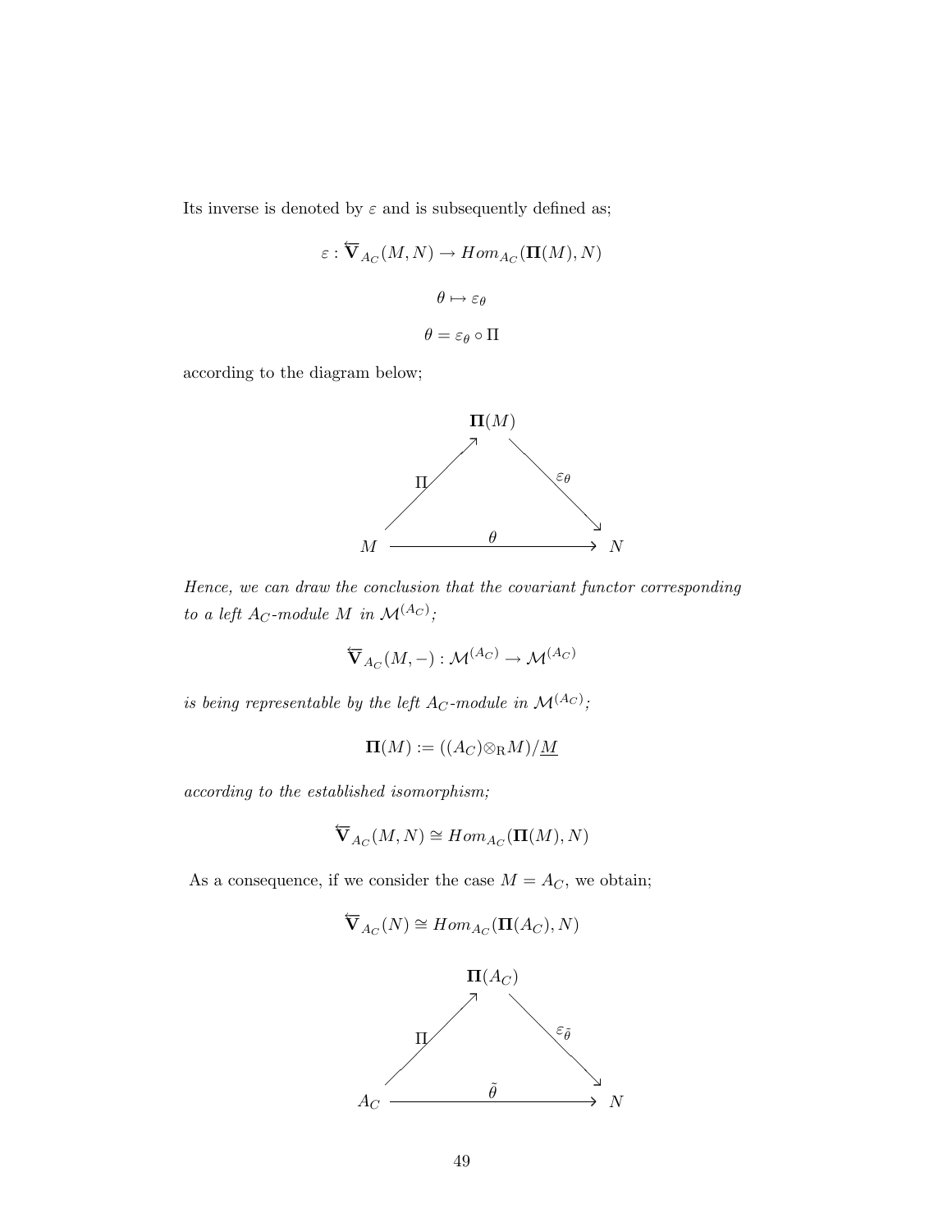Its inverse is denoted by $\varepsilon$ and is subsequently defined as;

$$\varepsilon : \overleftarrow{\mathbf{\nabla}}_{A_C}(M, N) \to Hom_{A_C}(\mathbf{\Pi}(M), N)$$

$$\theta \mapsto \varepsilon_\theta$$

$$\theta = \varepsilon_\theta \circ \Pi$$

according to the diagram below;

$$\begin{array}{ccc} & \mathbf{\Pi}(M) & \\ {\scriptstyle \Pi} \nearrow & & \searrow {\scriptstyle \varepsilon_\theta} \\ M & \xrightarrow{\quad \theta \quad} & N \end{array}$$

*Hence, we can draw the conclusion that the covariant functor corresponding to a left $A_C$-module $M$ in $\mathcal{M}^{(A_C)}$;*

$$\overleftarrow{\mathbf{\nabla}}_{A_C}(M, -) : \mathcal{M}^{(A_C)} \to \mathcal{M}^{(A_C)}$$

*is being representable by the left $A_C$-module in $\mathcal{M}^{(A_C)}$;*

$$\mathbf{\Pi}(M) := ((A_C) \otimes_{\mathrm{R}} M)/\underline{M}$$

*according to the established isomorphism;*

$$\overleftarrow{\mathbf{\nabla}}_{A_C}(M, N) \cong Hom_{A_C}(\mathbf{\Pi}(M), N)$$

As a consequence, if we consider the case $M = A_C$, we obtain;

$$\overleftarrow{\mathbf{\nabla}}_{A_C}(N) \cong Hom_{A_C}(\mathbf{\Pi}(A_C), N)$$

$$\begin{array}{ccc} & \mathbf{\Pi}(A_C) & \\ {\scriptstyle \Pi} \nearrow & & \searrow {\scriptstyle \varepsilon_{\tilde{\theta}}} \\ A_C & \xrightarrow{\quad \tilde{\theta} \quad} & N \end{array}$$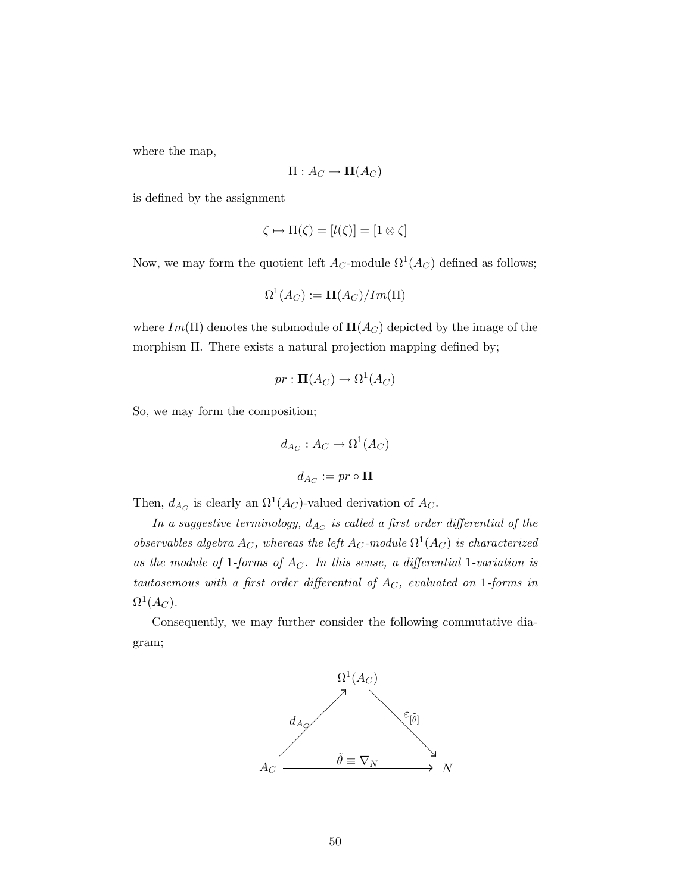where the map,

$$\Pi : A_C \to \mathbf{\Pi}(A_C)$$

is defined by the assignment

$$\zeta \mapsto \Pi(\zeta) = [l(\zeta)] = [1 \otimes \zeta]$$

Now, we may form the quotient left $A_C$-module $\Omega^1(A_C)$ defined as follows;

$$\Omega^1(A_C) := \mathbf{\Pi}(A_C)/Im(\Pi)$$

where $Im(\Pi)$ denotes the submodule of $\mathbf{\Pi}(A_C)$ depicted by the image of the morphism $\Pi$. There exists a natural projection mapping defined by;

$$pr : \mathbf{\Pi}(A_C) \to \Omega^1(A_C)$$

So, we may form the composition;

$$d_{A_C} : A_C \to \Omega^1(A_C)$$

$$d_{A_C} := pr \circ \mathbf{\Pi}$$

Then, $d_{A_C}$ is clearly an $\Omega^1(A_C)$-valued derivation of $A_C$.

*In a suggestive terminology, $d_{A_C}$ is called a first order differential of the observables algebra $A_C$, whereas the left $A_C$-module $\Omega^1(A_C)$ is characterized as the module of 1-forms of $A_C$. In this sense, a differential 1-variation is tautosemous with a first order differential of $A_C$, evaluated on 1-forms in $\Omega^1(A_C)$.*

Consequently, we may further consider the following commutative diagram;

$$\begin{array}{ccccc} & & \Omega^1(A_C) & & \\ & \nearrow^{d_{A_C}} & & \searrow^{\varepsilon_{[\tilde{\theta}]}} & \\ A_C & & \xrightarrow{\quad \tilde{\theta} \equiv \nabla_N \quad} & & N \end{array}$$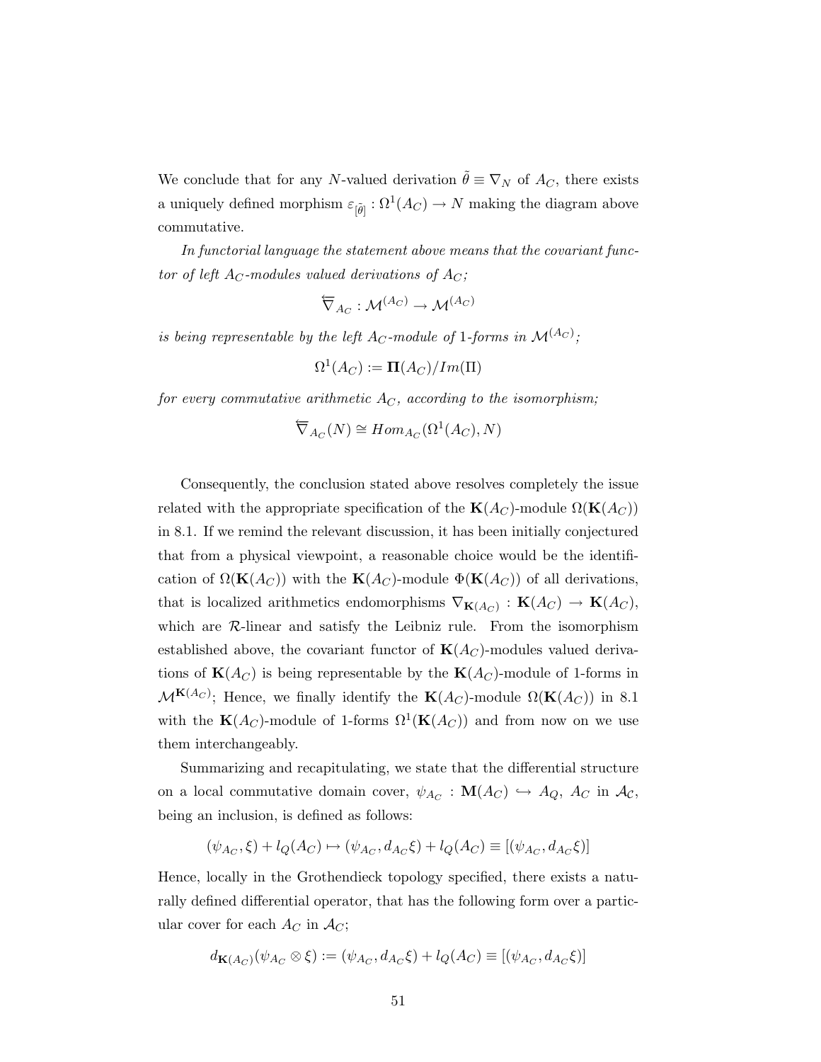We conclude that for any $N$-valued derivation $\tilde{\theta} \equiv \nabla_N$ of $A_C$, there exists a uniquely defined morphism $\varepsilon_{[\tilde{\theta}]} : \Omega^1(A_C) \to N$ making the diagram above commutative.

*In functorial language the statement above means that the covariant functor of left $A_C$-modules valued derivations of $A_C$;*

$$\overleftarrow{\nabla}_{A_C} : \mathcal{M}^{(A_C)} \to \mathcal{M}^{(A_C)}$$

*is being representable by the left $A_C$-module of 1-forms in $\mathcal{M}^{(A_C)}$;*

$$\Omega^1(A_C) := \mathbf{\Pi}(A_C)/Im(\Pi)$$

*for every commutative arithmetic $A_C$, according to the isomorphism;*

$$\overleftarrow{\nabla}_{A_C}(N) \cong Hom_{A_C}(\Omega^1(A_C), N)$$

Consequently, the conclusion stated above resolves completely the issue related with the appropriate specification of the $\mathbf{K}(A_C)$-module $\Omega(\mathbf{K}(A_C))$ in 8.1. If we remind the relevant discussion, it has been initially conjectured that from a physical viewpoint, a reasonable choice would be the identification of $\Omega(\mathbf{K}(A_C))$ with the $\mathbf{K}(A_C)$-module $\Phi(\mathbf{K}(A_C))$ of all derivations, that is localized arithmetics endomorphisms $\nabla_{\mathbf{K}(A_C)} : \mathbf{K}(A_C) \to \mathbf{K}(A_C)$, which are $\mathcal{R}$-linear and satisfy the Leibniz rule. From the isomorphism established above, the covariant functor of $\mathbf{K}(A_C)$-modules valued derivations of $\mathbf{K}(A_C)$ is being representable by the $\mathbf{K}(A_C)$-module of 1-forms in $\mathcal{M}^{\mathbf{K}(A_C)}$; Hence, we finally identify the $\mathbf{K}(A_C)$-module $\Omega(\mathbf{K}(A_C))$ in 8.1 with the $\mathbf{K}(A_C)$-module of 1-forms $\Omega^1(\mathbf{K}(A_C))$ and from now on we use them interchangeably.

Summarizing and recapitulating, we state that the differential structure on a local commutative domain cover, $\psi_{A_C} : \mathbf{M}(A_C) \hookrightarrow A_Q$, $A_C$ in $\mathcal{A_C}$, being an inclusion, is defined as follows:

$$(\psi_{A_C}, \xi) + l_Q(A_C) \mapsto (\psi_{A_C}, d_{A_C}\xi) + l_Q(A_C) \equiv [(\psi_{A_C}, d_{A_C}\xi)]$$

Hence, locally in the Grothendieck topology specified, there exists a naturally defined differential operator, that has the following form over a particular cover for each $A_C$ in $\mathcal{A_C}$;

$$d_{\mathbf{K}(A_C)}(\psi_{A_C} \otimes \xi) := (\psi_{A_C}, d_{A_C}\xi) + l_Q(A_C) \equiv [(\psi_{A_C}, d_{A_C}\xi)]$$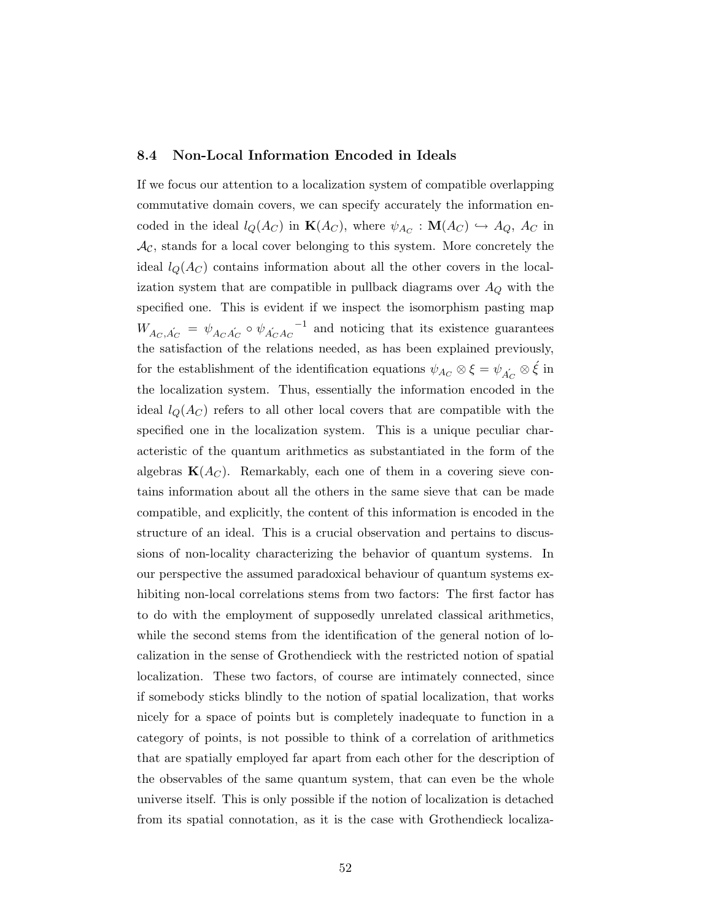### 8.4 Non-Local Information Encoded in Ideals

If we focus our attention to a localization system of compatible overlapping commutative domain covers, we can specify accurately the information encoded in the ideal $l_Q(A_C)$ in $\mathbf{K}(A_C)$, where $\psi_{A_C} : \mathbf{M}(A_C) \hookrightarrow A_Q$, $A_C$ in $\mathcal{A}_{\mathcal{C}}$, stands for a local cover belonging to this system. More concretely the ideal $l_Q(A_C)$ contains information about all the other covers in the localization system that are compatible in pullback diagrams over $A_Q$ with the specified one. This is evident if we inspect the isomorphism pasting map $W_{A_C,\acute{A_C}} = \psi_{A_C\acute{A_C}} \circ {\psi_{\acute{A_C}A_C}}^{-1}$ and noticing that its existence guarantees the satisfaction of the relations needed, as has been explained previously, for the establishment of the identification equations $\psi_{A_C} \otimes \xi = \psi_{\acute{A_C}} \otimes \acute{\xi}$ in the localization system. Thus, essentially the information encoded in the ideal $l_Q(A_C)$ refers to all other local covers that are compatible with the specified one in the localization system. This is a unique peculiar characteristic of the quantum arithmetics as substantiated in the form of the algebras $\mathbf{K}(A_C)$. Remarkably, each one of them in a covering sieve contains information about all the others in the same sieve that can be made compatible, and explicitly, the content of this information is encoded in the structure of an ideal. This is a crucial observation and pertains to discussions of non-locality characterizing the behavior of quantum systems. In our perspective the assumed paradoxical behaviour of quantum systems exhibiting non-local correlations stems from two factors: The first factor has to do with the employment of supposedly unrelated classical arithmetics, while the second stems from the identification of the general notion of localization in the sense of Grothendieck with the restricted notion of spatial localization. These two factors, of course are intimately connected, since if somebody sticks blindly to the notion of spatial localization, that works nicely for a space of points but is completely inadequate to function in a category of points, is not possible to think of a correlation of arithmetics that are spatially employed far apart from each other for the description of the observables of the same quantum system, that can even be the whole universe itself. This is only possible if the notion of localization is detached from its spatial connotation, as it is the case with Grothendieck localiza-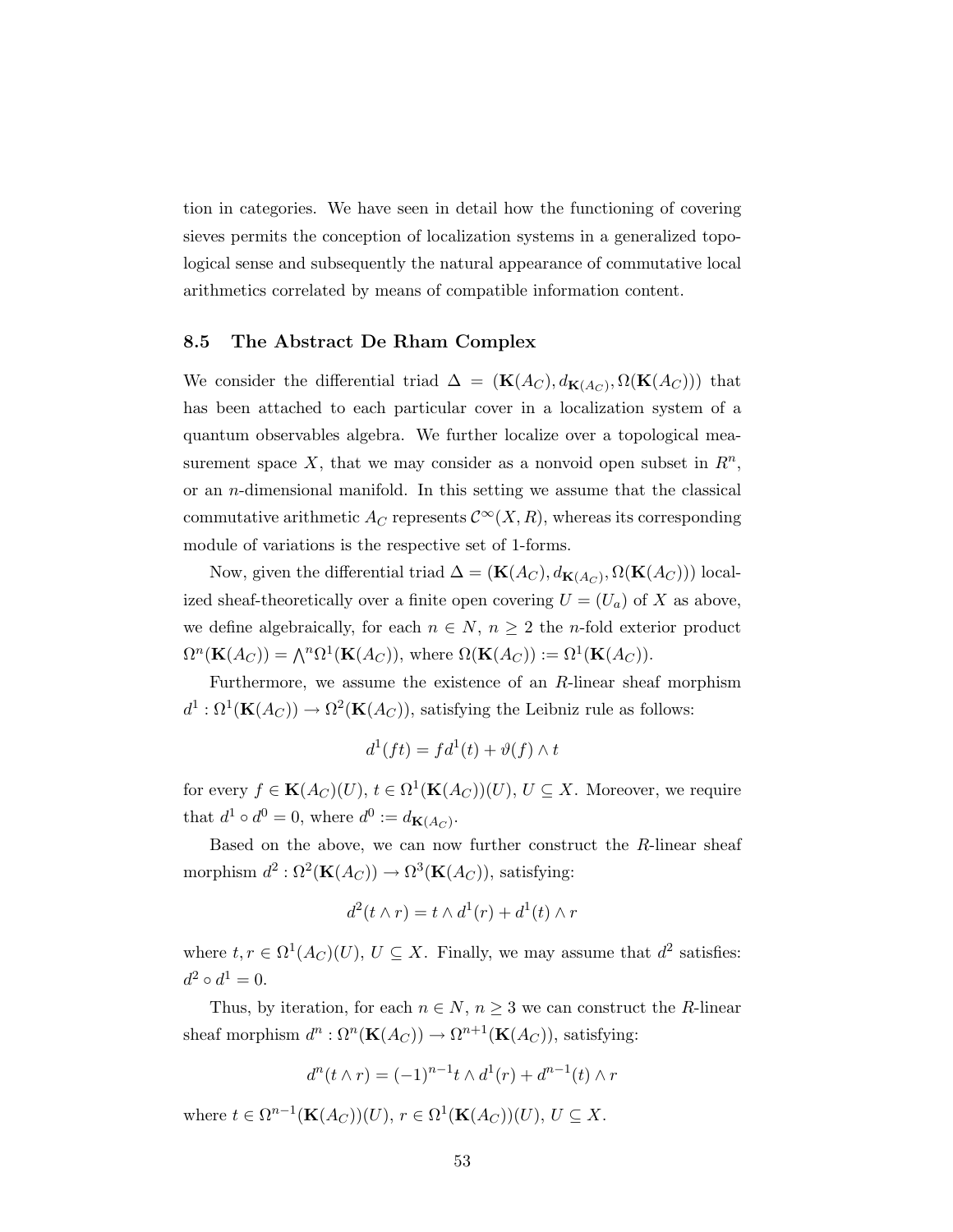tion in categories. We have seen in detail how the functioning of covering sieves permits the conception of localization systems in a generalized topological sense and subsequently the natural appearance of commutative local arithmetics correlated by means of compatible information content.

### 8.5 The Abstract De Rham Complex

We consider the differential triad $\Delta = (\mathbf{K}(A_C), d_{\mathbf{K}(A_C)}, \Omega(\mathbf{K}(A_C)))$ that has been attached to each particular cover in a localization system of a quantum observables algebra. We further localize over a topological measurement space $X$, that we may consider as a nonvoid open subset in $R^n$, or an $n$-dimensional manifold. In this setting we assume that the classical commutative arithmetic $A_C$ represents $\mathcal{C}^\infty(X, R)$, whereas its corresponding module of variations is the respective set of 1-forms.

Now, given the differential triad $\Delta = (\mathbf{K}(A_C), d_{\mathbf{K}(A_C)}, \Omega(\mathbf{K}(A_C)))$ localized sheaf-theoretically over a finite open covering $U = (U_a)$ of $X$ as above, we define algebraically, for each $n \in N$, $n \geq 2$ the $n$-fold exterior product $\Omega^n(\mathbf{K}(A_C)) = \bigwedge^n \Omega^1(\mathbf{K}(A_C))$, where $\Omega(\mathbf{K}(A_C)) := \Omega^1(\mathbf{K}(A_C))$.

Furthermore, we assume the existence of an $R$-linear sheaf morphism $d^1 : \Omega^1(\mathbf{K}(A_C)) \to \Omega^2(\mathbf{K}(A_C))$, satisfying the Leibniz rule as follows:

$$d^1(ft) = fd^1(t) + \vartheta(f) \wedge t$$

for every $f \in \mathbf{K}(A_C)(U)$, $t \in \Omega^1(\mathbf{K}(A_C))(U)$, $U \subseteq X$. Moreover, we require that $d^1 \circ d^0 = 0$, where $d^0 := d_{\mathbf{K}(A_C)}$.

Based on the above, we can now further construct the $R$-linear sheaf morphism $d^2 : \Omega^2(\mathbf{K}(A_C)) \to \Omega^3(\mathbf{K}(A_C))$, satisfying:

$$d^2(t \wedge r) = t \wedge d^1(r) + d^1(t) \wedge r$$

where $t, r \in \Omega^1(A_C)(U)$, $U \subseteq X$. Finally, we may assume that $d^2$ satisfies: $d^2 \circ d^1 = 0$.

Thus, by iteration, for each $n \in N$, $n \geq 3$ we can construct the $R$-linear sheaf morphism $d^n : \Omega^n(\mathbf{K}(A_C)) \to \Omega^{n+1}(\mathbf{K}(A_C))$, satisfying:

$$d^n(t \wedge r) = (-1)^{n-1} t \wedge d^1(r) + d^{n-1}(t) \wedge r$$

where $t \in \Omega^{n-1}(\mathbf{K}(A_C))(U)$, $r \in \Omega^1(\mathbf{K}(A_C))(U)$, $U \subseteq X$.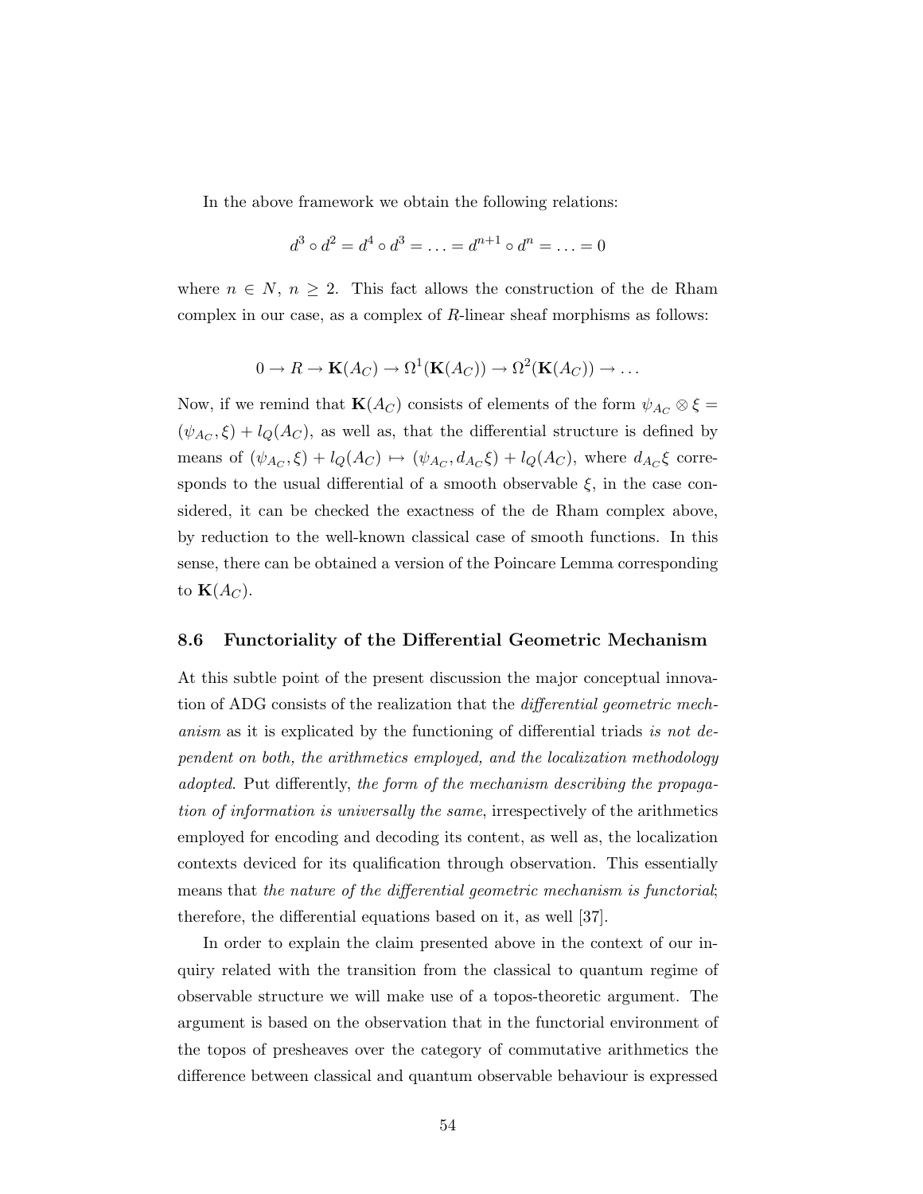In the above framework we obtain the following relations:

$$d^3 \circ d^2 = d^4 \circ d^3 = \ldots = d^{n+1} \circ d^n = \ldots = 0$$

where $n \in N$, $n \geq 2$. This fact allows the construction of the de Rham complex in our case, as a complex of $R$-linear sheaf morphisms as follows:

$$0 \to R \to \mathbf{K}(A_C) \to \Omega^1(\mathbf{K}(A_C)) \to \Omega^2(\mathbf{K}(A_C)) \to \ldots$$

Now, if we remind that $\mathbf{K}(A_C)$ consists of elements of the form $\psi_{A_C} \otimes \xi = (\psi_{A_C}, \xi) + l_Q(A_C)$, as well as, that the differential structure is defined by means of $(\psi_{A_C}, \xi) + l_Q(A_C) \mapsto (\psi_{A_C}, d_{A_C}\xi) + l_Q(A_C)$, where $d_{A_C}\xi$ corresponds to the usual differential of a smooth observable $\xi$, in the case considered, it can be checked the exactness of the de Rham complex above, by reduction to the well-known classical case of smooth functions. In this sense, there can be obtained a version of the Poincare Lemma corresponding to $\mathbf{K}(A_C)$.

### 8.6 Functoriality of the Differential Geometric Mechanism

At this subtle point of the present discussion the major conceptual innovation of ADG consists of the realization that the *differential geometric mechanism* as it is explicated by the functioning of differential triads *is not dependent on both, the arithmetics employed, and the localization methodology adopted*. Put differently, *the form of the mechanism describing the propagation of information is universally the same*, irrespectively of the arithmetics employed for encoding and decoding its content, as well as, the localization contexts deviced for its qualification through observation. This essentially means that *the nature of the differential geometric mechanism is functorial*; therefore, the differential equations based on it, as well [37].

In order to explain the claim presented above in the context of our inquiry related with the transition from the classical to quantum regime of observable structure we will make use of a topos-theoretic argument. The argument is based on the observation that in the functorial environment of the topos of presheaves over the category of commutative arithmetics the difference between classical and quantum observable behaviour is expressed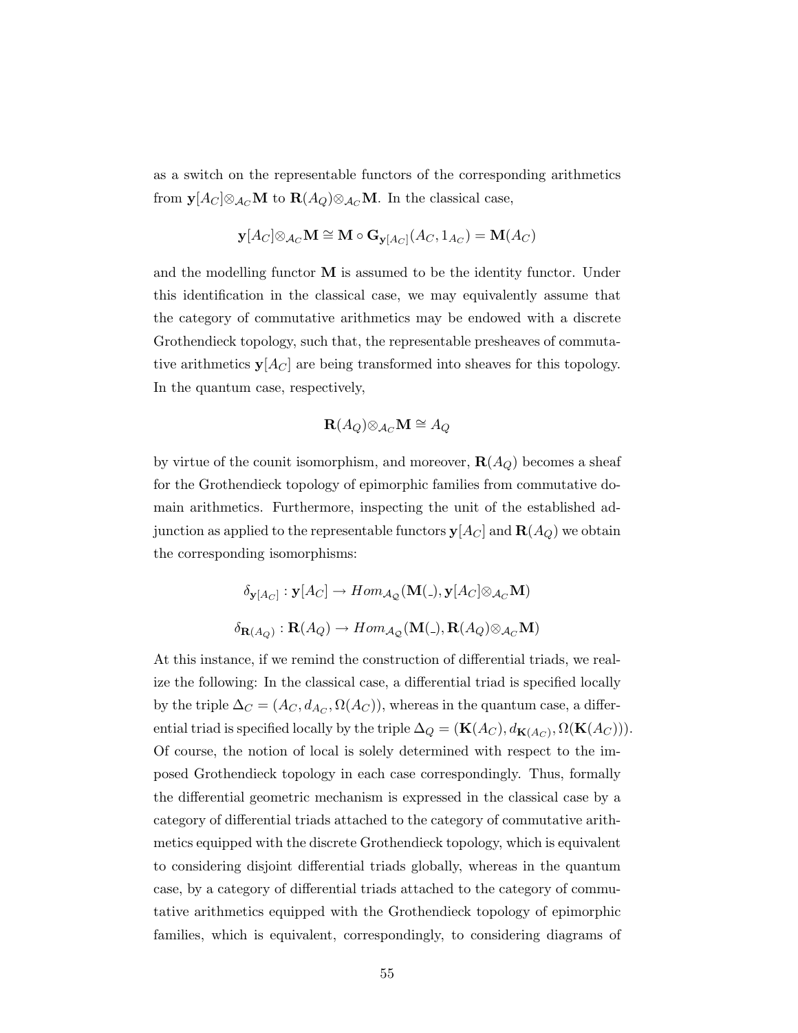as a switch on the representable functors of the corresponding arithmetics from $\mathbf{y}[A_C] \otimes_{\mathcal{A}_C} \mathbf{M}$ to $\mathbf{R}(A_Q) \otimes_{\mathcal{A}_C} \mathbf{M}$. In the classical case,

$$\mathbf{y}[A_C] \otimes_{\mathcal{A}_C} \mathbf{M} \cong \mathbf{M} \circ \mathbf{G}_{\mathbf{y}[A_C]}(A_C, 1_{A_C}) = \mathbf{M}(A_C)$$

and the modelling functor $\mathbf{M}$ is assumed to be the identity functor. Under this identification in the classical case, we may equivalently assume that the category of commutative arithmetics may be endowed with a discrete Grothendieck topology, such that, the representable presheaves of commutative arithmetics $\mathbf{y}[A_C]$ are being transformed into sheaves for this topology. In the quantum case, respectively,

$$\mathbf{R}(A_Q) \otimes_{\mathcal{A}_C} \mathbf{M} \cong A_Q$$

by virtue of the counit isomorphism, and moreover, $\mathbf{R}(A_Q)$ becomes a sheaf for the Grothendieck topology of epimorphic families from commutative domain arithmetics. Furthermore, inspecting the unit of the established adjunction as applied to the representable functors $\mathbf{y}[A_C]$ and $\mathbf{R}(A_Q)$ we obtain the corresponding isomorphisms:

$$\delta_{\mathbf{y}[A_C]} : \mathbf{y}[A_C] \to Hom_{\mathcal{A}_{\mathcal{Q}}}(\mathbf{M}(\_), \mathbf{y}[A_C] \otimes_{\mathcal{A}_C} \mathbf{M})$$

$$\delta_{\mathbf{R}(A_Q)} : \mathbf{R}(A_Q) \to Hom_{\mathcal{A}_{\mathcal{Q}}}(\mathbf{M}(\_), \mathbf{R}(A_Q) \otimes_{\mathcal{A}_C} \mathbf{M})$$

At this instance, if we remind the construction of differential triads, we realize the following: In the classical case, a differential triad is specified locally by the triple $\Delta_C = (A_C, d_{A_C}, \Omega(A_C))$, whereas in the quantum case, a differential triad is specified locally by the triple $\Delta_Q = (\mathbf{K}(A_C), d_{\mathbf{K}(A_C)}, \Omega(\mathbf{K}(A_C)))$. Of course, the notion of local is solely determined with respect to the imposed Grothendieck topology in each case correspondingly. Thus, formally the differential geometric mechanism is expressed in the classical case by a category of differential triads attached to the category of commutative arithmetics equipped with the discrete Grothendieck topology, which is equivalent to considering disjoint differential triads globally, whereas in the quantum case, by a category of differential triads attached to the category of commutative arithmetics equipped with the Grothendieck topology of epimorphic families, which is equivalent, correspondingly, to considering diagrams of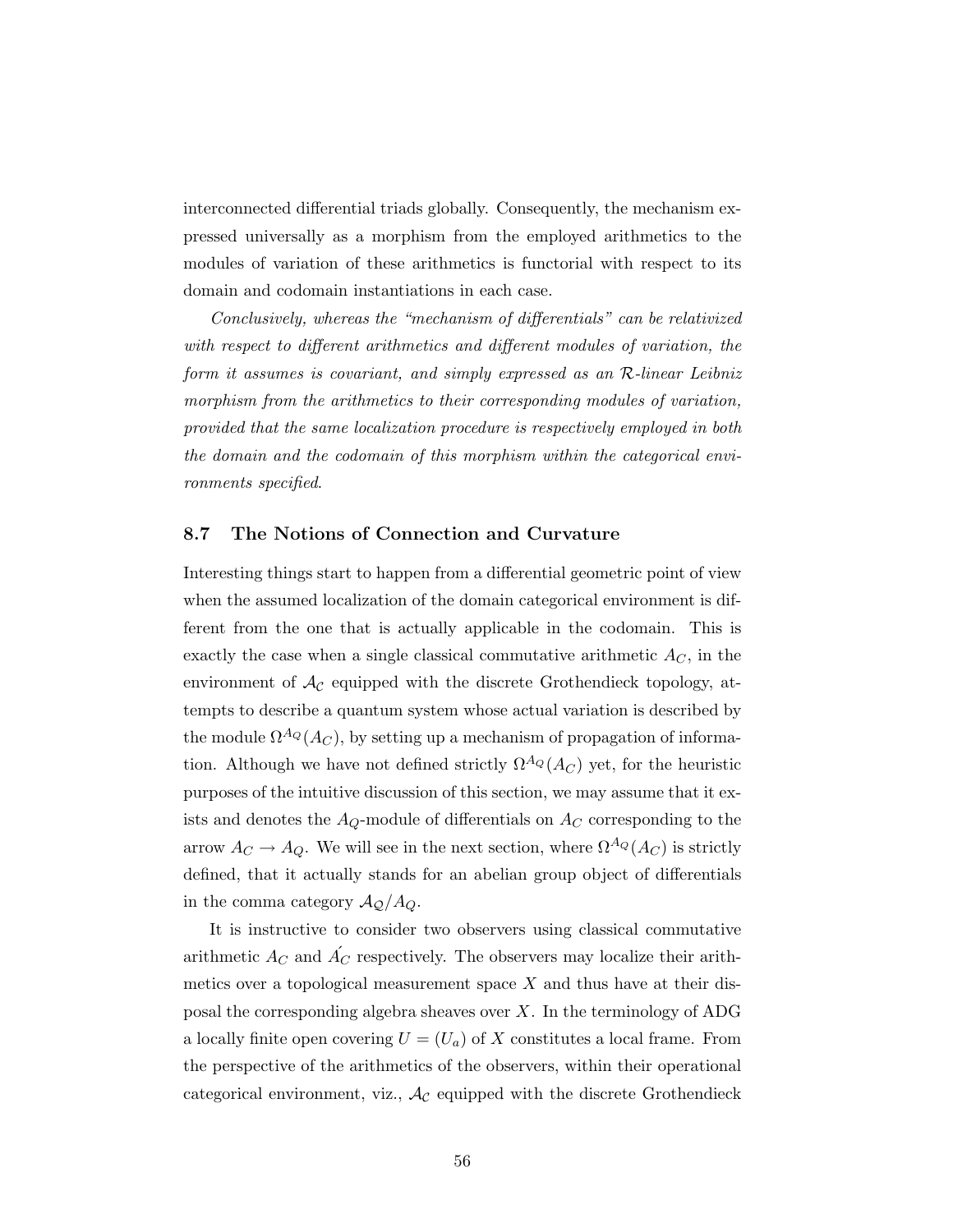interconnected differential triads globally. Consequently, the mechanism expressed universally as a morphism from the employed arithmetics to the modules of variation of these arithmetics is functorial with respect to its domain and codomain instantiations in each case.

*Conclusively, whereas the "mechanism of differentials" can be relativized with respect to different arithmetics and different modules of variation, the form it assumes is covariant, and simply expressed as an $\mathcal{R}$-linear Leibniz morphism from the arithmetics to their corresponding modules of variation, provided that the same localization procedure is respectively employed in both the domain and the codomain of this morphism within the categorical environments specified.*

### 8.7 The Notions of Connection and Curvature

Interesting things start to happen from a differential geometric point of view when the assumed localization of the domain categorical environment is different from the one that is actually applicable in the codomain. This is exactly the case when a single classical commutative arithmetic $A_C$, in the environment of $\mathcal{A}_\mathcal{C}$ equipped with the discrete Grothendieck topology, attempts to describe a quantum system whose actual variation is described by the module $\Omega^{A_Q}(A_C)$, by setting up a mechanism of propagation of information. Although we have not defined strictly $\Omega^{A_Q}(A_C)$ yet, for the heuristic purposes of the intuitive discussion of this section, we may assume that it exists and denotes the $A_Q$-module of differentials on $A_C$ corresponding to the arrow $A_C \to A_Q$. We will see in the next section, where $\Omega^{A_Q}(A_C)$ is strictly defined, that it actually stands for an abelian group object of differentials in the comma category $\mathcal{A}_\mathcal{Q}/A_Q$.

It is instructive to consider two observers using classical commutative arithmetic $A_C$ and $\acute{A_C}$ respectively. The observers may localize their arithmetics over a topological measurement space $X$ and thus have at their disposal the corresponding algebra sheaves over $X$. In the terminology of ADG a locally finite open covering $U = (U_a)$ of $X$ constitutes a local frame. From the perspective of the arithmetics of the observers, within their operational categorical environment, viz., $\mathcal{A}_\mathcal{C}$ equipped with the discrete Grothendieck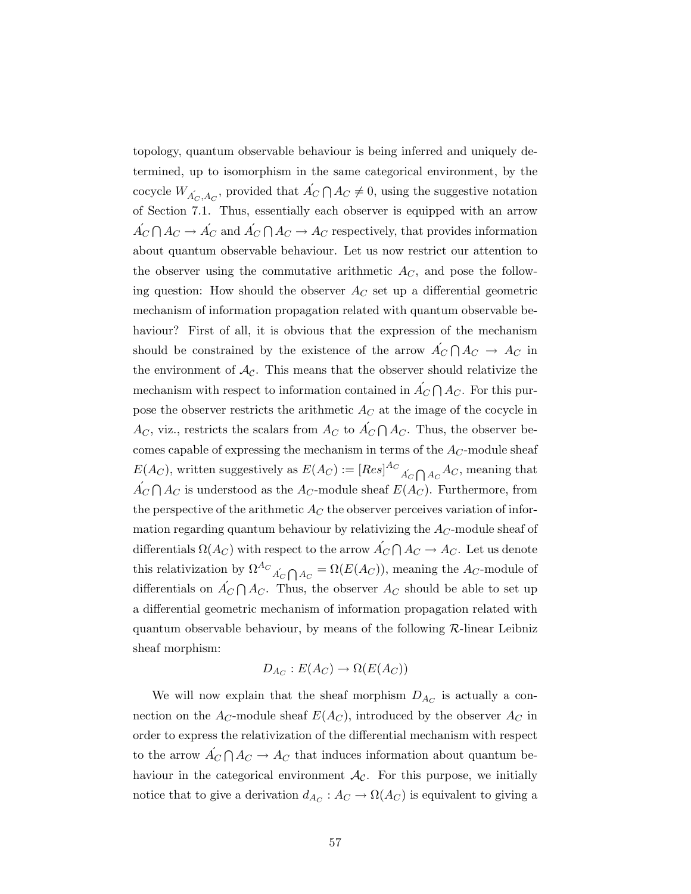topology, quantum observable behaviour is being inferred and uniquely determined, up to isomorphism in the same categorical environment, by the cocycle $W_{\acute{A_C},A_C}$, provided that $\acute{A_C} \bigcap A_C \neq 0$, using the suggestive notation of Section 7.1. Thus, essentially each observer is equipped with an arrow $\acute{A_C} \bigcap A_C \to \acute{A_C}$ and $\acute{A_C} \bigcap A_C \to A_C$ respectively, that provides information about quantum observable behaviour. Let us now restrict our attention to the observer using the commutative arithmetic $A_C$, and pose the following question: How should the observer $A_C$ set up a differential geometric mechanism of information propagation related with quantum observable behaviour? First of all, it is obvious that the expression of the mechanism should be constrained by the existence of the arrow $\acute{A_C} \bigcap A_C \to A_C$ in the environment of $\mathcal{A}_{\mathcal{C}}$. This means that the observer should relativize the mechanism with respect to information contained in $\acute{A_C} \bigcap A_C$. For this purpose the observer restricts the arithmetic $A_C$ at the image of the cocycle in $A_C$, viz., restricts the scalars from $A_C$ to $\acute{A_C} \bigcap A_C$. Thus, the observer becomes capable of expressing the mechanism in terms of the $A_C$-module sheaf $E(A_C)$, written suggestively as $E(A_C) := [Res]^{A_C}{}_{\acute{A_C} \bigcap A_C} A_C$, meaning that $\acute{A_C} \bigcap A_C$ is understood as the $A_C$-module sheaf $E(A_C)$. Furthermore, from the perspective of the arithmetic $A_C$ the observer perceives variation of information regarding quantum behaviour by relativizing the $A_C$-module sheaf of differentials $\Omega(A_C)$ with respect to the arrow $\acute{A_C} \bigcap A_C \to A_C$. Let us denote this relativization by $\Omega^{A_C}{}_{\acute{A_C} \bigcap A_C} = \Omega(E(A_C))$, meaning the $A_C$-module of differentials on $\acute{A_C} \bigcap A_C$. Thus, the observer $A_C$ should be able to set up a differential geometric mechanism of information propagation related with quantum observable behaviour, by means of the following $\mathcal{R}$-linear Leibniz sheaf morphism:

$$D_{A_C} : E(A_C) \to \Omega(E(A_C))$$

We will now explain that the sheaf morphism $D_{A_C}$ is actually a connection on the $A_C$-module sheaf $E(A_C)$, introduced by the observer $A_C$ in order to express the relativization of the differential mechanism with respect to the arrow $\acute{A_C} \bigcap A_C \to A_C$ that induces information about quantum behaviour in the categorical environment $\mathcal{A}_{\mathcal{C}}$. For this purpose, we initially notice that to give a derivation $d_{A_C} : A_C \to \Omega(A_C)$ is equivalent to giving a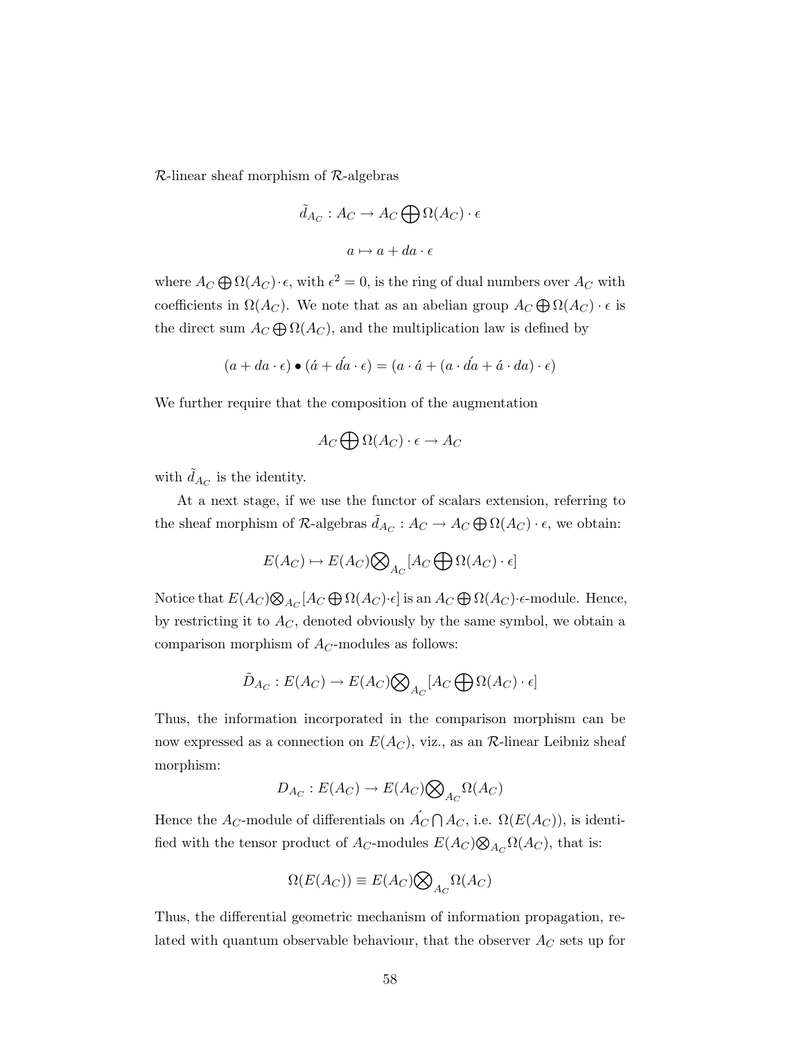$\mathcal{R}$-linear sheaf morphism of $\mathcal{R}$-algebras

$$\tilde{d}_{A_C} : A_C \to A_C \bigoplus \Omega(A_C) \cdot \epsilon$$

$$a \mapsto a + da \cdot \epsilon$$

where $A_C \bigoplus \Omega(A_C) \cdot \epsilon$, with $\epsilon^2 = 0$, is the ring of dual numbers over $A_C$ with coefficients in $\Omega(A_C)$. We note that as an abelian group $A_C \bigoplus \Omega(A_C) \cdot \epsilon$ is the direct sum $A_C \bigoplus \Omega(A_C)$, and the multiplication law is defined by

$$(a + da \cdot \epsilon) \bullet (\acute{a} + d\acute{a} \cdot \epsilon) = (a \cdot \acute{a} + (a \cdot d\acute{a} + \acute{a} \cdot da) \cdot \epsilon)$$

We further require that the composition of the augmentation

$$A_C \bigoplus \Omega(A_C) \cdot \epsilon \to A_C$$

with $\tilde{d}_{A_C}$ is the identity.

At a next stage, if we use the functor of scalars extension, referring to the sheaf morphism of $\mathcal{R}$-algebras $\tilde{d}_{A_C} : A_C \to A_C \bigoplus \Omega(A_C) \cdot \epsilon$, we obtain:

$$E(A_C) \mapsto E(A_C) \bigotimes_{A_C} [A_C \bigoplus \Omega(A_C) \cdot \epsilon]$$

Notice that $E(A_C) \bigotimes_{A_C} [A_C \bigoplus \Omega(A_C) \cdot \epsilon]$ is an $A_C \bigoplus \Omega(A_C) \cdot \epsilon$-module. Hence, by restricting it to $A_C$, denoted obviously by the same symbol, we obtain a comparison morphism of $A_C$-modules as follows:

$$\tilde{D}_{A_C} : E(A_C) \to E(A_C) \bigotimes_{A_C} [A_C \bigoplus \Omega(A_C) \cdot \epsilon]$$

Thus, the information incorporated in the comparison morphism can be now expressed as a connection on $E(A_C)$, viz., as an $\mathcal{R}$-linear Leibniz sheaf morphism:

$$D_{A_C} : E(A_C) \to E(A_C) \bigotimes_{A_C} \Omega(A_C)$$

Hence the $A_C$-module of differentials on $\acute{A_C} \bigcap A_C$, i.e. $\Omega(E(A_C))$, is identified with the tensor product of $A_C$-modules $E(A_C) \bigotimes_{A_C} \Omega(A_C)$, that is:

$$\Omega(E(A_C)) \equiv E(A_C) \bigotimes_{A_C} \Omega(A_C)$$

Thus, the differential geometric mechanism of information propagation, related with quantum observable behaviour, that the observer $A_C$ sets up for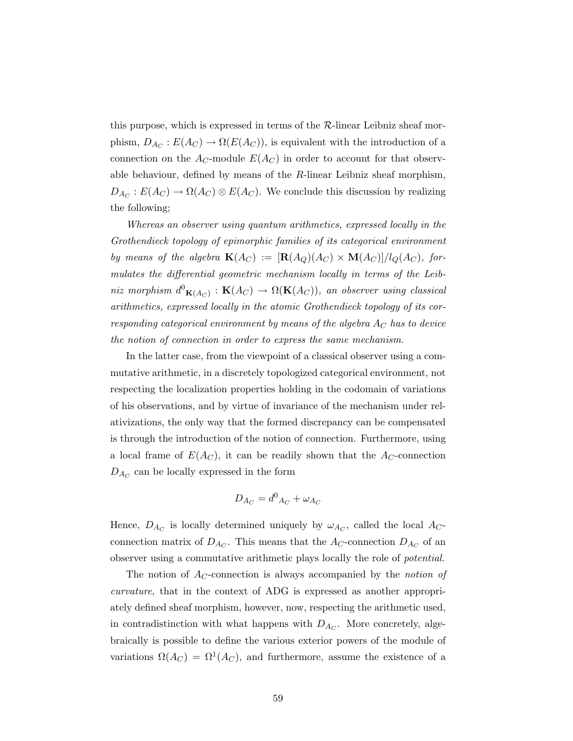this purpose, which is expressed in terms of the $\mathcal{R}$-linear Leibniz sheaf morphism, $D_{A_C} : E(A_C) \rightarrow \Omega(E(A_C))$, is equivalent with the introduction of a connection on the $A_C$-module $E(A_C)$ in order to account for that observable behaviour, defined by means of the $R$-linear Leibniz sheaf morphism, $D_{A_C} : E(A_C) \rightarrow \Omega(A_C) \otimes E(A_C)$. We conclude this discussion by realizing the following;

*Whereas an observer using quantum arithmetics, expressed locally in the Grothendieck topology of epimorphic families of its categorical environment by means of the algebra* $\mathbf{K}(A_C) := [\mathbf{R}(A_Q)(A_C) \times \mathbf{M}(A_C)]/l_Q(A_C)$*, formulates the differential geometric mechanism locally in terms of the Leibniz morphism* $d^0{}_{\mathbf{K}(A_C)} : \mathbf{K}(A_C) \rightarrow \Omega(\mathbf{K}(A_C))$*, an observer using classical arithmetics, expressed locally in the atomic Grothendieck topology of its corresponding categorical environment by means of the algebra* $A_C$ *has to device the notion of connection in order to express the same mechanism.*

In the latter case, from the viewpoint of a classical observer using a commutative arithmetic, in a discretely topologized categorical environment, not respecting the localization properties holding in the codomain of variations of his observations, and by virtue of invariance of the mechanism under relativizations, the only way that the formed discrepancy can be compensated is through the introduction of the notion of connection. Furthermore, using a local frame of $E(A_C)$, it can be readily shown that the $A_C$-connection $D_{A_C}$ can be locally expressed in the form

$$D_{A_C} = d^0{}_{A_C} + \omega_{A_C}$$

Hence, $D_{A_C}$ is locally determined uniquely by $\omega_{A_C}$, called the local $A_C$-connection matrix of $D_{A_C}$. This means that the $A_C$-connection $D_{A_C}$ of an observer using a commutative arithmetic plays locally the role of *potential*.

The notion of $A_C$-connection is always accompanied by the *notion of curvature*, that in the context of ADG is expressed as another appropriately defined sheaf morphism, however, now, respecting the arithmetic used, in contradistinction with what happens with $D_{A_C}$. More concretely, algebraically is possible to define the various exterior powers of the module of variations $\Omega(A_C) = \Omega^1(A_C)$, and furthermore, assume the existence of a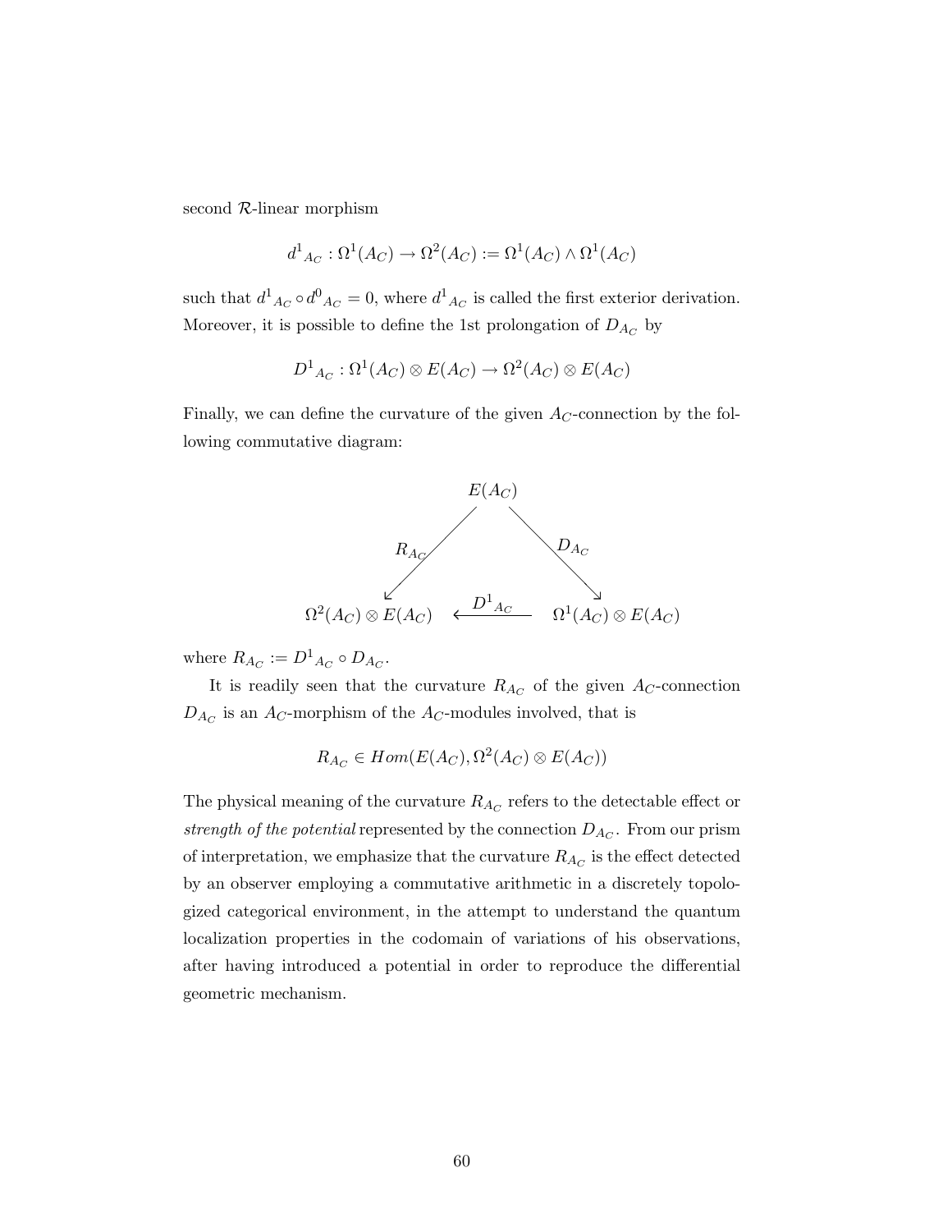second $\mathcal{R}$-linear morphism

$$d^1{}_{A_C} : \Omega^1(A_C) \to \Omega^2(A_C) := \Omega^1(A_C) \wedge \Omega^1(A_C)$$

such that $d^1{}_{A_C} \circ d^0{}_{A_C} = 0$, where $d^1{}_{A_C}$ is called the first exterior derivation. Moreover, it is possible to define the 1st prolongation of $D_{A_C}$ by

$$D^1{}_{A_C} : \Omega^1(A_C) \otimes E(A_C) \to \Omega^2(A_C) \otimes E(A_C)$$

Finally, we can define the curvature of the given $A_C$-connection by the following commutative diagram:

$$\begin{array}{ccc} & E(A_C) & \\ R_{A_C} \swarrow & & \searrow D_{A_C} \\ \Omega^2(A_C) \otimes E(A_C) & \xleftarrow{D^1{}_{A_C}} & \Omega^1(A_C) \otimes E(A_C) \end{array}$$

where $R_{A_C} := D^1{}_{A_C} \circ D_{A_C}$.

It is readily seen that the curvature $R_{A_C}$ of the given $A_C$-connection $D_{A_C}$ is an $A_C$-morphism of the $A_C$-modules involved, that is

$$R_{A_C} \in Hom(E(A_C), \Omega^2(A_C) \otimes E(A_C))$$

The physical meaning of the curvature $R_{A_C}$ refers to the detectable effect or *strength of the potential* represented by the connection $D_{A_C}$. From our prism of interpretation, we emphasize that the curvature $R_{A_C}$ is the effect detected by an observer employing a commutative arithmetic in a discretely topologized categorical environment, in the attempt to understand the quantum localization properties in the codomain of variations of his observations, after having introduced a potential in order to reproduce the differential geometric mechanism.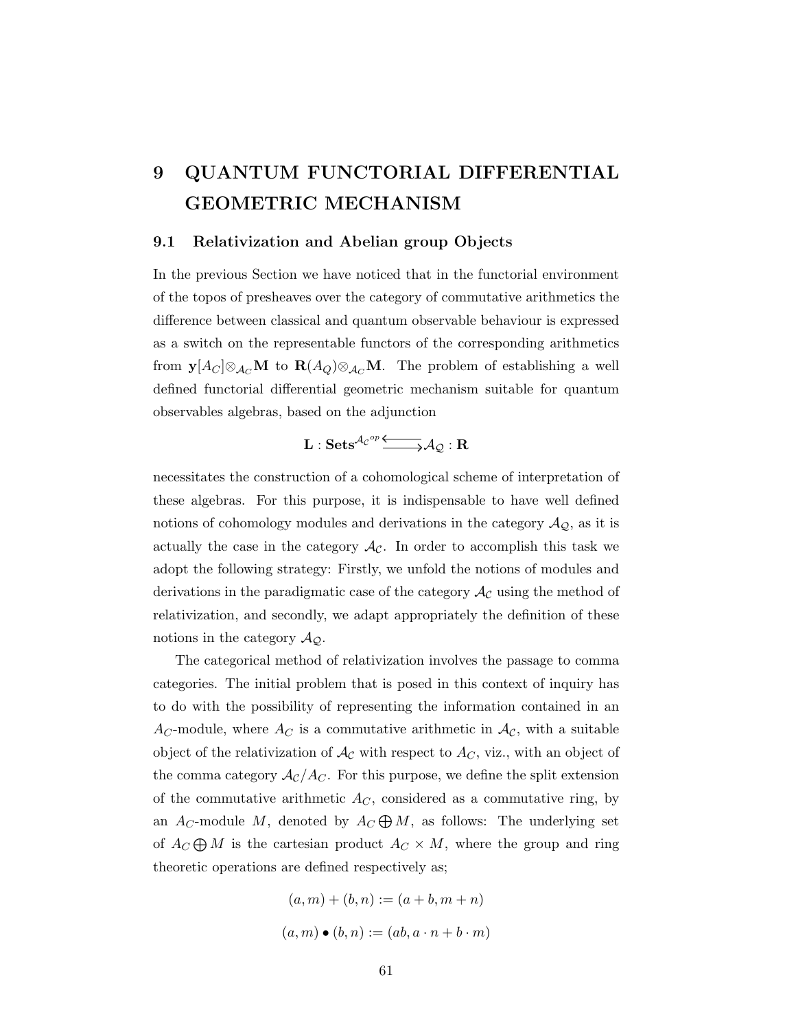# 9 QUANTUM FUNCTORIAL DIFFERENTIAL GEOMETRIC MECHANISM

## 9.1 Relativization and Abelian group Objects

In the previous Section we have noticed that in the functorial environment of the topos of presheaves over the category of commutative arithmetics the difference between classical and quantum observable behaviour is expressed as a switch on the representable functors of the corresponding arithmetics from $\mathbf{y}[A_C] \otimes_{\mathcal{A}_C} \mathbf{M}$ to $\mathbf{R}(A_Q) \otimes_{\mathcal{A}_C} \mathbf{M}$. The problem of establishing a well defined functorial differential geometric mechanism suitable for quantum observables algebras, based on the adjunction

$$\mathbf{L} : \mathbf{Sets}^{{\mathcal{A}_C}^{op}} \overset{\longleftarrow}{\longrightarrow} \mathcal{A}_Q : \mathbf{R}$$

necessitates the construction of a cohomological scheme of interpretation of these algebras. For this purpose, it is indispensable to have well defined notions of cohomology modules and derivations in the category $\mathcal{A}_Q$, as it is actually the case in the category $\mathcal{A}_C$. In order to accomplish this task we adopt the following strategy: Firstly, we unfold the notions of modules and derivations in the paradigmatic case of the category $\mathcal{A}_C$ using the method of relativization, and secondly, we adapt appropriately the definition of these notions in the category $\mathcal{A}_Q$.

The categorical method of relativization involves the passage to comma categories. The initial problem that is posed in this context of inquiry has to do with the possibility of representing the information contained in an $A_C$-module, where $A_C$ is a commutative arithmetic in $\mathcal{A}_C$, with a suitable object of the relativization of $\mathcal{A}_C$ with respect to $A_C$, viz., with an object of the comma category $\mathcal{A}_C/A_C$. For this purpose, we define the split extension of the commutative arithmetic $A_C$, considered as a commutative ring, by an $A_C$-module $M$, denoted by $A_C \bigoplus M$, as follows: The underlying set of $A_C \bigoplus M$ is the cartesian product $A_C \times M$, where the group and ring theoretic operations are defined respectively as;

$$(a, m) + (b, n) := (a + b, m + n)$$

$$(a, m) \bullet (b, n) := (ab, a \cdot n + b \cdot m)$$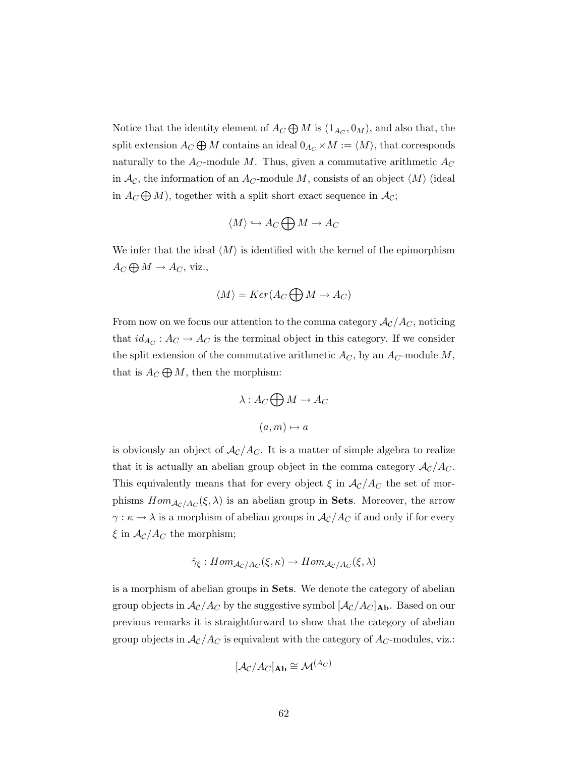Notice that the identity element of $A_C \bigoplus M$ is $(1_{A_C}, 0_M)$, and also that, the split extension $A_C \bigoplus M$ contains an ideal $0_{A_C} \times M := \langle M \rangle$, that corresponds naturally to the $A_C$-module $M$. Thus, given a commutative arithmetic $A_C$ in $\mathcal{A}_\mathcal{C}$, the information of an $A_C$-module $M$, consists of an object $\langle M \rangle$ (ideal in $A_C \bigoplus M$), together with a split short exact sequence in $\mathcal{A}_\mathcal{C}$;

$$\langle M \rangle \hookrightarrow A_C \bigoplus M \to A_C$$

We infer that the ideal $\langle M \rangle$ is identified with the kernel of the epimorphism $A_C \bigoplus M \to A_C$, viz.,

$$\langle M \rangle = Ker(A_C \bigoplus M \to A_C)$$

From now on we focus our attention to the comma category $\mathcal{A}_\mathcal{C}/A_C$, noticing that $id_{A_C} : A_C \to A_C$ is the terminal object in this category. If we consider the split extension of the commutative arithmetic $A_C$, by an $A_C$-module $M$, that is $A_C \bigoplus M$, then the morphism:

$$\lambda : A_C \bigoplus M \to A_C$$

$$(a, m) \mapsto a$$

is obviously an object of $\mathcal{A}_\mathcal{C}/A_C$. It is a matter of simple algebra to realize that it is actually an abelian group object in the comma category $\mathcal{A}_\mathcal{C}/A_C$. This equivalently means that for every object $\xi$ in $\mathcal{A}_\mathcal{C}/A_C$ the set of morphisms $Hom_{\mathcal{A}_\mathcal{C}/A_C}(\xi, \lambda)$ is an abelian group in **Sets**. Moreover, the arrow $\gamma : \kappa \to \lambda$ is a morphism of abelian groups in $\mathcal{A}_\mathcal{C}/A_C$ if and only if for every $\xi$ in $\mathcal{A}_\mathcal{C}/A_C$ the morphism;

$$\hat{\gamma}_\xi : Hom_{\mathcal{A}_\mathcal{C}/A_C}(\xi, \kappa) \to Hom_{\mathcal{A}_\mathcal{C}/A_C}(\xi, \lambda)$$

is a morphism of abelian groups in **Sets**. We denote the category of abelian group objects in $\mathcal{A}_\mathcal{C}/A_C$ by the suggestive symbol $[\mathcal{A}_\mathcal{C}/A_C]_{\mathbf{Ab}}$. Based on our previous remarks it is straightforward to show that the category of abelian group objects in $\mathcal{A}_\mathcal{C}/A_C$ is equivalent with the category of $A_C$-modules, viz.:

$$[\mathcal{A}_\mathcal{C}/A_C]_{\mathbf{Ab}} \cong \mathcal{M}^{(A_C)}$$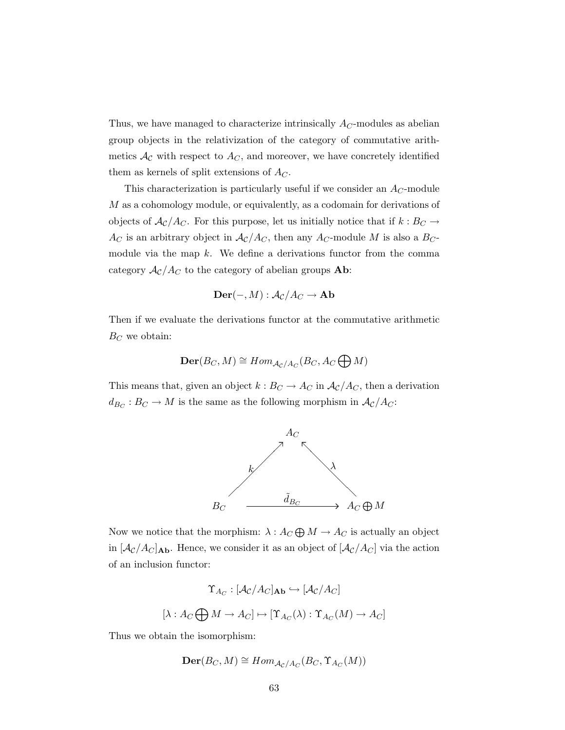Thus, we have managed to characterize intrinsically $A_C$-modules as abelian group objects in the relativization of the category of commutative arithmetics $\mathcal{A}_\mathcal{C}$ with respect to $A_C$, and moreover, we have concretely identified them as kernels of split extensions of $A_C$.

This characterization is particularly useful if we consider an $A_C$-module $M$ as a cohomology module, or equivalently, as a codomain for derivations of objects of $\mathcal{A}_\mathcal{C}/A_C$. For this purpose, let us initially notice that if $k : B_C \to A_C$ is an arbitrary object in $\mathcal{A}_\mathcal{C}/A_C$, then any $A_C$-module $M$ is also a $B_C$-module via the map $k$. We define a derivations functor from the comma category $\mathcal{A}_\mathcal{C}/A_C$ to the category of abelian groups $\mathbf{Ab}$:

$$\mathbf{Der}(-, M) : \mathcal{A}_\mathcal{C}/A_C \to \mathbf{Ab}$$

Then if we evaluate the derivations functor at the commutative arithmetic $B_C$ we obtain:

$$\mathbf{Der}(B_C, M) \cong Hom_{\mathcal{A}_\mathcal{C}/A_C}(B_C, A_C \bigoplus M)$$

This means that, given an object $k : B_C \to A_C$ in $\mathcal{A}_\mathcal{C}/A_C$, then a derivation $d_{B_C} : B_C \to M$ is the same as the following morphism in $\mathcal{A}_\mathcal{C}/A_C$:

$$\begin{array}{ccc} & A_C & \\ {}^{k}\nearrow & & \nwarrow^{\lambda} \\ B_C & \xrightarrow{\tilde{d}_{B_C}} & A_C \bigoplus M \end{array}$$

Now we notice that the morphism: $\lambda : A_C \bigoplus M \to A_C$ is actually an object in $[\mathcal{A}_\mathcal{C}/A_C]_{\mathbf{Ab}}$. Hence, we consider it as an object of $[\mathcal{A}_\mathcal{C}/A_C]$ via the action of an inclusion functor:

$$\Upsilon_{A_C} : [\mathcal{A}_\mathcal{C}/A_C]_{\mathbf{Ab}} \hookrightarrow [\mathcal{A}_\mathcal{C}/A_C]$$

$$[\lambda : A_C \bigoplus M \to A_C] \mapsto [\Upsilon_{A_C}(\lambda) : \Upsilon_{A_C}(M) \to A_C]$$

Thus we obtain the isomorphism:

$$\mathbf{Der}(B_C, M) \cong Hom_{\mathcal{A}_\mathcal{C}/A_C}(B_C, \Upsilon_{A_C}(M))$$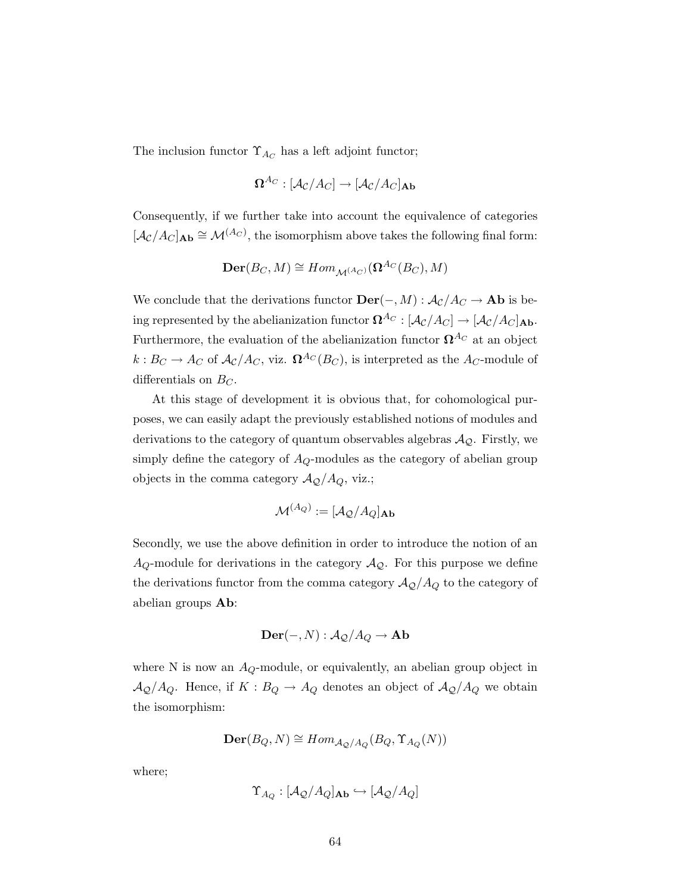The inclusion functor $\Upsilon_{A_C}$ has a left adjoint functor;

$$\mathbf{\Omega}^{A_C} : [\mathcal{A_C}/A_C] \rightarrow [\mathcal{A_C}/A_C]_{\mathbf{Ab}}$$

Consequently, if we further take into account the equivalence of categories $[\mathcal{A_C}/A_C]_{\mathbf{Ab}} \cong \mathcal{M}^{(A_C)}$, the isomorphism above takes the following final form:

$$\mathbf{Der}(B_C, M) \cong Hom_{\mathcal{M}^{(A_C)}}(\mathbf{\Omega}^{A_C}(B_C), M)$$

We conclude that the derivations functor $\mathbf{Der}(-, M) : \mathcal{A_C}/A_C \rightarrow \mathbf{Ab}$ is being represented by the abelianization functor $\mathbf{\Omega}^{A_C} : [\mathcal{A_C}/A_C] \rightarrow [\mathcal{A_C}/A_C]_{\mathbf{Ab}}$. Furthermore, the evaluation of the abelianization functor $\mathbf{\Omega}^{A_C}$ at an object $k : B_C \rightarrow A_C$ of $\mathcal{A_C}/A_C$, viz. $\mathbf{\Omega}^{A_C}(B_C)$, is interpreted as the $A_C$-module of differentials on $B_C$.

At this stage of development it is obvious that, for cohomological purposes, we can easily adapt the previously established notions of modules and derivations to the category of quantum observables algebras $\mathcal{A_Q}$. Firstly, we simply define the category of $A_Q$-modules as the category of abelian group objects in the comma category $\mathcal{A_Q}/A_Q$, viz.;

$$\mathcal{M}^{(A_Q)} := [\mathcal{A_Q}/A_Q]_{\mathbf{Ab}}$$

Secondly, we use the above definition in order to introduce the notion of an $A_Q$-module for derivations in the category $\mathcal{A_Q}$. For this purpose we define the derivations functor from the comma category $\mathcal{A_Q}/A_Q$ to the category of abelian groups $\mathbf{Ab}$:

$$\mathbf{Der}(-, N) : \mathcal{A_Q}/A_Q \rightarrow \mathbf{Ab}$$

where N is now an $A_Q$-module, or equivalently, an abelian group object in $\mathcal{A_Q}/A_Q$. Hence, if $K : B_Q \rightarrow A_Q$ denotes an object of $\mathcal{A_Q}/A_Q$ we obtain the isomorphism:

$$\mathbf{Der}(B_Q, N) \cong Hom_{\mathcal{A_Q}/A_Q}(B_Q, \Upsilon_{A_Q}(N))$$

where;

$$\Upsilon_{A_Q} : [\mathcal{A_Q}/A_Q]_{\mathbf{Ab}} \hookrightarrow [\mathcal{A_Q}/A_Q]$$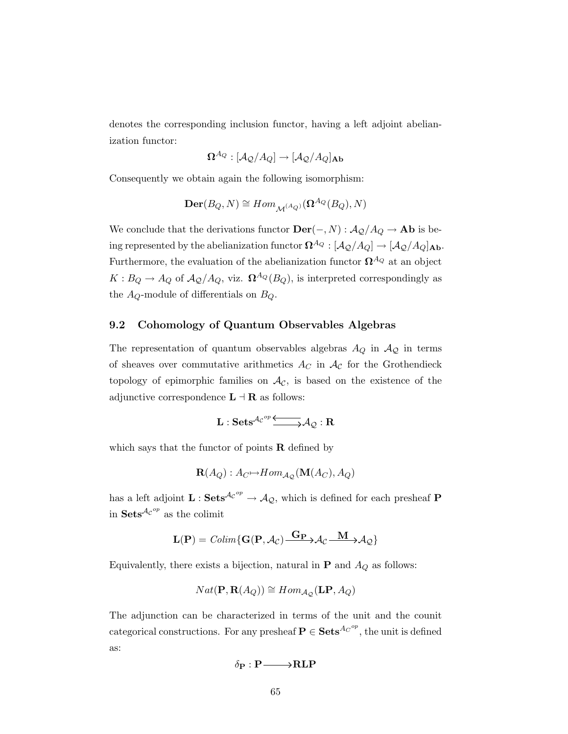denotes the corresponding inclusion functor, having a left adjoint abelianization functor:

$$\mathbf{\Omega}^{A_Q} : [\mathcal{A}_{\mathcal{Q}}/A_Q] \to [\mathcal{A}_{\mathcal{Q}}/A_Q]_{\mathbf{Ab}}$$

Consequently we obtain again the following isomorphism:

$$\mathbf{Der}(B_Q, N) \cong Hom_{\mathcal{M}^{(A_Q)}}(\mathbf{\Omega}^{A_Q}(B_Q), N)$$

We conclude that the derivations functor $\mathbf{Der}(-, N) : \mathcal{A}_{\mathcal{Q}}/A_Q \to \mathbf{Ab}$ is being represented by the abelianization functor $\mathbf{\Omega}^{A_Q} : [\mathcal{A}_{\mathcal{Q}}/A_Q] \to [\mathcal{A}_{\mathcal{Q}}/A_Q]_{\mathbf{Ab}}$. Furthermore, the evaluation of the abelianization functor $\mathbf{\Omega}^{A_Q}$ at an object $K : B_Q \to A_Q$ of $\mathcal{A}_{\mathcal{Q}}/A_Q$, viz. $\mathbf{\Omega}^{A_Q}(B_Q)$, is interpreted correspondingly as the $A_Q$-module of differentials on $B_Q$.

## 9.2 Cohomology of Quantum Observables Algebras

The representation of quantum observables algebras $A_Q$ in $\mathcal{A}_{\mathcal{Q}}$ in terms of sheaves over commutative arithmetics $A_C$ in $\mathcal{A}_{\mathcal{C}}$ for the Grothendieck topology of epimorphic families on $\mathcal{A}_{\mathcal{C}}$, is based on the existence of the adjunctive correspondence $\mathbf{L} \dashv \mathbf{R}$ as follows:

$$\mathbf{L} : \mathbf{Sets}^{\mathcal{A}_{\mathcal{C}}{}^{op}} \underset{}{\overset{}{\rightleftarrows}} \mathcal{A}_{\mathcal{Q}} : \mathbf{R}$$

which says that the functor of points $\mathbf{R}$ defined by

$$\mathbf{R}(A_Q) : A_C \mapsto Hom_{\mathcal{A}_{\mathcal{Q}}}(\mathbf{M}(A_C), A_Q)$$

has a left adjoint $\mathbf{L} : \mathbf{Sets}^{\mathcal{A}_{\mathcal{C}}{}^{op}} \to \mathcal{A}_{\mathcal{Q}}$, which is defined for each presheaf $\mathbf{P}$ in $\mathbf{Sets}^{\mathcal{A}_{\mathcal{C}}{}^{op}}$ as the colimit

$$\mathbf{L}(\mathbf{P}) = Colim\{\mathbf{G}(\mathbf{P}, \mathcal{A}_{\mathcal{C}}) \xrightarrow{\mathbf{G_P}} \mathcal{A}_{\mathcal{C}} \xrightarrow{\mathbf{M}} \mathcal{A}_{\mathcal{Q}}\}$$

Equivalently, there exists a bijection, natural in $\mathbf{P}$ and $A_Q$ as follows:

$$Nat(\mathbf{P}, \mathbf{R}(A_Q)) \cong Hom_{\mathcal{A}_{\mathcal{Q}}}(\mathbf{LP}, A_Q)$$

The adjunction can be characterized in terms of the unit and the counit categorical constructions. For any presheaf $\mathbf{P} \in \mathbf{Sets}^{\mathcal{A}_C{}^{op}}$, the unit is defined as:

$$\delta_{\mathbf{P}} : \mathbf{P} \longrightarrow \mathbf{RLP}$$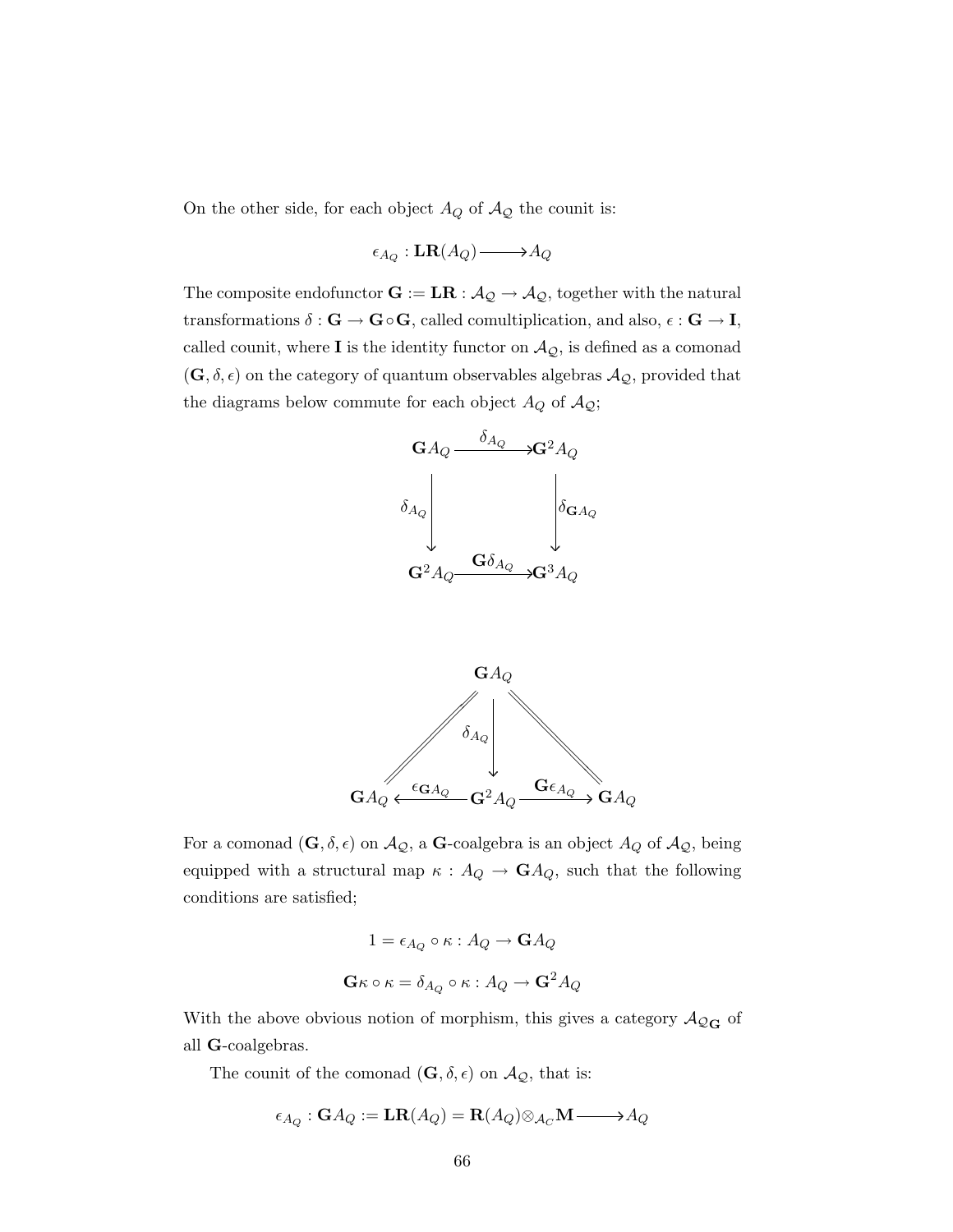On the other side, for each object $A_Q$ of $\mathcal{A}_\mathcal{Q}$ the counit is:

$$\epsilon_{A_Q} : \mathbf{LR}(A_Q) \longrightarrow A_Q$$

The composite endofunctor $\mathbf{G} := \mathbf{LR} : \mathcal{A}_\mathcal{Q} \to \mathcal{A}_\mathcal{Q}$, together with the natural transformations $\delta : \mathbf{G} \to \mathbf{G} \circ \mathbf{G}$, called comultiplication, and also, $\epsilon : \mathbf{G} \to \mathbf{I}$, called counit, where $\mathbf{I}$ is the identity functor on $\mathcal{A}_\mathcal{Q}$, is defined as a comonad $(\mathbf{G}, \delta, \epsilon)$ on the category of quantum observables algebras $\mathcal{A}_\mathcal{Q}$, provided that the diagrams below commute for each object $A_Q$ of $\mathcal{A}_\mathcal{Q}$;

$$\begin{array}{ccc}
\mathbf{G}A_Q & \xrightarrow{\delta_{A_Q}} & \mathbf{G}^2 A_Q \\
\Big\downarrow{\scriptstyle \delta_{A_Q}} & & \Big\downarrow{\scriptstyle \delta_{\mathbf{G}A_Q}} \\
\mathbf{G}^2 A_Q & \xrightarrow{\mathbf{G}\delta_{A_Q}} & \mathbf{G}^3 A_Q
\end{array}$$

$$\begin{array}{ccccc}
 & & \mathbf{G}A_Q & & \\
 & /\!\!/ & \Big\downarrow{\scriptstyle \delta_{A_Q}} & \backslash\!\!\backslash & \\
\mathbf{G}A_Q & \xleftarrow{\epsilon_{\mathbf{G}A_Q}} & \mathbf{G}^2 A_Q & \xrightarrow{\mathbf{G}\epsilon_{A_Q}} & \mathbf{G}A_Q
\end{array}$$

For a comonad $(\mathbf{G}, \delta, \epsilon)$ on $\mathcal{A}_\mathcal{Q}$, a $\mathbf{G}$-coalgebra is an object $A_Q$ of $\mathcal{A}_\mathcal{Q}$, being equipped with a structural map $\kappa : A_Q \to \mathbf{G}A_Q$, such that the following conditions are satisfied;

$$1 = \epsilon_{A_Q} \circ \kappa : A_Q \to \mathbf{G}A_Q$$

$$\mathbf{G}\kappa \circ \kappa = \delta_{A_Q} \circ \kappa : A_Q \to \mathbf{G}^2 A_Q$$

With the above obvious notion of morphism, this gives a category $\mathcal{A}_{\mathcal{Q}_\mathbf{G}}$ of all $\mathbf{G}$-coalgebras.

The counit of the comonad $(\mathbf{G}, \delta, \epsilon)$ on $\mathcal{A}_\mathcal{Q}$, that is:

$$\epsilon_{A_Q} : \mathbf{G}A_Q := \mathbf{LR}(A_Q) = \mathbf{R}(A_Q) \otimes_{\mathcal{A}_C} \mathbf{M} \longrightarrow A_Q$$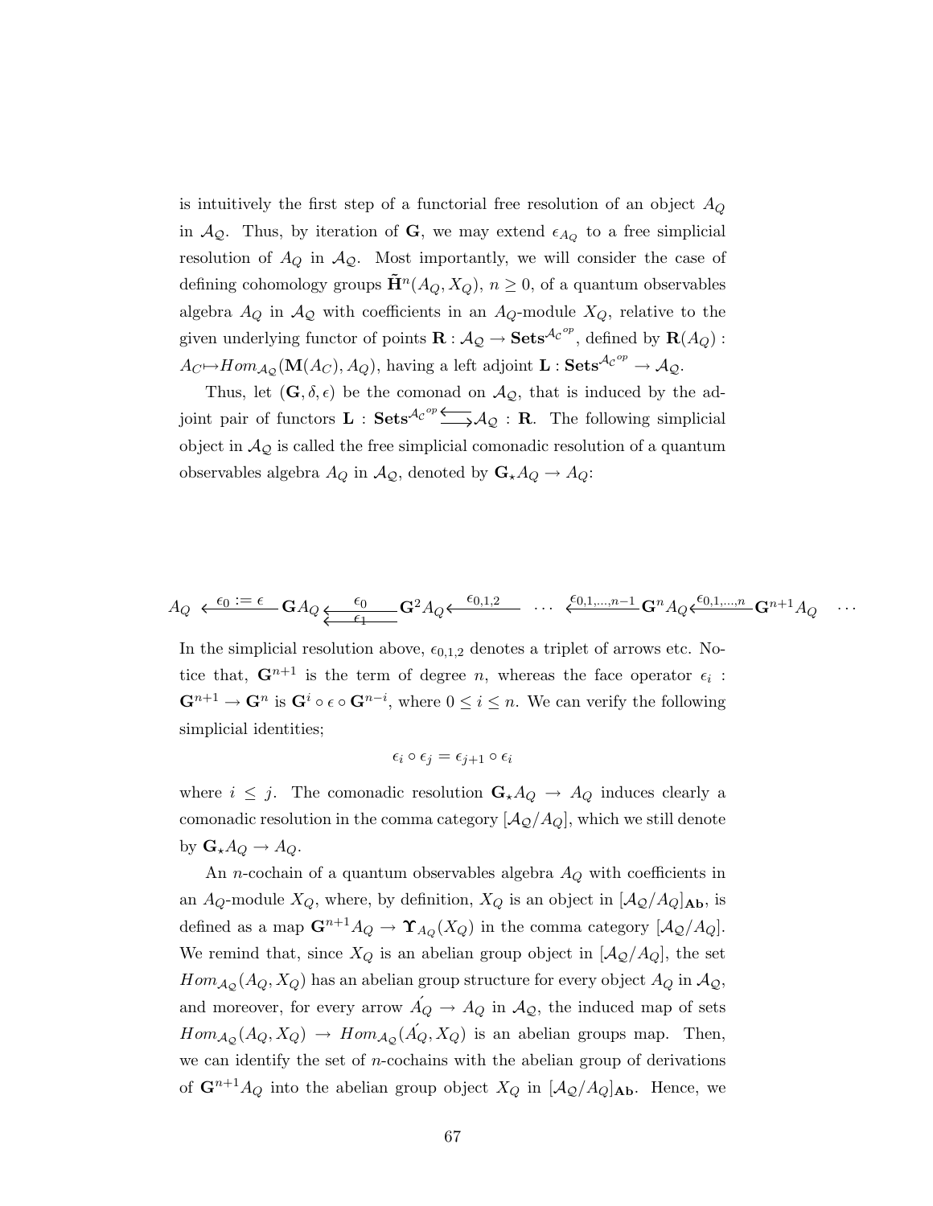is intuitively the first step of a functorial free resolution of an object $A_Q$ in $\mathcal{A_Q}$. Thus, by iteration of $\mathbf{G}$, we may extend $\epsilon_{A_Q}$ to a free simplicial resolution of $A_Q$ in $\mathcal{A_Q}$. Most importantly, we will consider the case of defining cohomology groups $\tilde{\mathbf{H}}^n(A_Q, X_Q)$, $n \geq 0$, of a quantum observables algebra $A_Q$ in $\mathcal{A_Q}$ with coefficients in an $A_Q$-module $X_Q$, relative to the given underlying functor of points $\mathbf{R} : \mathcal{A_Q} \to \mathbf{Sets}^{\mathcal{A_C}^{op}}$, defined by $\mathbf{R}(A_Q) : A_C \mapsto Hom_{\mathcal{A_Q}}(\mathbf{M}(A_C), A_Q)$, having a left adjoint $\mathbf{L} : \mathbf{Sets}^{\mathcal{A_C}^{op}} \to \mathcal{A_Q}$.

Thus, let $(\mathbf{G}, \delta, \epsilon)$ be the comonad on $\mathcal{A_Q}$, that is induced by the adjoint pair of functors $\mathbf{L} : \mathbf{Sets}^{\mathcal{A_C}^{op}} \leftrightarrows \mathcal{A_Q} : \mathbf{R}$. The following simplicial object in $\mathcal{A_Q}$ is called the free simplicial comonadic resolution of a quantum observables algebra $A_Q$ in $\mathcal{A_Q}$, denoted by $\mathbf{G}_\star A_Q \to A_Q$:

$$A_Q \xleftarrow{\epsilon_0 := \epsilon} \mathbf{G}A_Q \underset{\epsilon_1}{\overset{\epsilon_0}{\leftleftarrows}} \mathbf{G}^2 A_Q \xleftarrow{\epsilon_{0,1,2}} \cdots \xleftarrow{\epsilon_{0,1,\ldots,n-1}} \mathbf{G}^n A_Q \xleftarrow{\epsilon_{0,1,\ldots,n}} \mathbf{G}^{n+1} A_Q \quad \cdots$$

In the simplicial resolution above, $\epsilon_{0,1,2}$ denotes a triplet of arrows etc. Notice that, $\mathbf{G}^{n+1}$ is the term of degree $n$, whereas the face operator $\epsilon_i : \mathbf{G}^{n+1} \to \mathbf{G}^n$ is $\mathbf{G}^i \circ \epsilon \circ \mathbf{G}^{n-i}$, where $0 \leq i \leq n$. We can verify the following simplicial identities;

$$\epsilon_i \circ \epsilon_j = \epsilon_{j+1} \circ \epsilon_i$$

where $i \leq j$. The comonadic resolution $\mathbf{G}_\star A_Q \to A_Q$ induces clearly a comonadic resolution in the comma category $[\mathcal{A_Q}/A_Q]$, which we still denote by $\mathbf{G}_\star A_Q \to A_Q$.

An $n$-cochain of a quantum observables algebra $A_Q$ with coefficients in an $A_Q$-module $X_Q$, where, by definition, $X_Q$ is an object in $[\mathcal{A_Q}/A_Q]_{\mathbf{Ab}}$, is defined as a map $\mathbf{G}^{n+1}A_Q \to \mathbf{\Upsilon}_{A_Q}(X_Q)$ in the comma category $[\mathcal{A_Q}/A_Q]$. We remind that, since $X_Q$ is an abelian group object in $[\mathcal{A_Q}/A_Q]$, the set $Hom_{\mathcal{A_Q}}(A_Q, X_Q)$ has an abelian group structure for every object $A_Q$ in $\mathcal{A_Q}$, and moreover, for every arrow $\acute{A_Q} \to A_Q$ in $\mathcal{A_Q}$, the induced map of sets $Hom_{\mathcal{A_Q}}(A_Q, X_Q) \to Hom_{\mathcal{A_Q}}(\acute{A_Q}, X_Q)$ is an abelian groups map. Then, we can identify the set of $n$-cochains with the abelian group of derivations of $\mathbf{G}^{n+1}A_Q$ into the abelian group object $X_Q$ in $[\mathcal{A_Q}/A_Q]_{\mathbf{Ab}}$. Hence, we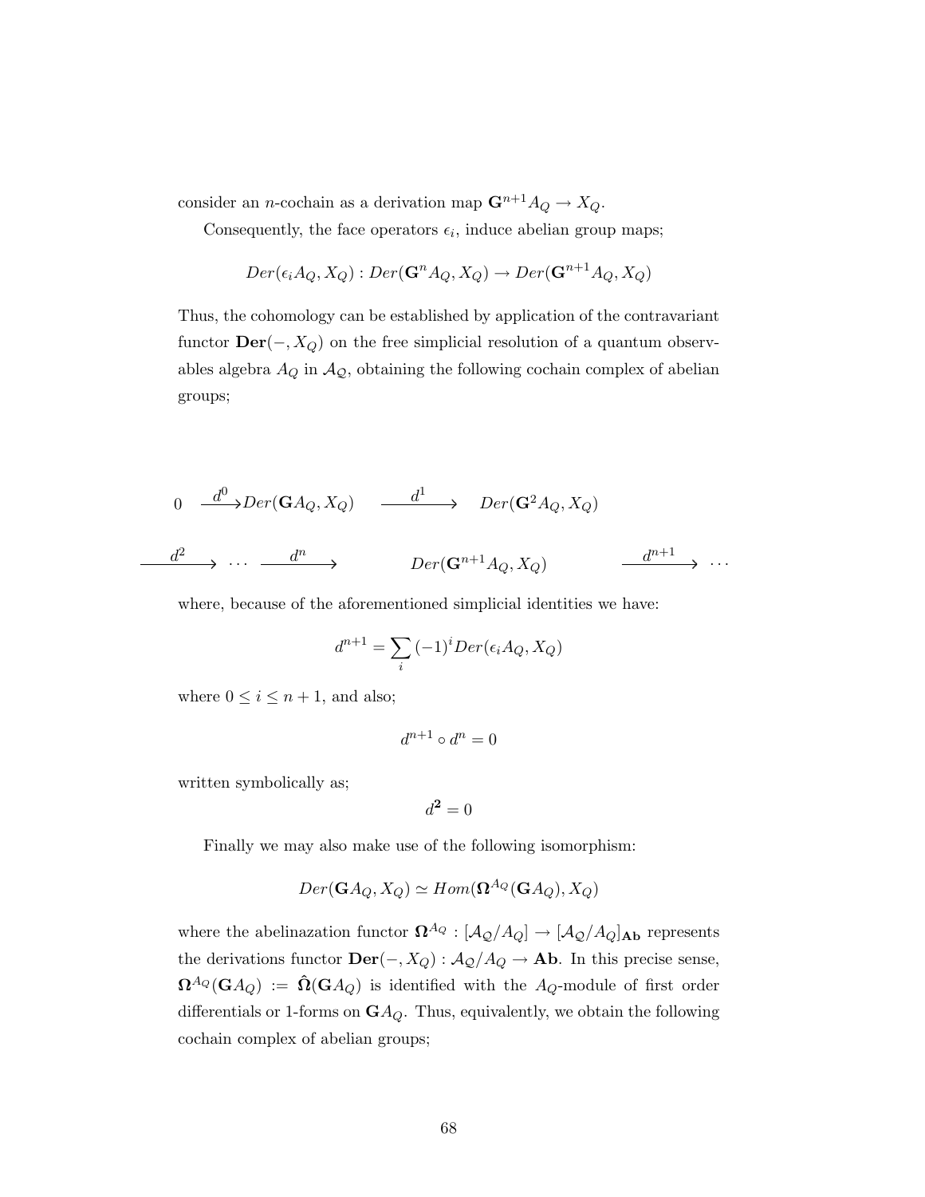consider an $n$-cochain as a derivation map $\mathbf{G}^{n+1}A_Q \to X_Q$.

Consequently, the face operators $\epsilon_i$, induce abelian group maps;

$$Der(\epsilon_i A_Q, X_Q) : Der(\mathbf{G}^n A_Q, X_Q) \to Der(\mathbf{G}^{n+1} A_Q, X_Q)$$

Thus, the cohomology can be established by application of the contravariant functor $\mathbf{Der}(-, X_Q)$ on the free simplicial resolution of a quantum observables algebra $A_Q$ in $\mathcal{A_Q}$, obtaining the following cochain complex of abelian groups;

$$0 \xrightarrow{d^0} Der(\mathbf{G}A_Q, X_Q) \xrightarrow{\quad d^1 \quad} Der(\mathbf{G}^2 A_Q, X_Q)$$

$$\xrightarrow{\quad d^2 \quad} \cdots \xrightarrow{\quad d^n \quad} Der(\mathbf{G}^{n+1} A_Q, X_Q) \xrightarrow{\quad d^{n+1} \quad} \cdots$$

where, because of the aforementioned simplicial identities we have:

$$d^{n+1} = \sum_i (-1)^i Der(\epsilon_i A_Q, X_Q)$$

where $0 \leq i \leq n+1$, and also;

$$d^{n+1} \circ d^n = 0$$

written symbolically as;

$$d^{\mathbf{2}} = 0$$

Finally we may also make use of the following isomorphism:

$$Der(\mathbf{G}A_Q, X_Q) \simeq Hom(\mathbf{\Omega}^{A_Q}(\mathbf{G}A_Q), X_Q)$$

where the abelinazation functor $\mathbf{\Omega}^{A_Q} : [\mathcal{A_Q}/A_Q] \to [\mathcal{A_Q}/A_Q]_{\mathbf{Ab}}$ represents the derivations functor $\mathbf{Der}(-, X_Q) : \mathcal{A_Q}/A_Q \to \mathbf{Ab}$. In this precise sense, $\mathbf{\Omega}^{A_Q}(\mathbf{G}A_Q) := \hat{\mathbf{\Omega}}(\mathbf{G}A_Q)$ is identified with the $A_Q$-module of first order differentials or 1-forms on $\mathbf{G}A_Q$. Thus, equivalently, we obtain the following cochain complex of abelian groups;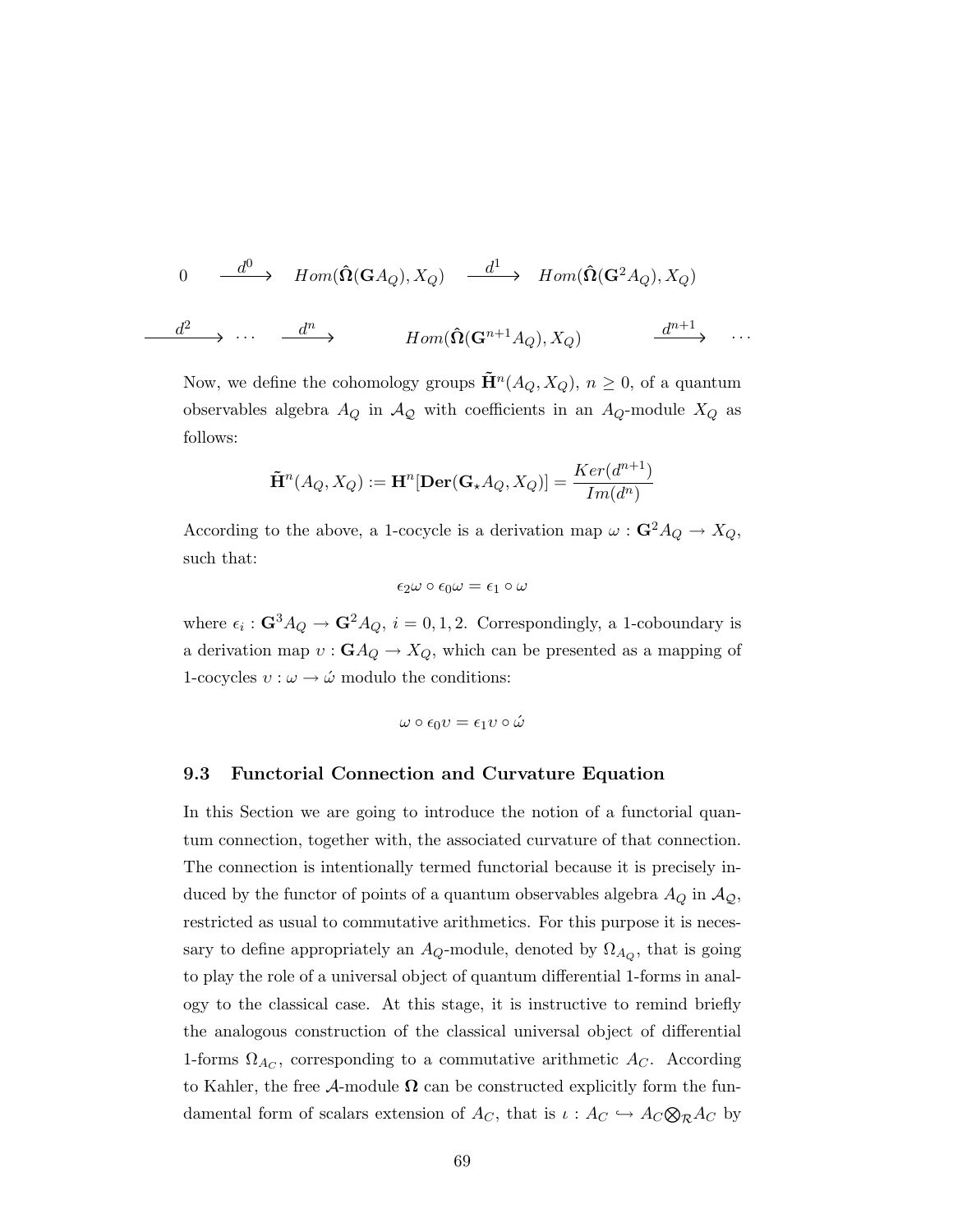$$0 \xrightarrow{d^0} Hom(\hat{\mathbf{\Omega}}(\mathbf{G}A_Q), X_Q) \xrightarrow{d^1} Hom(\hat{\mathbf{\Omega}}(\mathbf{G}^2 A_Q), X_Q)$$

$$\xrightarrow{d^2} \cdots \xrightarrow{d^n} Hom(\hat{\mathbf{\Omega}}(\mathbf{G}^{n+1} A_Q), X_Q) \xrightarrow{d^{n+1}} \cdots$$

Now, we define the cohomology groups $\tilde{\mathbf{H}}^n(A_Q, X_Q)$, $n \geq 0$, of a quantum observables algebra $A_Q$ in $\mathcal{A_Q}$ with coefficients in an $A_Q$-module $X_Q$ as follows:

$$\tilde{\mathbf{H}}^n(A_Q, X_Q) := \mathbf{H}^n[\mathbf{Der}(\mathbf{G}_\star A_Q, X_Q)] = \frac{Ker(d^{n+1})}{Im(d^n)}$$

According to the above, a 1-cocycle is a derivation map $\omega : \mathbf{G}^2 A_Q \to X_Q$, such that:

$$\epsilon_2 \omega \circ \epsilon_0 \omega = \epsilon_1 \circ \omega$$

where $\epsilon_i : \mathbf{G}^3 A_Q \to \mathbf{G}^2 A_Q$, $i = 0, 1, 2$. Correspondingly, a 1-coboundary is a derivation map $\upsilon : \mathbf{G} A_Q \to X_Q$, which can be presented as a mapping of 1-cocycles $\upsilon : \omega \to \acute{\omega}$ modulo the conditions:

$$\omega \circ \epsilon_0 \upsilon = \epsilon_1 \upsilon \circ \acute{\omega}$$

### 9.3 Functorial Connection and Curvature Equation

In this Section we are going to introduce the notion of a functorial quantum connection, together with, the associated curvature of that connection. The connection is intentionally termed functorial because it is precisely induced by the functor of points of a quantum observables algebra $A_Q$ in $\mathcal{A_Q}$, restricted as usual to commutative arithmetics. For this purpose it is necessary to define appropriately an $A_Q$-module, denoted by $\Omega_{A_Q}$, that is going to play the role of a universal object of quantum differential 1-forms in analogy to the classical case. At this stage, it is instructive to remind briefly the analogous construction of the classical universal object of differential 1-forms $\Omega_{A_C}$, corresponding to a commutative arithmetic $A_C$. According to Kahler, the free $\mathcal{A}$-module $\mathbf{\Omega}$ can be constructed explicitly form the fundamental form of scalars extension of $A_C$, that is $\iota : A_C \hookrightarrow A_C \bigotimes_{\mathcal{R}} A_C$ by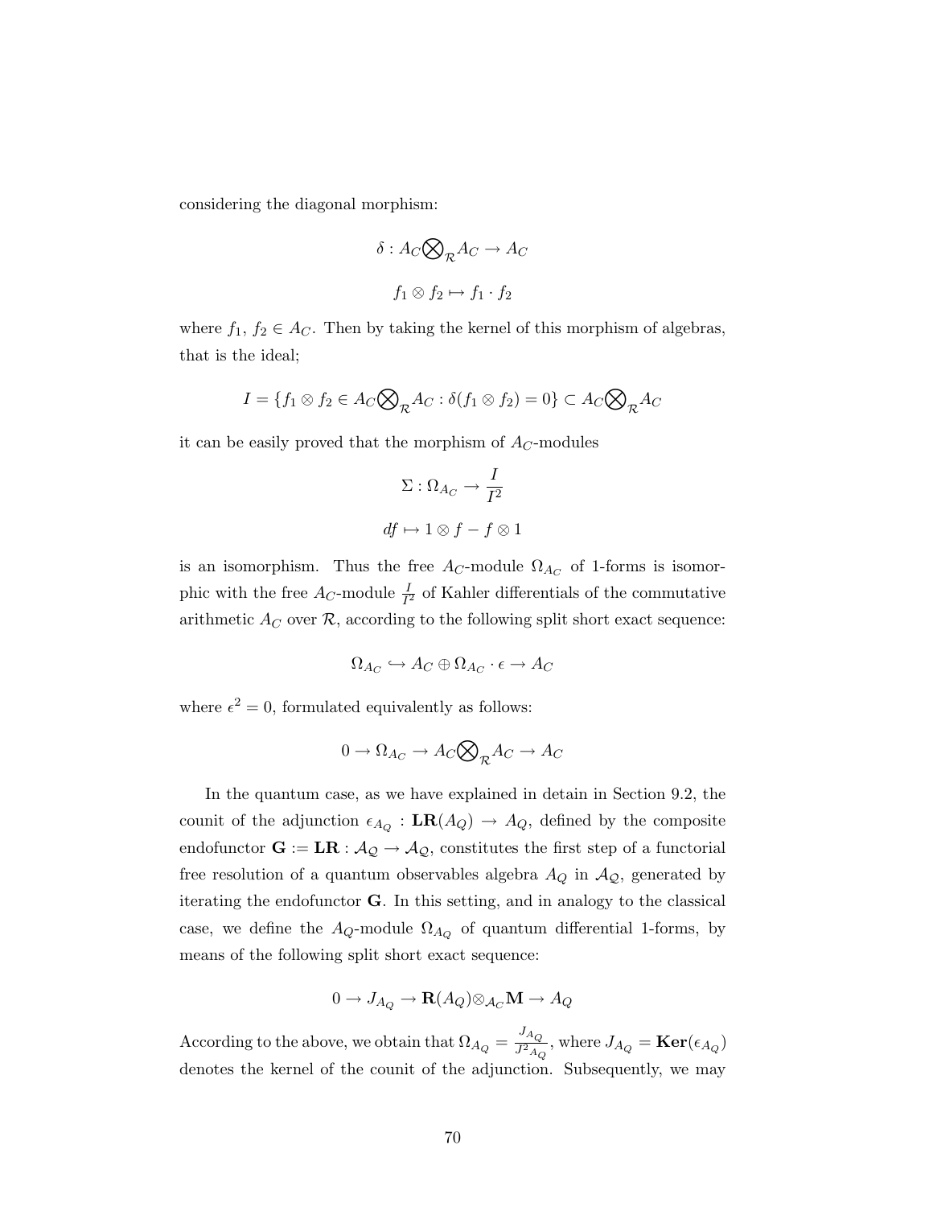considering the diagonal morphism:

$$\delta : A_C \bigotimes_{\mathcal{R}} A_C \to A_C$$

$$f_1 \otimes f_2 \mapsto f_1 \cdot f_2$$

where $f_1$, $f_2 \in A_C$. Then by taking the kernel of this morphism of algebras, that is the ideal;

$$I = \{f_1 \otimes f_2 \in A_C \bigotimes_{\mathcal{R}} A_C : \delta(f_1 \otimes f_2) = 0\} \subset A_C \bigotimes_{\mathcal{R}} A_C$$

it can be easily proved that the morphism of $A_C$-modules

$$\Sigma : \Omega_{A_C} \to \frac{I}{I^2}$$

$$df \mapsto 1 \otimes f - f \otimes 1$$

is an isomorphism. Thus the free $A_C$-module $\Omega_{A_C}$ of 1-forms is isomorphic with the free $A_C$-module $\frac{I}{I^2}$ of Kahler differentials of the commutative arithmetic $A_C$ over $\mathcal{R}$, according to the following split short exact sequence:

$$\Omega_{A_C} \hookrightarrow A_C \oplus \Omega_{A_C} \cdot \epsilon \to A_C$$

where $\epsilon^2 = 0$, formulated equivalently as follows:

$$0 \to \Omega_{A_C} \to A_C \bigotimes_{\mathcal{R}} A_C \to A_C$$

In the quantum case, as we have explained in detain in Section 9.2, the counit of the adjunction $\epsilon_{A_Q} : \mathbf{LR}(A_Q) \to A_Q$, defined by the composite endofunctor $\mathbf{G} := \mathbf{LR} : \mathcal{A}_{\mathcal{Q}} \to \mathcal{A}_{\mathcal{Q}}$, constitutes the first step of a functorial free resolution of a quantum observables algebra $A_Q$ in $\mathcal{A}_{\mathcal{Q}}$, generated by iterating the endofunctor $\mathbf{G}$. In this setting, and in analogy to the classical case, we define the $A_Q$-module $\Omega_{A_Q}$ of quantum differential 1-forms, by means of the following split short exact sequence:

$$0 \to J_{A_Q} \to \mathbf{R}(A_Q) \otimes_{\mathcal{A}_C} \mathbf{M} \to A_Q$$

According to the above, we obtain that $\Omega_{A_Q} = \frac{J_{A_Q}}{J^2{}_{A_Q}}$, where $J_{A_Q} = \mathbf{Ker}(\epsilon_{A_Q})$ denotes the kernel of the counit of the adjunction. Subsequently, we may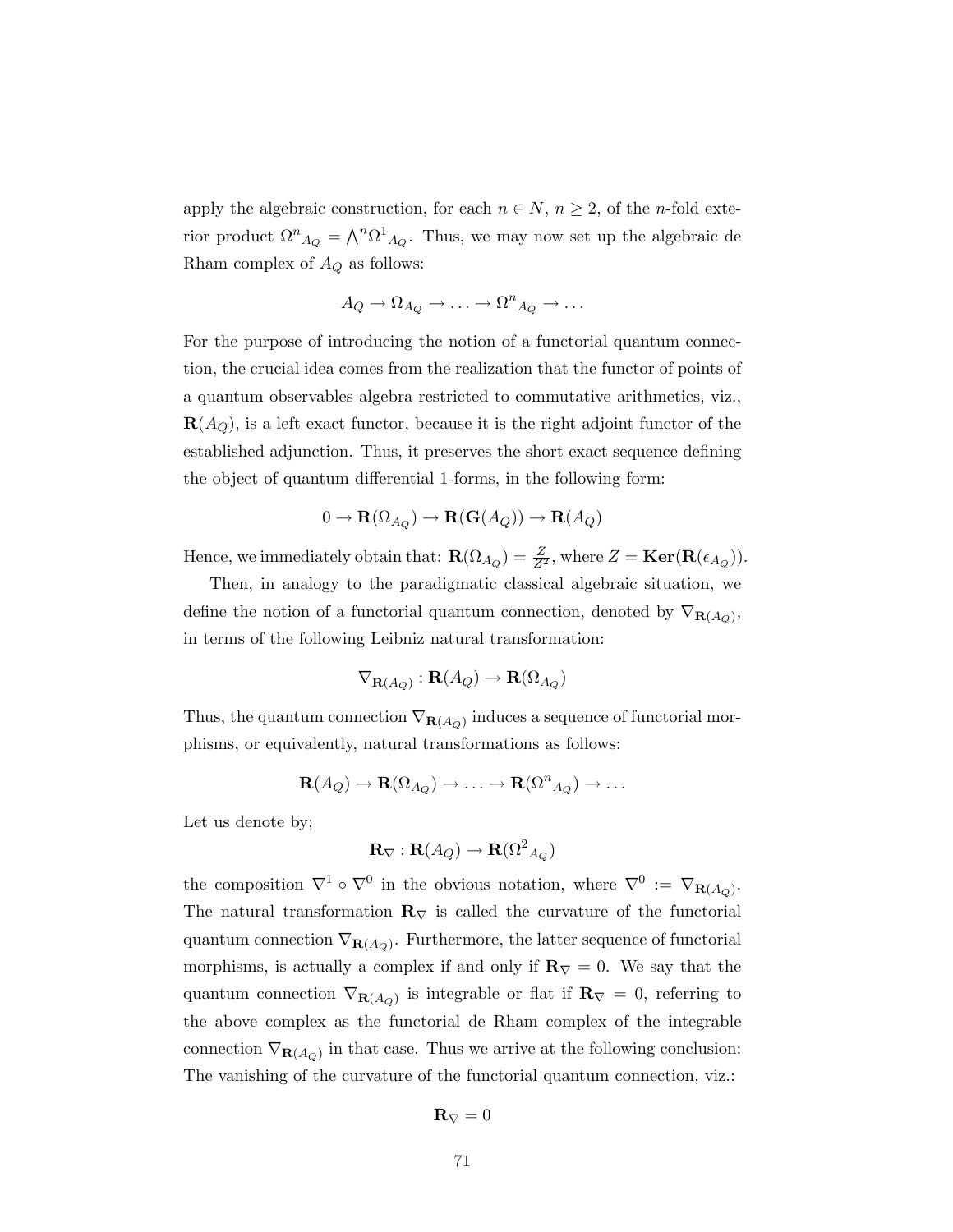apply the algebraic construction, for each $n \in N$, $n \geq 2$, of the $n$-fold exterior product $\Omega^n{}_{A_Q} = \bigwedge^n \Omega^1{}_{A_Q}$. Thus, we may now set up the algebraic de Rham complex of $A_Q$ as follows:

$$A_Q \to \Omega_{A_Q} \to \ldots \to \Omega^n{}_{A_Q} \to \ldots$$

For the purpose of introducing the notion of a functorial quantum connection, the crucial idea comes from the realization that the functor of points of a quantum observables algebra restricted to commutative arithmetics, viz., $\mathbf{R}(A_Q)$, is a left exact functor, because it is the right adjoint functor of the established adjunction. Thus, it preserves the short exact sequence defining the object of quantum differential 1-forms, in the following form:

$$0 \to \mathbf{R}(\Omega_{A_Q}) \to \mathbf{R}(\mathbf{G}(A_Q)) \to \mathbf{R}(A_Q)$$

Hence, we immediately obtain that: $\mathbf{R}(\Omega_{A_Q}) = \frac{Z}{Z^2}$, where $Z = \mathbf{Ker}(\mathbf{R}(\epsilon_{A_Q}))$.

Then, in analogy to the paradigmatic classical algebraic situation, we define the notion of a functorial quantum connection, denoted by $\nabla_{\mathbf{R}(A_Q)}$, in terms of the following Leibniz natural transformation:

$$\nabla_{\mathbf{R}(A_Q)} : \mathbf{R}(A_Q) \to \mathbf{R}(\Omega_{A_Q})$$

Thus, the quantum connection $\nabla_{\mathbf{R}(A_Q)}$ induces a sequence of functorial morphisms, or equivalently, natural transformations as follows:

$$\mathbf{R}(A_Q) \to \mathbf{R}(\Omega_{A_Q}) \to \ldots \to \mathbf{R}(\Omega^n{}_{A_Q}) \to \ldots$$

Let us denote by;

$$\mathbf{R}_\nabla : \mathbf{R}(A_Q) \to \mathbf{R}(\Omega^2{}_{A_Q})$$

the composition $\nabla^1 \circ \nabla^0$ in the obvious notation, where $\nabla^0 := \nabla_{\mathbf{R}(A_Q)}$. The natural transformation $\mathbf{R}_\nabla$ is called the curvature of the functorial quantum connection $\nabla_{\mathbf{R}(A_Q)}$. Furthermore, the latter sequence of functorial morphisms, is actually a complex if and only if $\mathbf{R}_\nabla = 0$. We say that the quantum connection $\nabla_{\mathbf{R}(A_Q)}$ is integrable or flat if $\mathbf{R}_\nabla = 0$, referring to the above complex as the functorial de Rham complex of the integrable connection $\nabla_{\mathbf{R}(A_Q)}$ in that case. Thus we arrive at the following conclusion: The vanishing of the curvature of the functorial quantum connection, viz.:

$$\mathbf{R}_\nabla = 0$$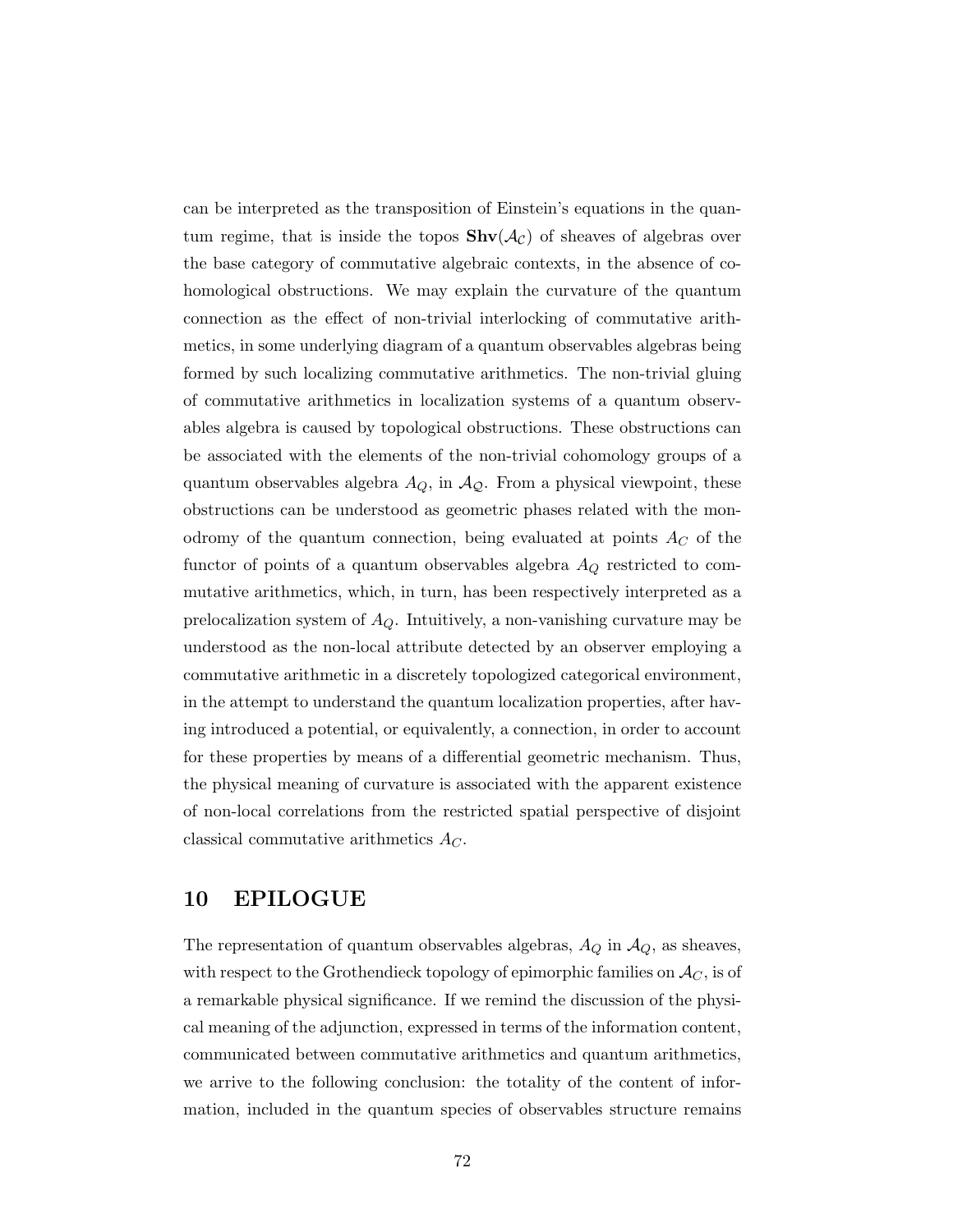can be interpreted as the transposition of Einstein's equations in the quantum regime, that is inside the topos $\mathbf{Shv}(\mathcal{A_C})$ of sheaves of algebras over the base category of commutative algebraic contexts, in the absence of cohomological obstructions. We may explain the curvature of the quantum connection as the effect of non-trivial interlocking of commutative arithmetics, in some underlying diagram of a quantum observables algebras being formed by such localizing commutative arithmetics. The non-trivial gluing of commutative arithmetics in localization systems of a quantum observables algebra is caused by topological obstructions. These obstructions can be associated with the elements of the non-trivial cohomology groups of a quantum observables algebra $A_Q$, in $\mathcal{A_Q}$. From a physical viewpoint, these obstructions can be understood as geometric phases related with the monodromy of the quantum connection, being evaluated at points $A_C$ of the functor of points of a quantum observables algebra $A_Q$ restricted to commutative arithmetics, which, in turn, has been respectively interpreted as a prelocalization system of $A_Q$. Intuitively, a non-vanishing curvature may be understood as the non-local attribute detected by an observer employing a commutative arithmetic in a discretely topologized categorical environment, in the attempt to understand the quantum localization properties, after having introduced a potential, or equivalently, a connection, in order to account for these properties by means of a differential geometric mechanism. Thus, the physical meaning of curvature is associated with the apparent existence of non-local correlations from the restricted spatial perspective of disjoint classical commutative arithmetics $A_C$.

## 10 EPILOGUE

The representation of quantum observables algebras, $A_Q$ in $\mathcal{A}_Q$, as sheaves, with respect to the Grothendieck topology of epimorphic families on $\mathcal{A}_C$, is of a remarkable physical significance. If we remind the discussion of the physical meaning of the adjunction, expressed in terms of the information content, communicated between commutative arithmetics and quantum arithmetics, we arrive to the following conclusion: the totality of the content of information, included in the quantum species of observables structure remains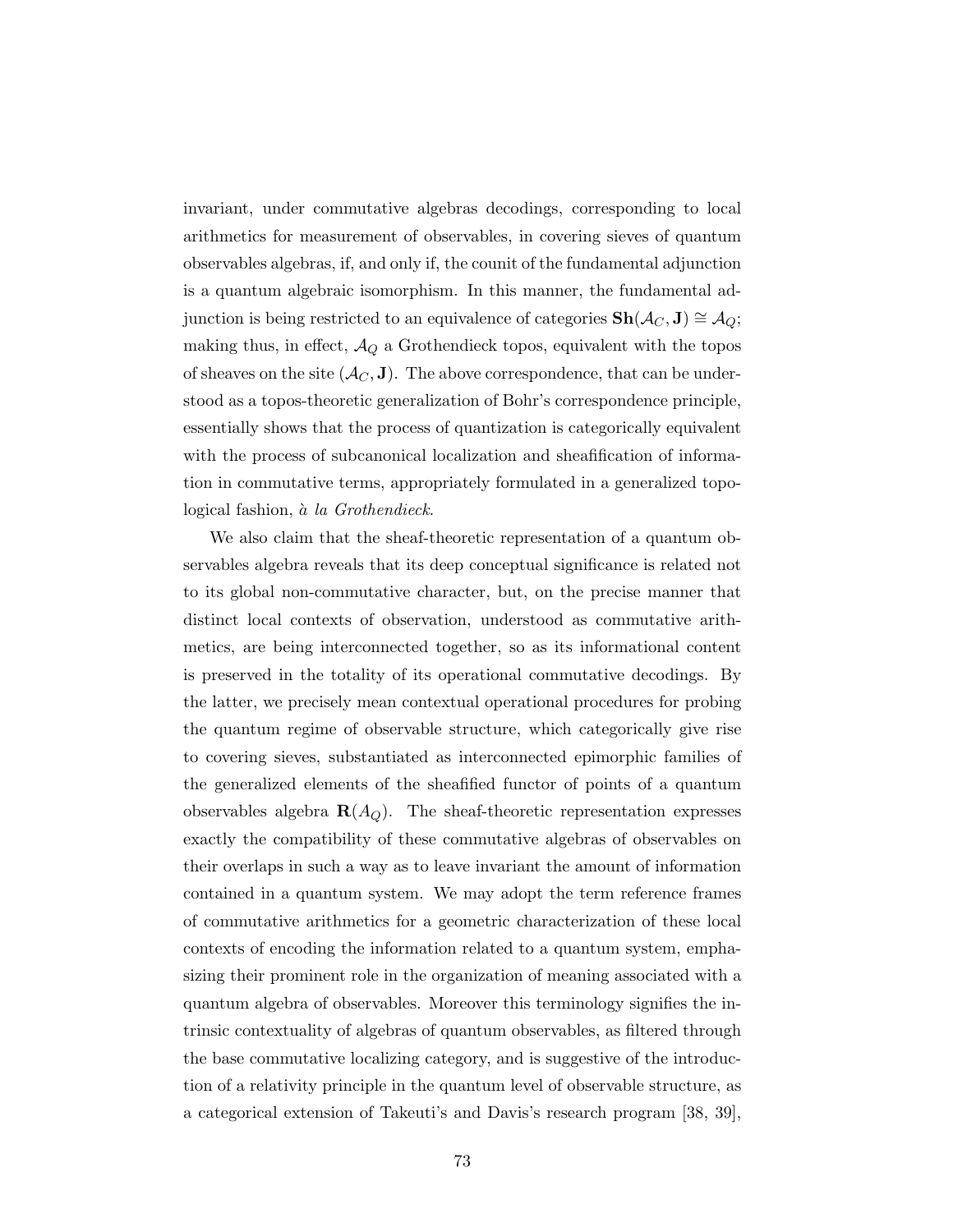invariant, under commutative algebras decodings, corresponding to local arithmetics for measurement of observables, in covering sieves of quantum observables algebras, if, and only if, the counit of the fundamental adjunction is a quantum algebraic isomorphism. In this manner, the fundamental adjunction is being restricted to an equivalence of categories $\mathbf{Sh}(\mathcal{A}_C, \mathbf{J}) \cong \mathcal{A}_Q$; making thus, in effect, $\mathcal{A}_Q$ a Grothendieck topos, equivalent with the topos of sheaves on the site $(\mathcal{A}_C, \mathbf{J})$. The above correspondence, that can be understood as a topos-theoretic generalization of Bohr's correspondence principle, essentially shows that the process of quantization is categorically equivalent with the process of subcanonical localization and sheafification of information in commutative terms, appropriately formulated in a generalized topological fashion, *à la Grothendieck*.

We also claim that the sheaf-theoretic representation of a quantum observables algebra reveals that its deep conceptual significance is related not to its global non-commutative character, but, on the precise manner that distinct local contexts of observation, understood as commutative arithmetics, are being interconnected together, so as its informational content is preserved in the totality of its operational commutative decodings. By the latter, we precisely mean contextual operational procedures for probing the quantum regime of observable structure, which categorically give rise to covering sieves, substantiated as interconnected epimorphic families of the generalized elements of the sheafified functor of points of a quantum observables algebra $\mathbf{R}(A_Q)$. The sheaf-theoretic representation expresses exactly the compatibility of these commutative algebras of observables on their overlaps in such a way as to leave invariant the amount of information contained in a quantum system. We may adopt the term reference frames of commutative arithmetics for a geometric characterization of these local contexts of encoding the information related to a quantum system, emphasizing their prominent role in the organization of meaning associated with a quantum algebra of observables. Moreover this terminology signifies the intrinsic contextuality of algebras of quantum observables, as filtered through the base commutative localizing category, and is suggestive of the introduction of a relativity principle in the quantum level of observable structure, as a categorical extension of Takeuti's and Davis's research program [38, 39],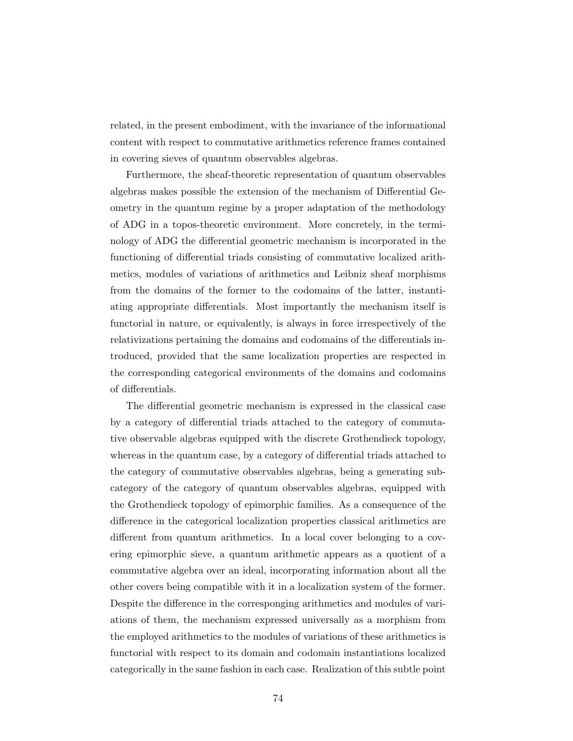related, in the present embodiment, with the invariance of the informational content with respect to commutative arithmetics reference frames contained in covering sieves of quantum observables algebras.

Furthermore, the sheaf-theoretic representation of quantum observables algebras makes possible the extension of the mechanism of Differential Geometry in the quantum regime by a proper adaptation of the methodology of ADG in a topos-theoretic environment. More concretely, in the terminology of ADG the differential geometric mechanism is incorporated in the functioning of differential triads consisting of commutative localized arithmetics, modules of variations of arithmetics and Leibniz sheaf morphisms from the domains of the former to the codomains of the latter, instantiating appropriate differentials. Most importantly the mechanism itself is functorial in nature, or equivalently, is always in force irrespectively of the relativizations pertaining the domains and codomains of the differentials introduced, provided that the same localization properties are respected in the corresponding categorical environments of the domains and codomains of differentials.

The differential geometric mechanism is expressed in the classical case by a category of differential triads attached to the category of commutative observable algebras equipped with the discrete Grothendieck topology, whereas in the quantum case, by a category of differential triads attached to the category of commutative observables algebras, being a generating subcategory of the category of quantum observables algebras, equipped with the Grothendieck topology of epimorphic families. As a consequence of the difference in the categorical localization properties classical arithmetics are different from quantum arithmetics. In a local cover belonging to a covering epimorphic sieve, a quantum arithmetic appears as a quotient of a commutative algebra over an ideal, incorporating information about all the other covers being compatible with it in a localization system of the former. Despite the difference in the corresponging arithmetics and modules of variations of them, the mechanism expressed universally as a morphism from the employed arithmetics to the modules of variations of these arithmetics is functorial with respect to its domain and codomain instantiations localized categorically in the same fashion in each case. Realization of this subtle point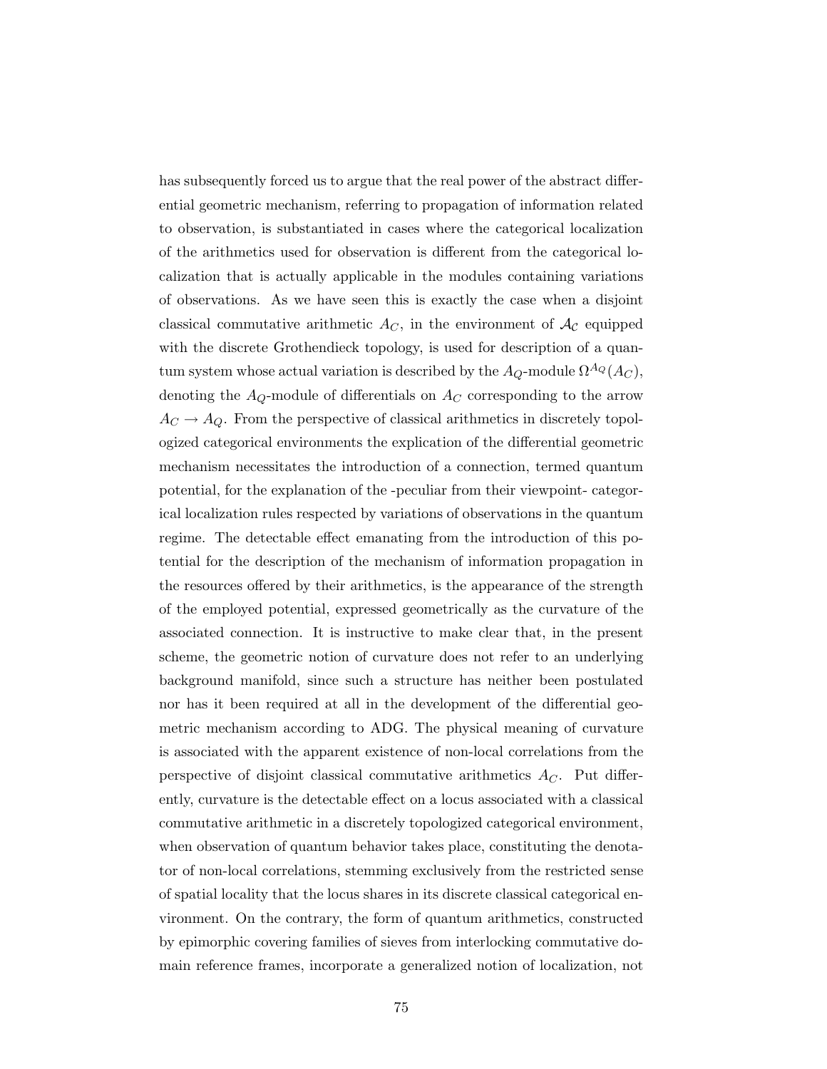has subsequently forced us to argue that the real power of the abstract differential geometric mechanism, referring to propagation of information related to observation, is substantiated in cases where the categorical localization of the arithmetics used for observation is different from the categorical localization that is actually applicable in the modules containing variations of observations. As we have seen this is exactly the case when a disjoint classical commutative arithmetic $A_C$, in the environment of $\mathcal{A}_\mathcal{C}$ equipped with the discrete Grothendieck topology, is used for description of a quantum system whose actual variation is described by the $A_Q$-module $\Omega^{A_Q}(A_C)$, denoting the $A_Q$-module of differentials on $A_C$ corresponding to the arrow $A_C \rightarrow A_Q$. From the perspective of classical arithmetics in discretely topologized categorical environments the explication of the differential geometric mechanism necessitates the introduction of a connection, termed quantum potential, for the explanation of the -peculiar from their viewpoint- categorical localization rules respected by variations of observations in the quantum regime. The detectable effect emanating from the introduction of this potential for the description of the mechanism of information propagation in the resources offered by their arithmetics, is the appearance of the strength of the employed potential, expressed geometrically as the curvature of the associated connection. It is instructive to make clear that, in the present scheme, the geometric notion of curvature does not refer to an underlying background manifold, since such a structure has neither been postulated nor has it been required at all in the development of the differential geometric mechanism according to ADG. The physical meaning of curvature is associated with the apparent existence of non-local correlations from the perspective of disjoint classical commutative arithmetics $A_C$. Put differently, curvature is the detectable effect on a locus associated with a classical commutative arithmetic in a discretely topologized categorical environment, when observation of quantum behavior takes place, constituting the denotator of non-local correlations, stemming exclusively from the restricted sense of spatial locality that the locus shares in its discrete classical categorical environment. On the contrary, the form of quantum arithmetics, constructed by epimorphic covering families of sieves from interlocking commutative domain reference frames, incorporate a generalized notion of localization, not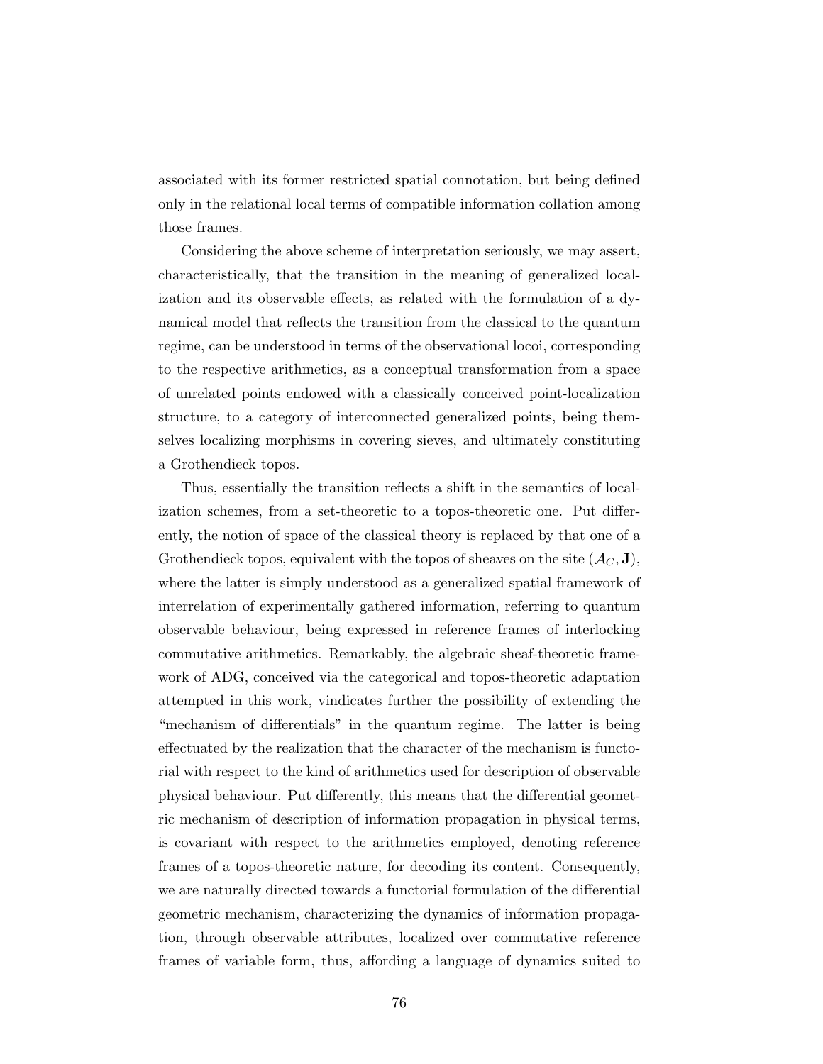associated with its former restricted spatial connotation, but being defined only in the relational local terms of compatible information collation among those frames.

Considering the above scheme of interpretation seriously, we may assert, characteristically, that the transition in the meaning of generalized localization and its observable effects, as related with the formulation of a dynamical model that reflects the transition from the classical to the quantum regime, can be understood in terms of the observational locoi, corresponding to the respective arithmetics, as a conceptual transformation from a space of unrelated points endowed with a classically conceived point-localization structure, to a category of interconnected generalized points, being themselves localizing morphisms in covering sieves, and ultimately constituting a Grothendieck topos.

Thus, essentially the transition reflects a shift in the semantics of localization schemes, from a set-theoretic to a topos-theoretic one. Put differently, the notion of space of the classical theory is replaced by that one of a Grothendieck topos, equivalent with the topos of sheaves on the site $(\mathcal{A}_C, \mathbf{J})$, where the latter is simply understood as a generalized spatial framework of interrelation of experimentally gathered information, referring to quantum observable behaviour, being expressed in reference frames of interlocking commutative arithmetics. Remarkably, the algebraic sheaf-theoretic framework of ADG, conceived via the categorical and topos-theoretic adaptation attempted in this work, vindicates further the possibility of extending the "mechanism of differentials" in the quantum regime. The latter is being effectuated by the realization that the character of the mechanism is functorial with respect to the kind of arithmetics used for description of observable physical behaviour. Put differently, this means that the differential geometric mechanism of description of information propagation in physical terms, is covariant with respect to the arithmetics employed, denoting reference frames of a topos-theoretic nature, for decoding its content. Consequently, we are naturally directed towards a functorial formulation of the differential geometric mechanism, characterizing the dynamics of information propagation, through observable attributes, localized over commutative reference frames of variable form, thus, affording a language of dynamics suited to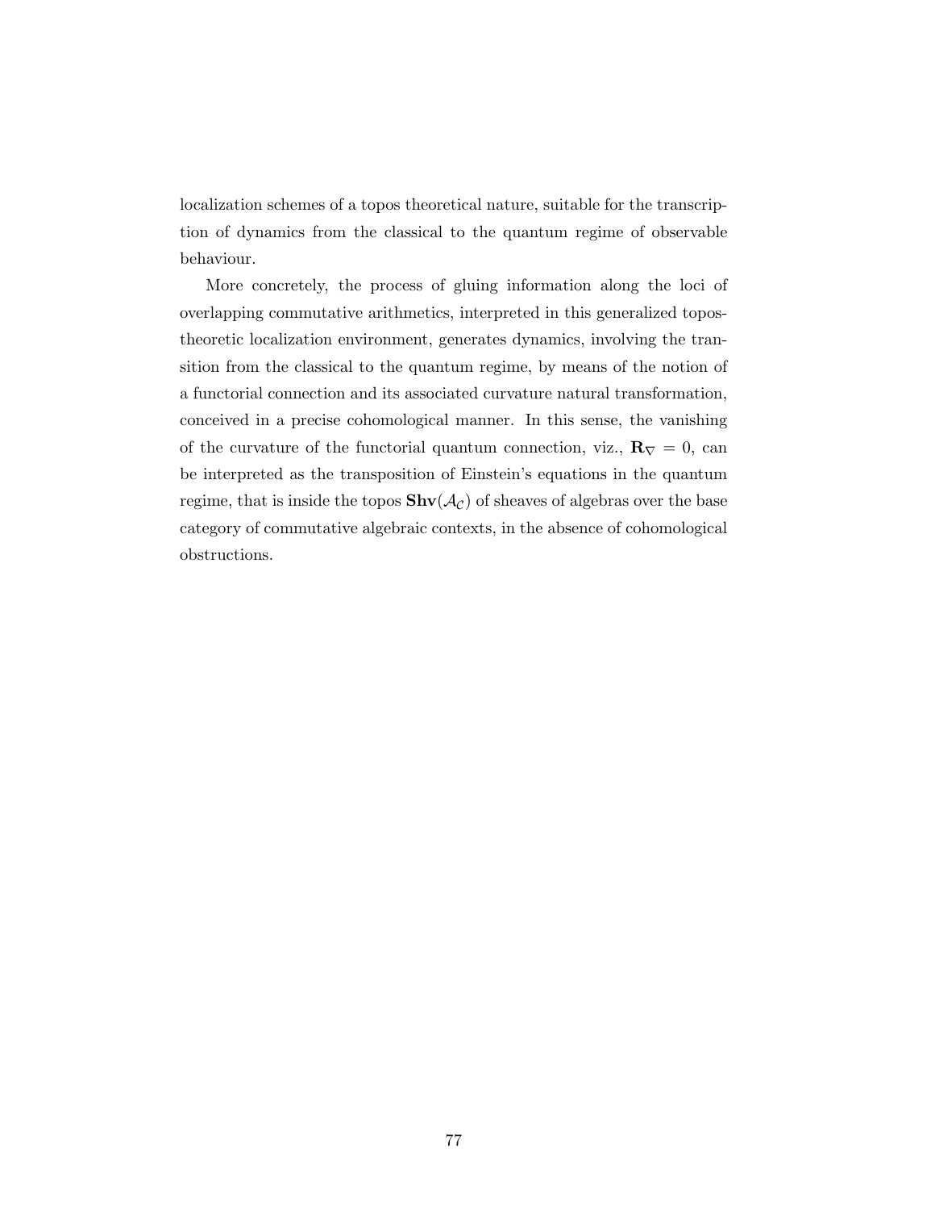localization schemes of a topos theoretical nature, suitable for the transcription of dynamics from the classical to the quantum regime of observable behaviour.

More concretely, the process of gluing information along the loci of overlapping commutative arithmetics, interpreted in this generalized topos-theoretic localization environment, generates dynamics, involving the transition from the classical to the quantum regime, by means of the notion of a functorial connection and its associated curvature natural transformation, conceived in a precise cohomological manner. In this sense, the vanishing of the curvature of the functorial quantum connection, viz., $\mathbf{R}_{\nabla} = 0$, can be interpreted as the transposition of Einstein's equations in the quantum regime, that is inside the topos $\mathbf{Shv}(\mathcal{A}_{\mathcal{C}})$ of sheaves of algebras over the base category of commutative algebraic contexts, in the absence of cohomological obstructions.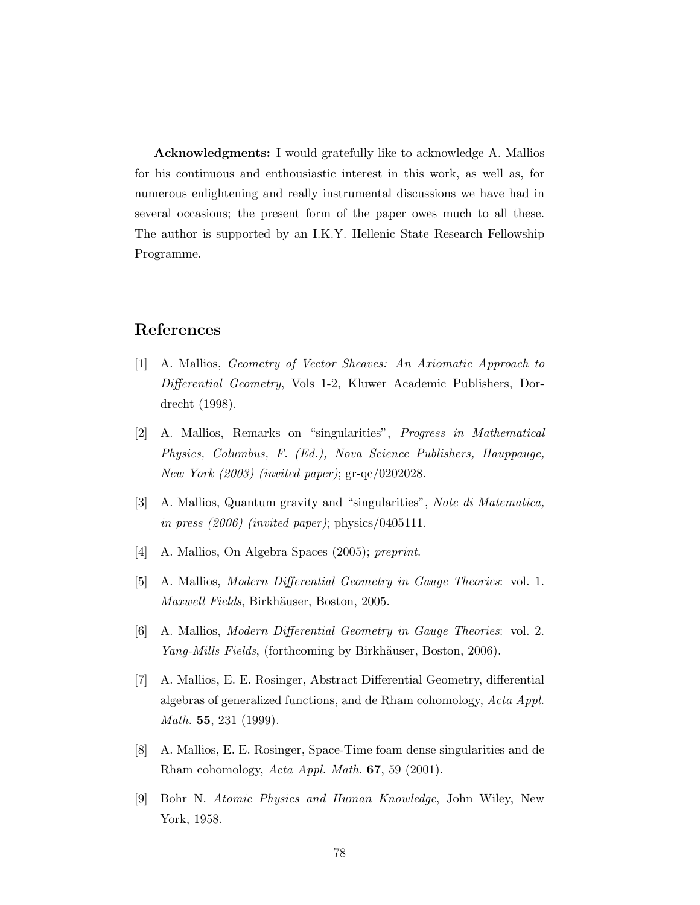**Acknowledgments:** I would gratefully like to acknowledge A. Mallios for his continuous and enthousiastic interest in this work, as well as, for numerous enlightening and really instrumental discussions we have had in several occasions; the present form of the paper owes much to all these. The author is supported by an I.K.Y. Hellenic State Research Fellowship Programme.

## References

[1] A. Mallios, *Geometry of Vector Sheaves: An Axiomatic Approach to Differential Geometry*, Vols 1-2, Kluwer Academic Publishers, Dordrecht (1998).

[2] A. Mallios, Remarks on "singularities", *Progress in Mathematical Physics, Columbus, F. (Ed.), Nova Science Publishers, Hauppauge, New York (2003) (invited paper)*; gr-qc/0202028.

[3] A. Mallios, Quantum gravity and "singularities", *Note di Matematica, in press (2006) (invited paper)*; physics/0405111.

[4] A. Mallios, On Algebra Spaces (2005); *preprint*.

[5] A. Mallios, *Modern Differential Geometry in Gauge Theories*: vol. 1. *Maxwell Fields*, Birkhäuser, Boston, 2005.

[6] A. Mallios, *Modern Differential Geometry in Gauge Theories*: vol. 2. *Yang-Mills Fields*, (forthcoming by Birkhäuser, Boston, 2006).

[7] A. Mallios, E. E. Rosinger, Abstract Differential Geometry, differential algebras of generalized functions, and de Rham cohomology, *Acta Appl. Math.* **55**, 231 (1999).

[8] A. Mallios, E. E. Rosinger, Space-Time foam dense singularities and de Rham cohomology, *Acta Appl. Math.* **67**, 59 (2001).

[9] Bohr N. *Atomic Physics and Human Knowledge*, John Wiley, New York, 1958.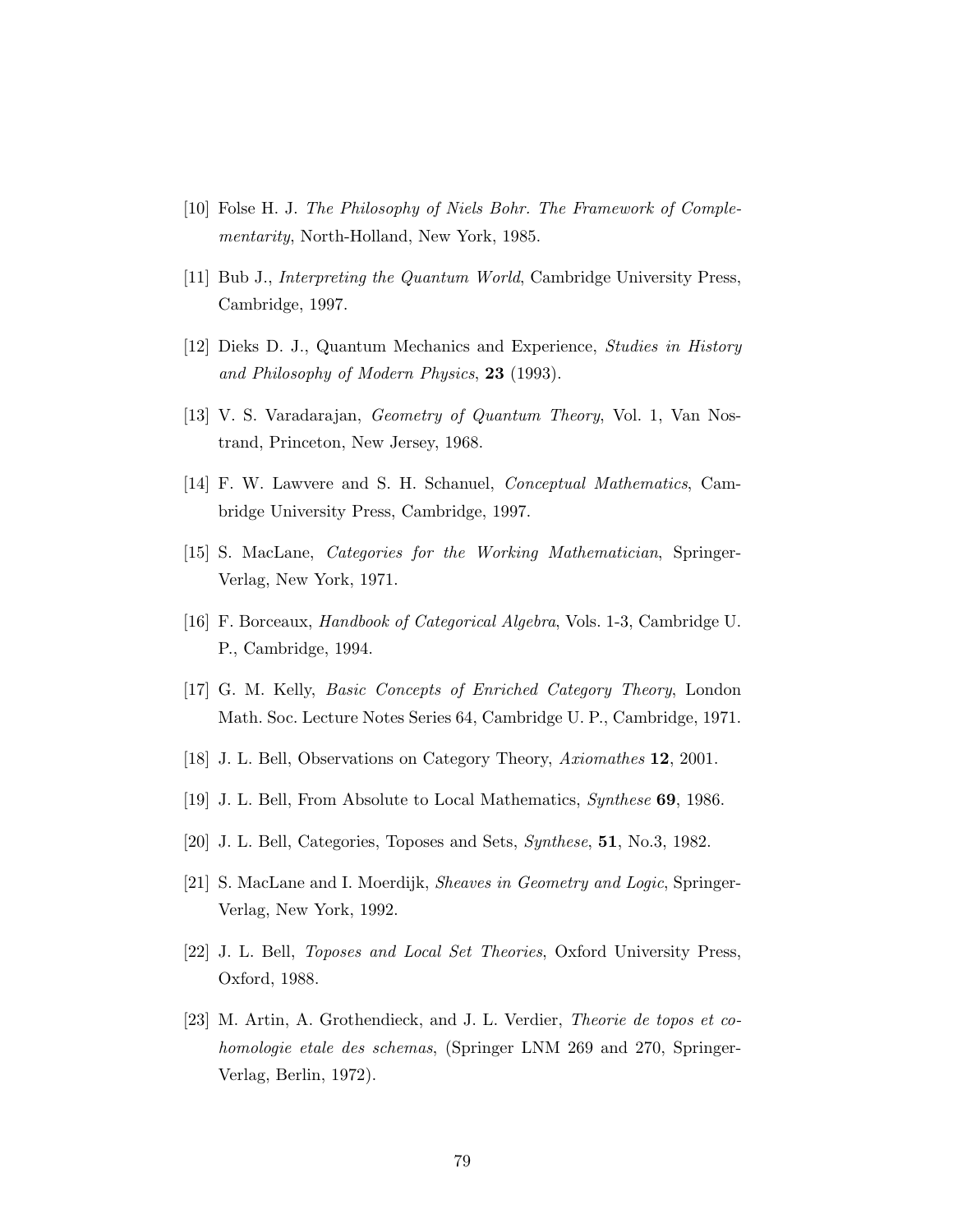[10] Folse H. J. *The Philosophy of Niels Bohr. The Framework of Complementarity*, North-Holland, New York, 1985.

[11] Bub J., *Interpreting the Quantum World*, Cambridge University Press, Cambridge, 1997.

[12] Dieks D. J., Quantum Mechanics and Experience, *Studies in History and Philosophy of Modern Physics*, **23** (1993).

[13] V. S. Varadarajan, *Geometry of Quantum Theory*, Vol. 1, Van Nostrand, Princeton, New Jersey, 1968.

[14] F. W. Lawvere and S. H. Schanuel, *Conceptual Mathematics*, Cambridge University Press, Cambridge, 1997.

[15] S. MacLane, *Categories for the Working Mathematician*, Springer-Verlag, New York, 1971.

[16] F. Borceaux, *Handbook of Categorical Algebra*, Vols. 1-3, Cambridge U. P., Cambridge, 1994.

[17] G. M. Kelly, *Basic Concepts of Enriched Category Theory*, London Math. Soc. Lecture Notes Series 64, Cambridge U. P., Cambridge, 1971.

[18] J. L. Bell, Observations on Category Theory, *Axiomathes* **12**, 2001.

[19] J. L. Bell, From Absolute to Local Mathematics, *Synthese* **69**, 1986.

[20] J. L. Bell, Categories, Toposes and Sets, *Synthese*, **51**, No.3, 1982.

[21] S. MacLane and I. Moerdijk, *Sheaves in Geometry and Logic*, Springer-Verlag, New York, 1992.

[22] J. L. Bell, *Toposes and Local Set Theories*, Oxford University Press, Oxford, 1988.

[23] M. Artin, A. Grothendieck, and J. L. Verdier, *Theorie de topos et cohomologie etale des schemas*, (Springer LNM 269 and 270, Springer-Verlag, Berlin, 1972).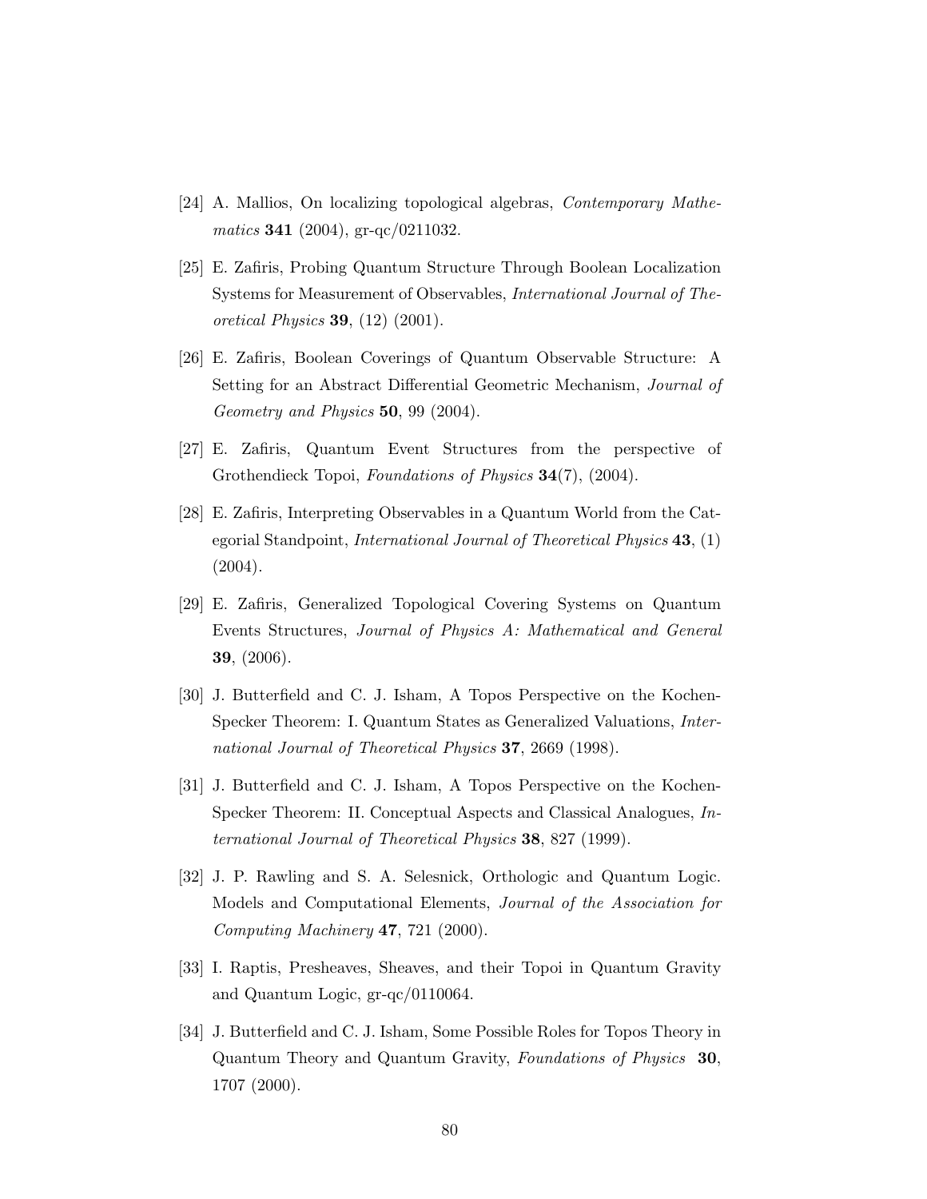[24] A. Mallios, On localizing topological algebras, *Contemporary Mathematics* **341** (2004), gr-qc/0211032.

[25] E. Zafiris, Probing Quantum Structure Through Boolean Localization Systems for Measurement of Observables, *International Journal of Theoretical Physics* **39**, (12) (2001).

[26] E. Zafiris, Boolean Coverings of Quantum Observable Structure: A Setting for an Abstract Differential Geometric Mechanism, *Journal of Geometry and Physics* **50**, 99 (2004).

[27] E. Zafiris, Quantum Event Structures from the perspective of Grothendieck Topoi, *Foundations of Physics* **34**(7), (2004).

[28] E. Zafiris, Interpreting Observables in a Quantum World from the Categorial Standpoint, *International Journal of Theoretical Physics* **43**, (1) (2004).

[29] E. Zafiris, Generalized Topological Covering Systems on Quantum Events Structures, *Journal of Physics A: Mathematical and General* **39**, (2006).

[30] J. Butterfield and C. J. Isham, A Topos Perspective on the Kochen-Specker Theorem: I. Quantum States as Generalized Valuations, *International Journal of Theoretical Physics* **37**, 2669 (1998).

[31] J. Butterfield and C. J. Isham, A Topos Perspective on the Kochen-Specker Theorem: II. Conceptual Aspects and Classical Analogues, *International Journal of Theoretical Physics* **38**, 827 (1999).

[32] J. P. Rawling and S. A. Selesnick, Orthologic and Quantum Logic. Models and Computational Elements, *Journal of the Association for Computing Machinery* **47**, 721 (2000).

[33] I. Raptis, Presheaves, Sheaves, and their Topoi in Quantum Gravity and Quantum Logic, gr-qc/0110064.

[34] J. Butterfield and C. J. Isham, Some Possible Roles for Topos Theory in Quantum Theory and Quantum Gravity, *Foundations of Physics* **30**, 1707 (2000).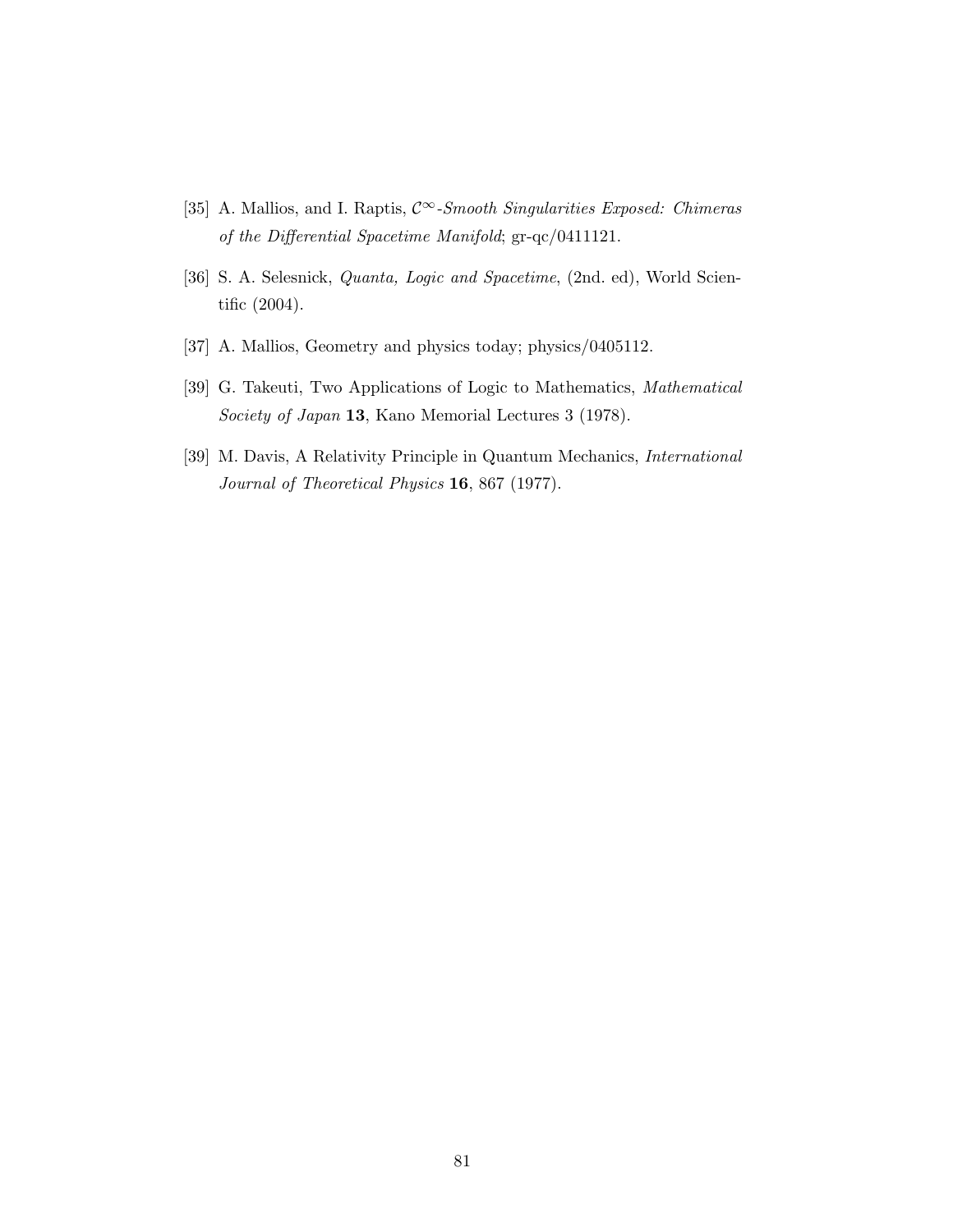[35] A. Mallios, and I. Raptis, *$\mathcal{C}^\infty$-Smooth Singularities Exposed: Chimeras of the Differential Spacetime Manifold*; gr-qc/0411121.

[36] S. A. Selesnick, *Quanta, Logic and Spacetime*, (2nd. ed), World Scientific (2004).

[37] A. Mallios, Geometry and physics today; physics/0405112.

[39] G. Takeuti, Two Applications of Logic to Mathematics, *Mathematical Society of Japan* **13**, Kano Memorial Lectures 3 (1978).

[39] M. Davis, A Relativity Principle in Quantum Mechanics, *International Journal of Theoretical Physics* **16**, 867 (1977).